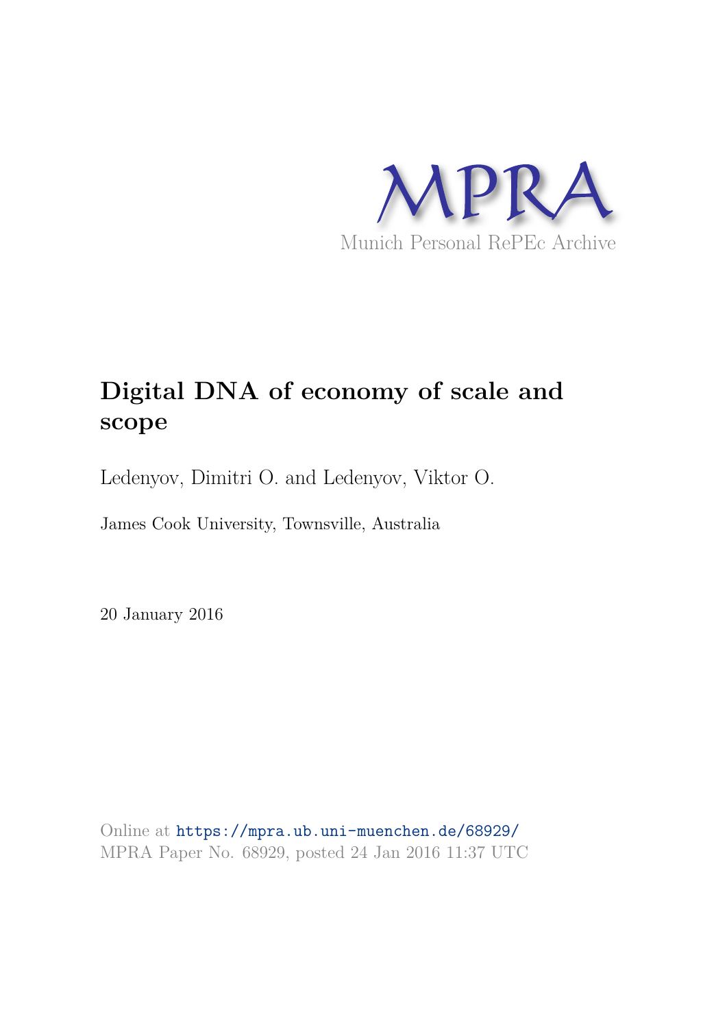MPRA

Munich Personal RePEc Archive

# Digital DNA of economy of scale and scope

Ledenyov, Dimitri O. and Ledenyov, Viktor O.

James Cook University, Townsville, Australia

20 January 2016

Online at https://mpra.ub.uni-muenchen.de/68929/
MPRA Paper No. 68929, posted 24 Jan 2016 11:37 UTC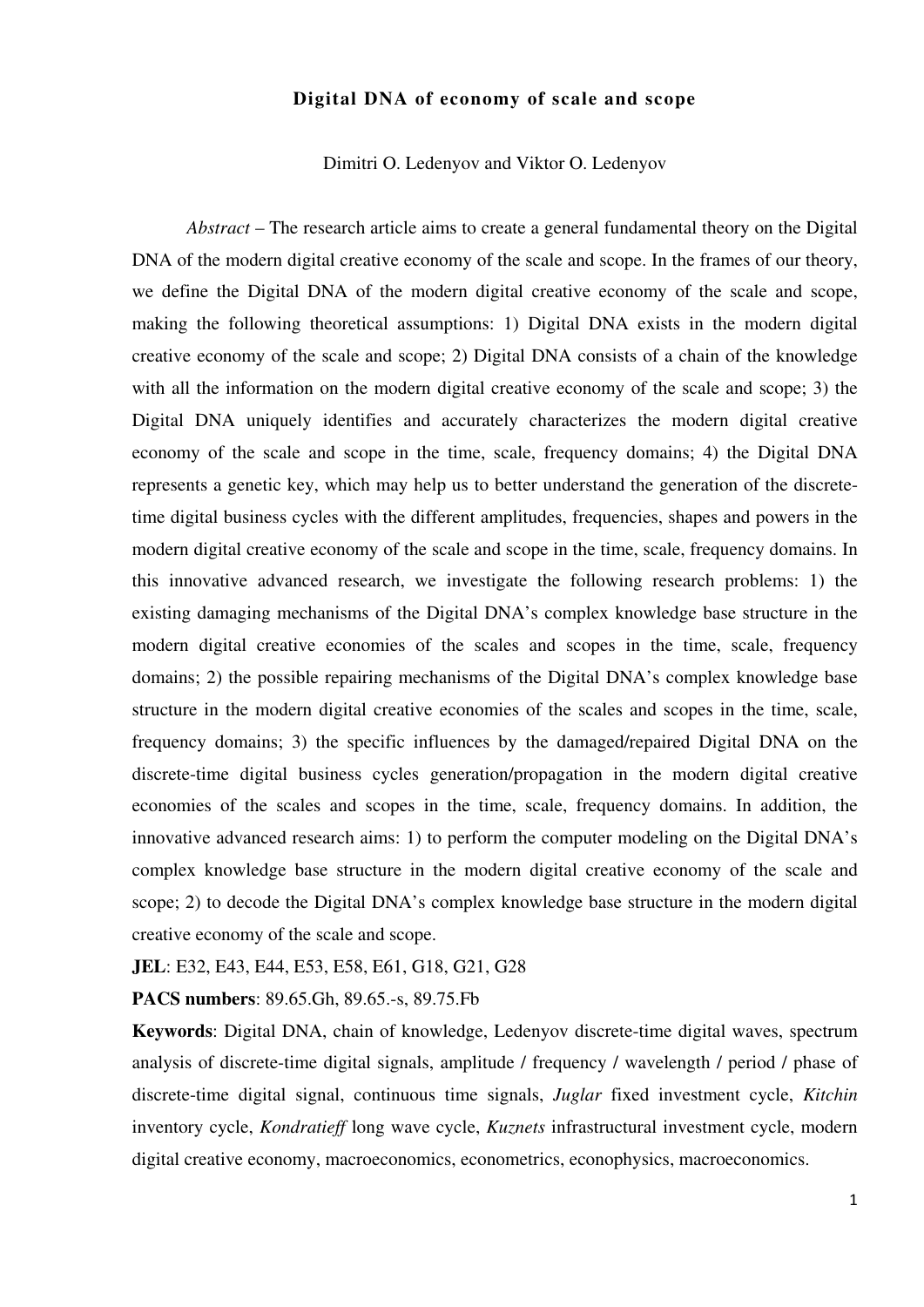**Digital DNA of economy of scale and scope**

Dimitri O. Ledenyov and Viktor O. Ledenyov

*Abstract* – The research article aims to create a general fundamental theory on the Digital DNA of the modern digital creative economy of the scale and scope. In the frames of our theory, we define the Digital DNA of the modern digital creative economy of the scale and scope, making the following theoretical assumptions: 1) Digital DNA exists in the modern digital creative economy of the scale and scope; 2) Digital DNA consists of a chain of the knowledge with all the information on the modern digital creative economy of the scale and scope; 3) the Digital DNA uniquely identifies and accurately characterizes the modern digital creative economy of the scale and scope in the time, scale, frequency domains; 4) the Digital DNA represents a genetic key, which may help us to better understand the generation of the discrete-time digital business cycles with the different amplitudes, frequencies, shapes and powers in the modern digital creative economy of the scale and scope in the time, scale, frequency domains. In this innovative advanced research, we investigate the following research problems: 1) the existing damaging mechanisms of the Digital DNA's complex knowledge base structure in the modern digital creative economies of the scales and scopes in the time, scale, frequency domains; 2) the possible repairing mechanisms of the Digital DNA's complex knowledge base structure in the modern digital creative economies of the scales and scopes in the time, scale, frequency domains; 3) the specific influences by the damaged/repaired Digital DNA on the discrete-time digital business cycles generation/propagation in the modern digital creative economies of the scales and scopes in the time, scale, frequency domains. In addition, the innovative advanced research aims: 1) to perform the computer modeling on the Digital DNA's complex knowledge base structure in the modern digital creative economy of the scale and scope; 2) to decode the Digital DNA's complex knowledge base structure in the modern digital creative economy of the scale and scope.

**JEL**: E32, E43, E44, E53, E58, E61, G18, G21, G28

**PACS numbers**: 89.65.Gh, 89.65.-s, 89.75.Fb

**Keywords**: Digital DNA, chain of knowledge, Ledenyov discrete-time digital waves, spectrum analysis of discrete-time digital signals, amplitude / frequency / wavelength / period / phase of discrete-time digital signal, continuous time signals, *Juglar* fixed investment cycle, *Kitchin* inventory cycle, *Kondratieff* long wave cycle, *Kuznets* infrastructural investment cycle, modern digital creative economy, macroeconomics, econometrics, econophysics, macroeconomics.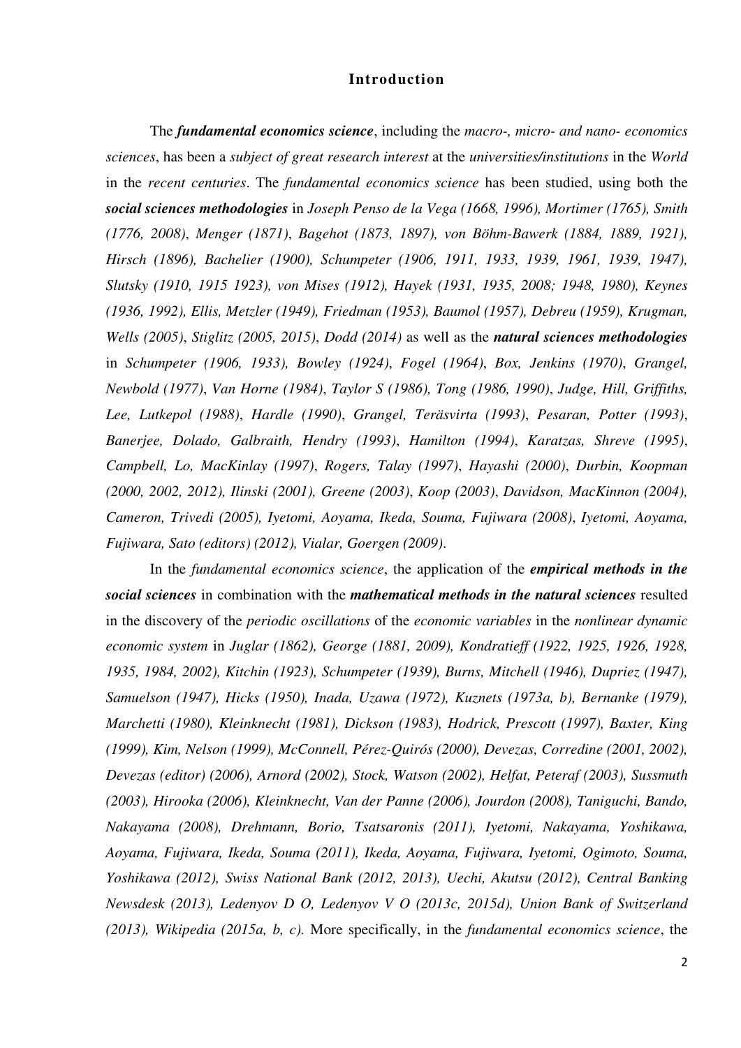## Introduction

The ***fundamental economics science***, including the *macro-, micro- and nano- economics sciences*, has been a *subject of great research interest* at the *universities/institutions* in the *World* in the *recent centuries*. The *fundamental economics science* has been studied, using both the ***social sciences methodologies*** in *Joseph Penso de la Vega (1668, 1996), Mortimer (1765), Smith (1776, 2008)*, *Menger (1871)*, *Bagehot (1873, 1897), von Böhm-Bawerk (1884, 1889, 1921), Hirsch (1896), Bachelier (1900), Schumpeter (1906, 1911, 1933, 1939, 1961, 1939, 1947), Slutsky (1910, 1915 1923), von Mises (1912), Hayek (1931, 1935, 2008; 1948, 1980), Keynes (1936, 1992), Ellis, Metzler (1949), Friedman (1953), Baumol (1957), Debreu (1959), Krugman, Wells (2005)*, *Stiglitz (2005, 2015)*, *Dodd (2014)* as well as the ***natural sciences methodologies*** in *Schumpeter (1906, 1933), Bowley (1924)*, *Fogel (1964)*, *Box, Jenkins (1970)*, *Grangel, Newbold (1977)*, *Van Horne (1984)*, *Taylor S (1986), Tong (1986, 1990)*, *Judge, Hill, Griffiths, Lee, Lutkepol (1988)*, *Hardle (1990)*, *Grangel, Teräsvirta (1993)*, *Pesaran, Potter (1993)*, *Banerjee, Dolado, Galbraith, Hendry (1993)*, *Hamilton (1994)*, *Karatzas, Shreve (1995)*, *Campbell, Lo, MacKinlay (1997)*, *Rogers, Talay (1997)*, *Hayashi (2000)*, *Durbin, Koopman (2000, 2002, 2012), Ilinski (2001), Greene (2003)*, *Koop (2003)*, *Davidson, MacKinnon (2004), Cameron, Trivedi (2005), Iyetomi, Aoyama, Ikeda, Souma, Fujiwara (2008)*, *Iyetomi, Aoyama, Fujiwara, Sato (editors) (2012), Vialar, Goergen (2009)*.

In the *fundamental economics science*, the application of the ***empirical methods in the social sciences*** in combination with the ***mathematical methods in the natural sciences*** resulted in the discovery of the *periodic oscillations* of the *economic variables* in the *nonlinear dynamic economic system* in *Juglar (1862), George (1881, 2009), Kondratieff (1922, 1925, 1926, 1928, 1935, 1984, 2002), Kitchin (1923), Schumpeter (1939), Burns, Mitchell (1946), Dupriez (1947), Samuelson (1947), Hicks (1950), Inada, Uzawa (1972), Kuznets (1973a, b), Bernanke (1979), Marchetti (1980), Kleinknecht (1981), Dickson (1983), Hodrick, Prescott (1997), Baxter, King (1999), Kim, Nelson (1999), McConnell, Pérez-Quirós (2000), Devezas, Corredine (2001, 2002), Devezas (editor) (2006), Arnord (2002), Stock, Watson (2002), Helfat, Peteraf (2003), Sussmuth (2003), Hirooka (2006), Kleinknecht, Van der Panne (2006), Jourdon (2008), Taniguchi, Bando, Nakayama (2008), Drehmann, Borio, Tsatsaronis (2011), Iyetomi, Nakayama, Yoshikawa, Aoyama, Fujiwara, Ikeda, Souma (2011), Ikeda, Aoyama, Fujiwara, Iyetomi, Ogimoto, Souma, Yoshikawa (2012), Swiss National Bank (2012, 2013), Uechi, Akutsu (2012), Central Banking Newsdesk (2013), Ledenyov D O, Ledenyov V O (2013c, 2015d), Union Bank of Switzerland (2013), Wikipedia (2015a, b, c).* More specifically, in the *fundamental economics science*, the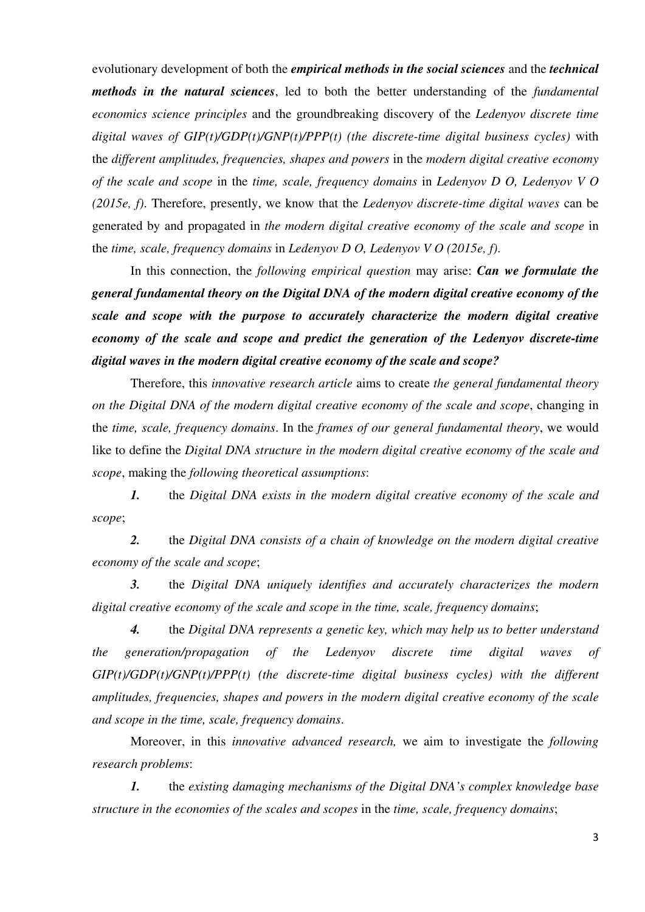evolutionary development of both the ***empirical methods in the social sciences*** and the ***technical methods in the natural sciences***, led to both the better understanding of the *fundamental economics science principles* and the groundbreaking discovery of the *Ledenyov discrete time digital waves of GIP(t)/GDP(t)/GNP(t)/PPP(t) (the discrete-time digital business cycles)* with the *different amplitudes, frequencies, shapes and powers* in the *modern digital creative economy of the scale and scope* in the *time, scale, frequency domains* in *Ledenyov D O, Ledenyov V O (2015e, f)*. Therefore, presently, we know that the *Ledenyov discrete-time digital waves* can be generated by and propagated in *the modern digital creative economy of the scale and scope* in the *time, scale, frequency domains* in *Ledenyov D O, Ledenyov V O (2015e, f)*.

In this connection, the *following empirical question* may arise: ***Can we formulate the general fundamental theory on the Digital DNA of the modern digital creative economy of the scale and scope with the purpose to accurately characterize the modern digital creative economy of the scale and scope and predict the generation of the Ledenyov discrete-time digital waves in the modern digital creative economy of the scale and scope?***

Therefore, this *innovative research article* aims to create *the general fundamental theory on the Digital DNA of the modern digital creative economy of the scale and scope*, changing in the *time, scale, frequency domains*. In the *frames of our general fundamental theory*, we would like to define the *Digital DNA structure in the modern digital creative economy of the scale and scope*, making the *following theoretical assumptions*:

***1.*** the *Digital DNA exists in the modern digital creative economy of the scale and scope*;

***2.*** the *Digital DNA consists of a chain of knowledge on the modern digital creative economy of the scale and scope*;

***3.*** the *Digital DNA uniquely identifies and accurately characterizes the modern digital creative economy of the scale and scope in the time, scale, frequency domains*;

***4.*** the *Digital DNA represents a genetic key, which may help us to better understand the generation/propagation of the Ledenyov discrete time digital waves of GIP(t)/GDP(t)/GNP(t)/PPP(t) (the discrete-time digital business cycles) with the different amplitudes, frequencies, shapes and powers in the modern digital creative economy of the scale and scope in the time, scale, frequency domains*.

Moreover, in this *innovative advanced research,* we aim to investigate the *following research problems*:

***1.*** the *existing damaging mechanisms of the Digital DNA's complex knowledge base structure in the economies of the scales and scopes* in the *time, scale, frequency domains*;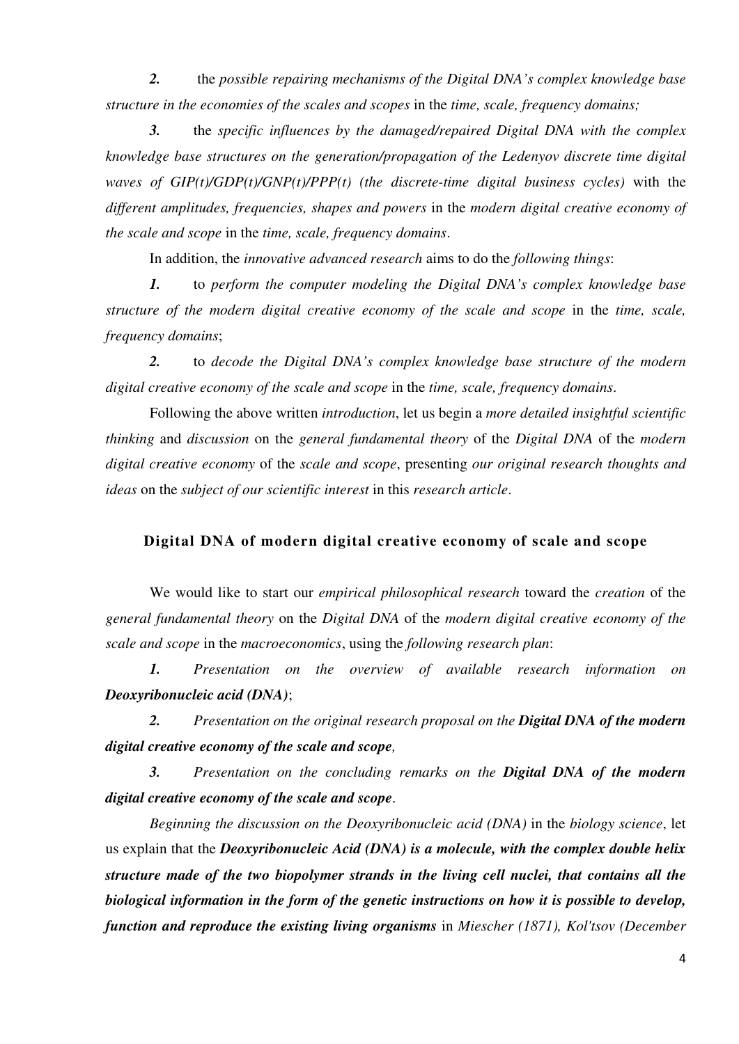***2.*** the *possible repairing mechanisms of the Digital DNA's complex knowledge base structure in the economies of the scales and scopes* in the *time, scale, frequency domains;*

***3.*** the *specific influences by the damaged/repaired Digital DNA with the complex knowledge base structures on the generation/propagation of the Ledenyov discrete time digital waves of GIP(t)/GDP(t)/GNP(t)/PPP(t) (the discrete-time digital business cycles)* with the *different amplitudes, frequencies, shapes and powers* in the *modern digital creative economy of the scale and scope* in the *time, scale, frequency domains*.

In addition, the *innovative advanced research* aims to do the *following things*:

***1.*** to *perform the computer modeling the Digital DNA's complex knowledge base structure of the modern digital creative economy of the scale and scope* in the *time, scale, frequency domains*;

***2.*** to *decode the Digital DNA's complex knowledge base structure of the modern digital creative economy of the scale and scope* in the *time, scale, frequency domains*.

Following the above written *introduction*, let us begin a *more detailed insightful scientific thinking* and *discussion* on the *general fundamental theory* of the *Digital DNA* of the *modern digital creative economy* of the *scale and scope*, presenting *our original research thoughts and ideas* on the *subject of our scientific interest* in this *research article*.

## Digital DNA of modern digital creative economy of scale and scope

We would like to start our *empirical philosophical research* toward the *creation* of the *general fundamental theory* on the *Digital DNA* of the *modern digital creative economy of the scale and scope* in the *macroeconomics*, using the *following research plan*:

***1.*** *Presentation on the overview of available research information on **Deoxyribonucleic acid (DNA)***;

***2.*** *Presentation on the original research proposal on the **Digital DNA of the modern digital creative economy of the scale and scope**,*

***3.*** *Presentation on the concluding remarks on the **Digital DNA of the modern digital creative economy of the scale and scope***.

*Beginning the discussion on the Deoxyribonucleic acid (DNA)* in the *biology science*, let us explain that the ***Deoxyribonucleic Acid (DNA) is a molecule, with the complex double helix structure made of the two biopolymer strands in the living cell nuclei, that contains all the biological information in the form of the genetic instructions on how it is possible to develop, function and reproduce the existing living organisms*** in *Miescher (1871), Kol'tsov (December*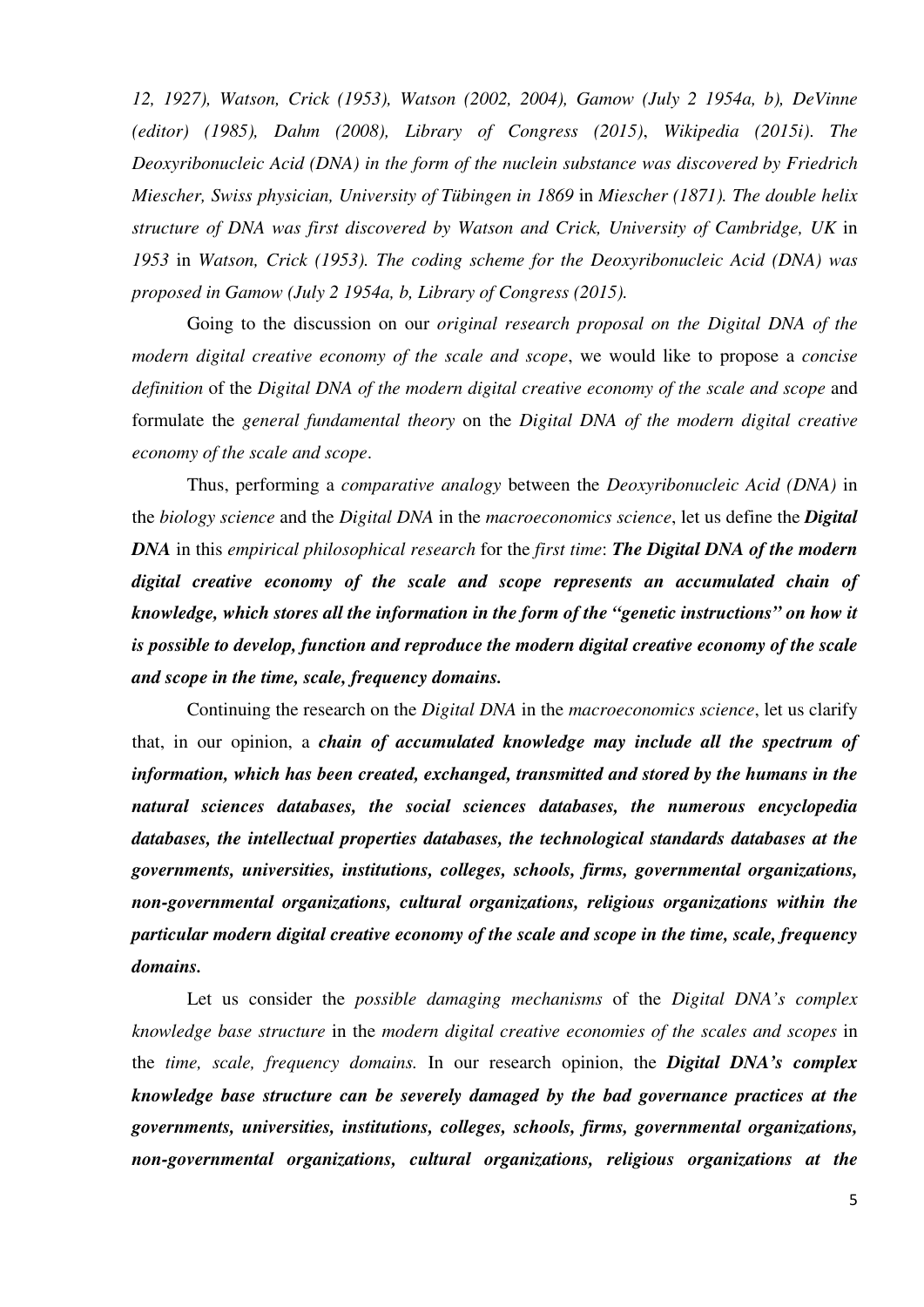*12, 1927), Watson, Crick (1953), Watson (2002, 2004), Gamow (July 2 1954a, b), DeVinne (editor) (1985), Dahm (2008), Library of Congress (2015), Wikipedia (2015i). The Deoxyribonucleic Acid (DNA) in the form of the nuclein substance was discovered by Friedrich Miescher, Swiss physician, University of Tübingen in 1869* in *Miescher (1871). The double helix structure of DNA was first discovered by Watson and Crick, University of Cambridge, UK* in *1953* in *Watson, Crick (1953). The coding scheme for the Deoxyribonucleic Acid (DNA) was proposed in Gamow (July 2 1954a, b, Library of Congress (2015).*

Going to the discussion on our *original research proposal on the Digital DNA of the modern digital creative economy of the scale and scope*, we would like to propose a *concise definition* of the *Digital DNA of the modern digital creative economy of the scale and scope* and formulate the *general fundamental theory* on the *Digital DNA of the modern digital creative economy of the scale and scope*.

Thus, performing a *comparative analogy* between the *Deoxyribonucleic Acid (DNA)* in the *biology science* and the *Digital DNA* in the *macroeconomics science*, let us define the ***Digital DNA*** in this *empirical philosophical research* for the *first time*: ***The Digital DNA of the modern digital creative economy of the scale and scope represents an accumulated chain of knowledge, which stores all the information in the form of the "genetic instructions" on how it is possible to develop, function and reproduce the modern digital creative economy of the scale and scope in the time, scale, frequency domains.***

Continuing the research on the *Digital DNA* in the *macroeconomics science*, let us clarify that, in our opinion, a ***chain of accumulated knowledge may include all the spectrum of information, which has been created, exchanged, transmitted and stored by the humans in the natural sciences databases, the social sciences databases, the numerous encyclopedia databases, the intellectual properties databases, the technological standards databases at the governments, universities, institutions, colleges, schools, firms, governmental organizations, non-governmental organizations, cultural organizations, religious organizations within the particular modern digital creative economy of the scale and scope in the time, scale, frequency domains.***

Let us consider the *possible damaging mechanisms* of the *Digital DNA's complex knowledge base structure* in the *modern digital creative economies of the scales and scopes* in the *time, scale, frequency domains.* In our research opinion, the ***Digital DNA's complex knowledge base structure can be severely damaged by the bad governance practices at the governments, universities, institutions, colleges, schools, firms, governmental organizations, non-governmental organizations, cultural organizations, religious organizations at the***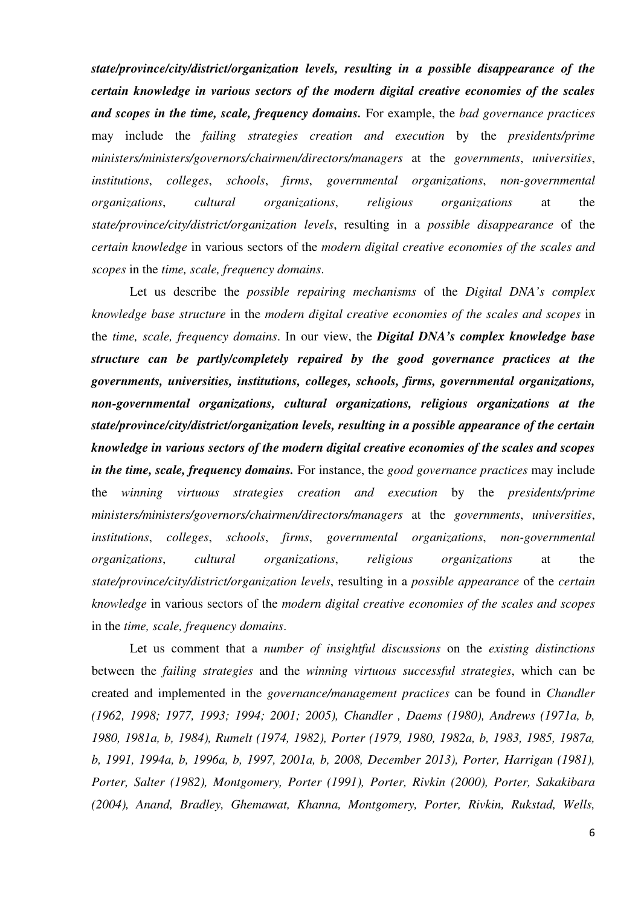***state/province/city/district/organization levels, resulting in a possible disappearance of the certain knowledge in various sectors of the modern digital creative economies of the scales and scopes in the time, scale, frequency domains.*** For example, the *bad governance practices* may include the *failing strategies creation and execution* by the *presidents/prime ministers/ministers/governors/chairmen/directors/managers* at the *governments*, *universities*, *institutions*, *colleges*, *schools*, *firms*, *governmental organizations*, *non-governmental organizations*, *cultural organizations*, *religious organizations* at the *state/province/city/district/organization levels*, resulting in a *possible disappearance* of the *certain knowledge* in various sectors of the *modern digital creative economies of the scales and scopes* in the *time, scale, frequency domains*.

Let us describe the *possible repairing mechanisms* of the *Digital DNA's complex knowledge base structure* in the *modern digital creative economies of the scales and scopes* in the *time, scale, frequency domains*. In our view, the ***Digital DNA's complex knowledge base structure can be partly/completely repaired by the good governance practices at the governments, universities, institutions, colleges, schools, firms, governmental organizations, non-governmental organizations, cultural organizations, religious organizations at the state/province/city/district/organization levels, resulting in a possible appearance of the certain knowledge in various sectors of the modern digital creative economies of the scales and scopes in the time, scale, frequency domains.*** For instance, the *good governance practices* may include the *winning virtuous strategies creation and execution* by the *presidents/prime ministers/ministers/governors/chairmen/directors/managers* at the *governments*, *universities*, *institutions*, *colleges*, *schools*, *firms*, *governmental organizations*, *non-governmental organizations*, *cultural organizations*, *religious organizations* at the *state/province/city/district/organization levels*, resulting in a *possible appearance* of the *certain knowledge* in various sectors of the *modern digital creative economies of the scales and scopes* in the *time, scale, frequency domains*.

Let us comment that a *number of insightful discussions* on the *existing distinctions* between the *failing strategies* and the *winning virtuous successful strategies*, which can be created and implemented in the *governance/management practices* can be found in *Chandler (1962, 1998; 1977, 1993; 1994; 2001; 2005), Chandler , Daems (1980), Andrews (1971a, b, 1980, 1981a, b, 1984), Rumelt (1974, 1982), Porter (1979, 1980, 1982a, b, 1983, 1985, 1987a, b, 1991, 1994a, b, 1996a, b, 1997, 2001a, b, 2008, December 2013), Porter, Harrigan (1981), Porter, Salter (1982), Montgomery, Porter (1991), Porter, Rivkin (2000), Porter, Sakakibara (2004), Anand, Bradley, Ghemawat, Khanna, Montgomery, Porter, Rivkin, Rukstad, Wells,*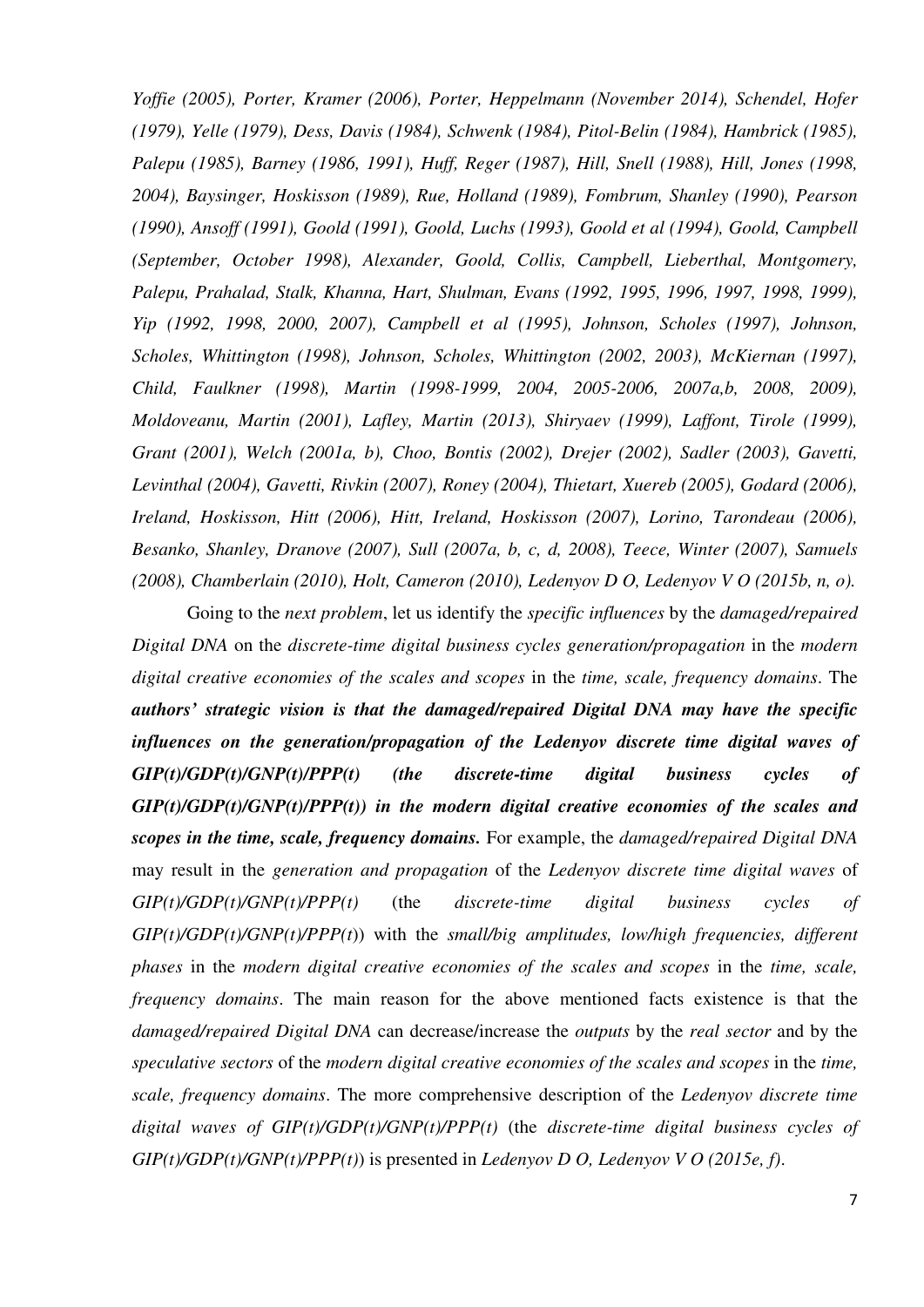*Yoffie (2005), Porter, Kramer (2006), Porter, Heppelmann (November 2014), Schendel, Hofer (1979), Yelle (1979), Dess, Davis (1984), Schwenk (1984), Pitol-Belin (1984), Hambrick (1985), Palepu (1985), Barney (1986, 1991), Huff, Reger (1987), Hill, Snell (1988), Hill, Jones (1998, 2004), Baysinger, Hoskisson (1989), Rue, Holland (1989), Fombrum, Shanley (1990), Pearson (1990), Ansoff (1991), Goold (1991), Goold, Luchs (1993), Goold et al (1994), Goold, Campbell (September, October 1998), Alexander, Goold, Collis, Campbell, Lieberthal, Montgomery, Palepu, Prahalad, Stalk, Khanna, Hart, Shulman, Evans (1992, 1995, 1996, 1997, 1998, 1999), Yip (1992, 1998, 2000, 2007), Campbell et al (1995), Johnson, Scholes (1997), Johnson, Scholes, Whittington (1998), Johnson, Scholes, Whittington (2002, 2003), McKiernan (1997), Child, Faulkner (1998), Martin (1998-1999, 2004, 2005-2006, 2007a,b, 2008, 2009), Moldoveanu, Martin (2001), Lafley, Martin (2013), Shiryaev (1999), Laffont, Tirole (1999), Grant (2001), Welch (2001a, b), Choo, Bontis (2002), Drejer (2002), Sadler (2003), Gavetti, Levinthal (2004), Gavetti, Rivkin (2007), Roney (2004), Thietart, Xuereb (2005), Godard (2006), Ireland, Hoskisson, Hitt (2006), Hitt, Ireland, Hoskisson (2007), Lorino, Tarondeau (2006), Besanko, Shanley, Dranove (2007), Sull (2007a, b, c, d, 2008), Teece, Winter (2007), Samuels (2008), Chamberlain (2010), Holt, Cameron (2010), Ledenyov D O, Ledenyov V O (2015b, n, o).*

Going to the *next problem*, let us identify the *specific influences* by the *damaged/repaired Digital DNA* on the *discrete-time digital business cycles generation/propagation* in the *modern digital creative economies of the scales and scopes* in the *time, scale, frequency domains*. The ***authors' strategic vision is that the damaged/repaired Digital DNA may have the specific influences on the generation/propagation of the Ledenyov discrete time digital waves of GIP(t)/GDP(t)/GNP(t)/PPP(t) (the discrete-time digital business cycles of GIP(t)/GDP(t)/GNP(t)/PPP(t)) in the modern digital creative economies of the scales and scopes in the time, scale, frequency domains.*** For example, the *damaged/repaired Digital DNA* may result in the *generation and propagation* of the *Ledenyov discrete time digital waves* of *GIP(t)/GDP(t)/GNP(t)/PPP(t)* (the *discrete-time digital business cycles of GIP(t)/GDP(t)/GNP(t)/PPP(t)*) with the *small/big amplitudes, low/high frequencies, different phases* in the *modern digital creative economies of the scales and scopes* in the *time, scale, frequency domains*. The main reason for the above mentioned facts existence is that the *damaged/repaired Digital DNA* can decrease/increase the *outputs* by the *real sector* and by the *speculative sectors* of the *modern digital creative economies of the scales and scopes* in the *time, scale, frequency domains*. The more comprehensive description of the *Ledenyov discrete time digital waves of GIP(t)/GDP(t)/GNP(t)/PPP(t)* (the *discrete-time digital business cycles of GIP(t)/GDP(t)/GNP(t)/PPP(t)*) is presented in *Ledenyov D O, Ledenyov V O (2015e, f)*.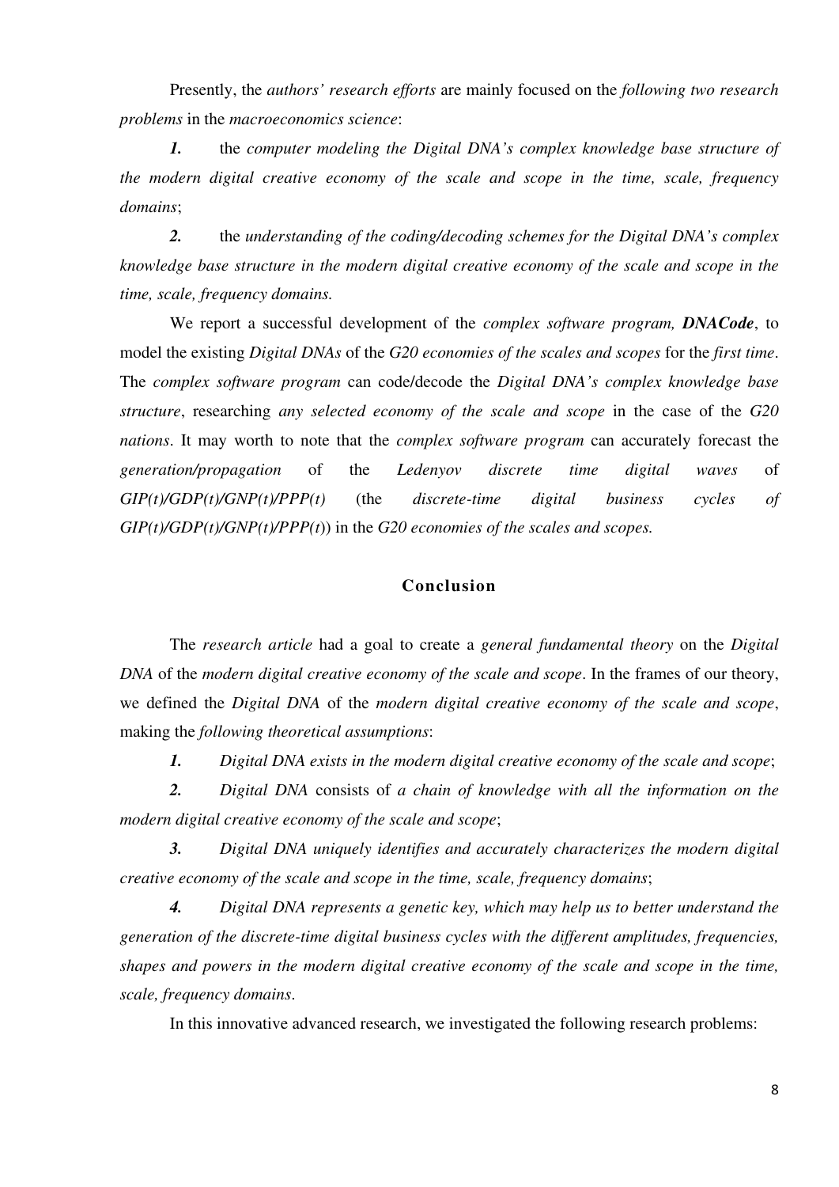Presently, the *authors' research efforts* are mainly focused on the *following two research problems* in the *macroeconomics science*:

***1.*** the *computer modeling the Digital DNA's complex knowledge base structure of the modern digital creative economy of the scale and scope in the time, scale, frequency domains*;

***2.*** the *understanding of the coding/decoding schemes for the Digital DNA's complex knowledge base structure in the modern digital creative economy of the scale and scope in the time, scale, frequency domains.*

We report a successful development of the *complex software program, **DNACode***, to model the existing *Digital DNAs* of the *G20 economies of the scales and scopes* for the *first time*. The *complex software program* can code/decode the *Digital DNA's complex knowledge base structure*, researching *any selected economy of the scale and scope* in the case of the *G20 nations*. It may worth to note that the *complex software program* can accurately forecast the *generation/propagation* of the *Ledenyov discrete time digital waves* of *GIP(t)/GDP(t)/GNP(t)/PPP(t)* (the *discrete-time digital business cycles of GIP(t)/GDP(t)/GNP(t)/PPP(t)*) in the *G20 economies of the scales and scopes.*

## Conclusion

The *research article* had a goal to create a *general fundamental theory* on the *Digital DNA* of the *modern digital creative economy of the scale and scope*. In the frames of our theory, we defined the *Digital DNA* of the *modern digital creative economy of the scale and scope*, making the *following theoretical assumptions*:

***1.*** *Digital DNA exists in the modern digital creative economy of the scale and scope*;

***2.*** *Digital DNA* consists of *a chain of knowledge with all the information on the modern digital creative economy of the scale and scope*;

***3.*** *Digital DNA uniquely identifies and accurately characterizes the modern digital creative economy of the scale and scope in the time, scale, frequency domains*;

***4.*** *Digital DNA represents a genetic key, which may help us to better understand the generation of the discrete-time digital business cycles with the different amplitudes, frequencies, shapes and powers in the modern digital creative economy of the scale and scope in the time, scale, frequency domains*.

In this innovative advanced research, we investigated the following research problems: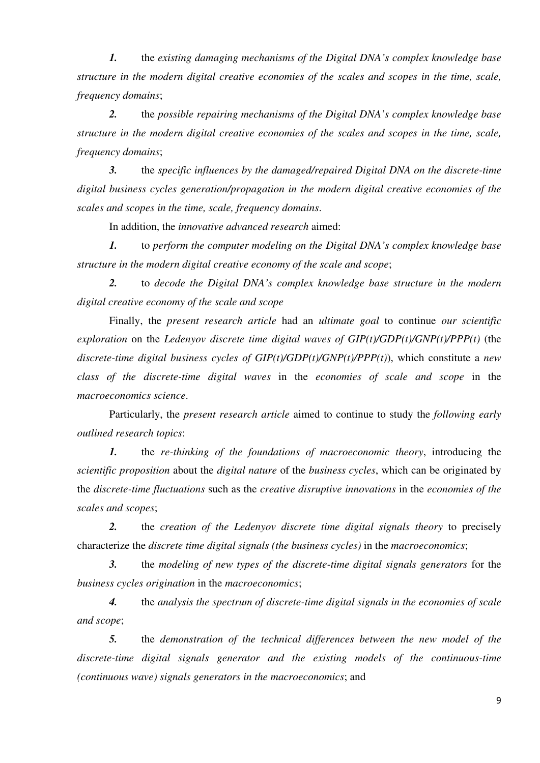***1.*** the *existing damaging mechanisms of the Digital DNA's complex knowledge base structure in the modern digital creative economies of the scales and scopes in the time, scale, frequency domains*;

***2.*** the *possible repairing mechanisms of the Digital DNA's complex knowledge base structure in the modern digital creative economies of the scales and scopes in the time, scale, frequency domains*;

***3.*** the *specific influences by the damaged/repaired Digital DNA on the discrete-time digital business cycles generation/propagation in the modern digital creative economies of the scales and scopes in the time, scale, frequency domains*.

In addition, the *innovative advanced research* aimed:

***1.*** to *perform the computer modeling on the Digital DNA's complex knowledge base structure in the modern digital creative economy of the scale and scope*;

***2.*** to *decode the Digital DNA's complex knowledge base structure in the modern digital creative economy of the scale and scope*

Finally, the *present research article* had an *ultimate goal* to continue *our scientific exploration* on the *Ledenyov discrete time digital waves of GIP(t)/GDP(t)/GNP(t)/PPP(t)* (the *discrete-time digital business cycles of GIP(t)/GDP(t)/GNP(t)/PPP(t)*), which constitute a *new class of the discrete-time digital waves* in the *economies of scale and scope* in the *macroeconomics science*.

Particularly, the *present research article* aimed to continue to study the *following early outlined research topics*:

***1.*** the *re-thinking of the foundations of macroeconomic theory*, introducing the *scientific proposition* about the *digital nature* of the *business cycles*, which can be originated by the *discrete-time fluctuations* such as the *creative disruptive innovations* in the *economies of the scales and scopes*;

***2.*** the *creation of the Ledenyov discrete time digital signals theory* to precisely characterize the *discrete time digital signals (the business cycles)* in the *macroeconomics*;

***3.*** the *modeling of new types of the discrete-time digital signals generators* for the *business cycles origination* in the *macroeconomics*;

***4.*** the *analysis the spectrum of discrete-time digital signals in the economies of scale and scope*;

***5.*** the *demonstration of the technical differences between the new model of the discrete-time digital signals generator and the existing models of the continuous-time (continuous wave) signals generators in the macroeconomics*; and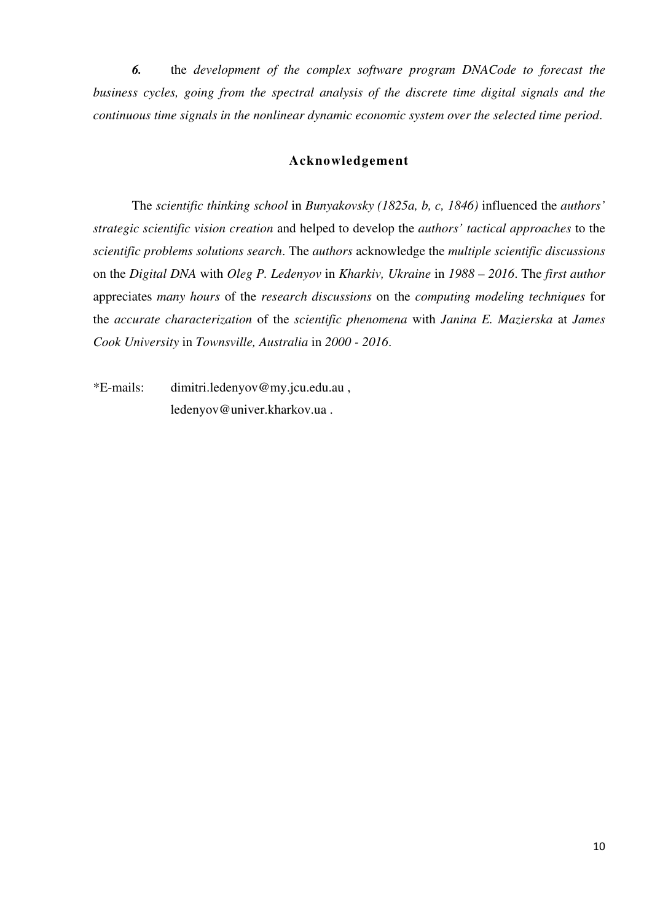***6.*** the *development of the complex software program DNACode to forecast the business cycles, going from the spectral analysis of the discrete time digital signals and the continuous time signals in the nonlinear dynamic economic system over the selected time period*.

## Acknowledgement

The *scientific thinking school* in *Bunyakovsky (1825a, b, c, 1846)* influenced the *authors' strategic scientific vision creation* and helped to develop the *authors' tactical approaches* to the *scientific problems solutions search*. The *authors* acknowledge the *multiple scientific discussions* on the *Digital DNA* with *Oleg P. Ledenyov* in *Kharkiv, Ukraine* in *1988 – 2016*. The *first author* appreciates *many hours* of the *research discussions* on the *computing modeling techniques* for the *accurate characterization* of the *scientific phenomena* with *Janina E. Mazierska* at *James Cook University* in *Townsville, Australia* in *2000 - 2016*.

*E-mails: dimitri.ledenyov@my.jcu.edu.au ,
ledenyov@univer.kharkov.ua .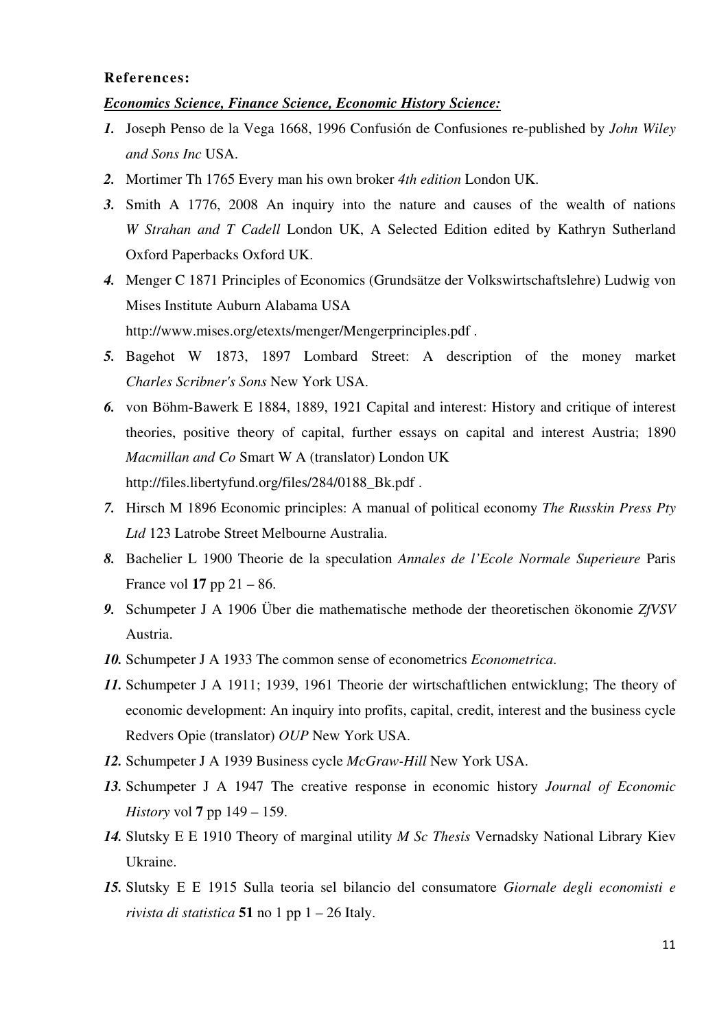**References:**

***Economics Science, Finance Science, Economic History Science:***

1. Joseph Penso de la Vega 1668, 1996 Confusión de Confusiones re-published by *John Wiley and Sons Inc* USA.
2. Mortimer Th 1765 Every man his own broker *4th edition* London UK.
3. Smith A 1776, 2008 An inquiry into the nature and causes of the wealth of nations *W Strahan and T Cadell* London UK, A Selected Edition edited by Kathryn Sutherland Oxford Paperbacks Oxford UK.
4. Menger C 1871 Principles of Economics (Grundsätze der Volkswirtschaftslehre) Ludwig von Mises Institute Auburn Alabama USA http://www.mises.org/etexts/menger/Mengerprinciples.pdf .
5. Bagehot W 1873, 1897 Lombard Street: A description of the money market *Charles Scribner's Sons* New York USA.
6. von Böhm-Bawerk E 1884, 1889, 1921 Capital and interest: History and critique of interest theories, positive theory of capital, further essays on capital and interest Austria; 1890 *Macmillan and Co* Smart W A (translator) London UK http://files.libertyfund.org/files/284/0188_Bk.pdf .
7. Hirsch M 1896 Economic principles: A manual of political economy *The Russkin Press Pty Ltd* 123 Latrobe Street Melbourne Australia.
8. Bachelier L 1900 Theorie de la speculation *Annales de l'Ecole Normale Superieure* Paris France vol **17** pp 21 – 86.
9. Schumpeter J A 1906 Über die mathematische methode der theoretischen ökonomie *ZfVSV* Austria.
10. Schumpeter J A 1933 The common sense of econometrics *Econometrica*.
11. Schumpeter J A 1911; 1939, 1961 Theorie der wirtschaftlichen entwicklung; The theory of economic development: An inquiry into profits, capital, credit, interest and the business cycle Redvers Opie (translator) *OUP* New York USA.
12. Schumpeter J A 1939 Business cycle *McGraw-Hill* New York USA.
13. Schumpeter J A 1947 The creative response in economic history *Journal of Economic History* vol **7** pp 149 – 159.
14. Slutsky E E 1910 Theory of marginal utility *M Sc Thesis* Vernadsky National Library Kiev Ukraine.
15. Slutsky E E 1915 Sulla teoria sel bilancio del consumatore *Giornale degli economisti e rivista di statistica* **51** no 1 pp 1 – 26 Italy.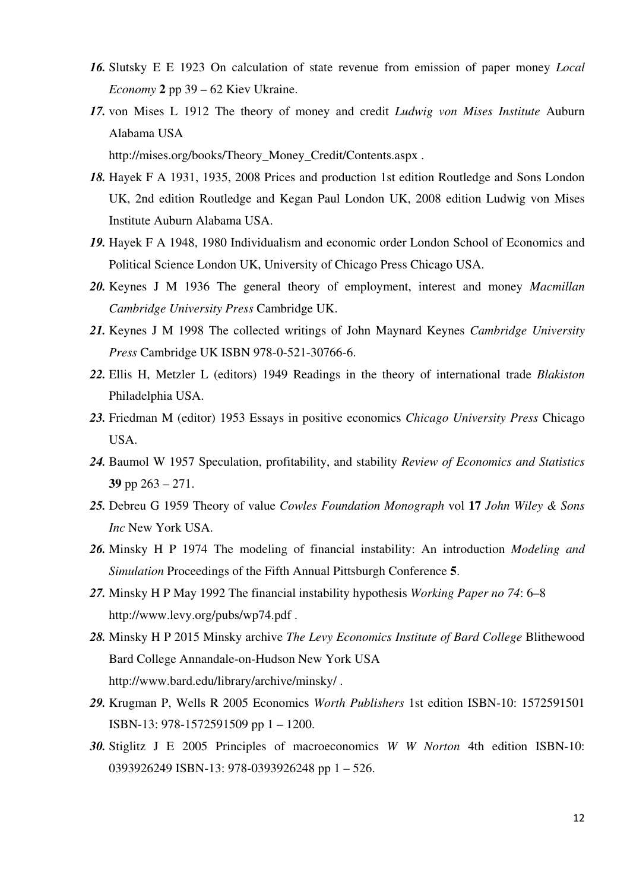***16.*** Slutsky E E 1923 On calculation of state revenue from emission of paper money *Local Economy* **2** pp 39 – 62 Kiev Ukraine.

***17.*** von Mises L 1912 The theory of money and credit *Ludwig von Mises Institute* Auburn Alabama USA
http://mises.org/books/Theory_Money_Credit/Contents.aspx .

***18.*** Hayek F A 1931, 1935, 2008 Prices and production 1st edition Routledge and Sons London UK, 2nd edition Routledge and Kegan Paul London UK, 2008 edition Ludwig von Mises Institute Auburn Alabama USA.

***19.*** Hayek F A 1948, 1980 Individualism and economic order London School of Economics and Political Science London UK, University of Chicago Press Chicago USA.

***20.*** Keynes J M 1936 The general theory of employment, interest and money *Macmillan Cambridge University Press* Cambridge UK.

***21.*** Keynes J M 1998 The collected writings of John Maynard Keynes *Cambridge University Press* Cambridge UK ISBN 978-0-521-30766-6.

***22.*** Ellis H, Metzler L (editors) 1949 Readings in the theory of international trade *Blakiston* Philadelphia USA.

***23.*** Friedman M (editor) 1953 Essays in positive economics *Chicago University Press* Chicago USA.

***24.*** Baumol W 1957 Speculation, profitability, and stability *Review of Economics and Statistics* **39** pp 263 – 271.

***25.*** Debreu G 1959 Theory of value *Cowles Foundation Monograph* vol **17** *John Wiley & Sons Inc* New York USA.

***26.*** Minsky H P 1974 The modeling of financial instability: An introduction *Modeling and Simulation* Proceedings of the Fifth Annual Pittsburgh Conference **5**.

***27.*** Minsky H P May 1992 The financial instability hypothesis *Working Paper no 74*: 6–8
http://www.levy.org/pubs/wp74.pdf .

***28.*** Minsky H P 2015 Minsky archive *The Levy Economics Institute of Bard College* Blithewood Bard College Annandale-on-Hudson New York USA
http://www.bard.edu/library/archive/minsky/ .

***29.*** Krugman P, Wells R 2005 Economics *Worth Publishers* 1st edition ISBN-10: 1572591501 ISBN-13: 978-1572591509 pp 1 – 1200.

***30.*** Stiglitz J E 2005 Principles of macroeconomics *W W Norton* 4th edition ISBN-10: 0393926249 ISBN-13: 978-0393926248 pp 1 – 526.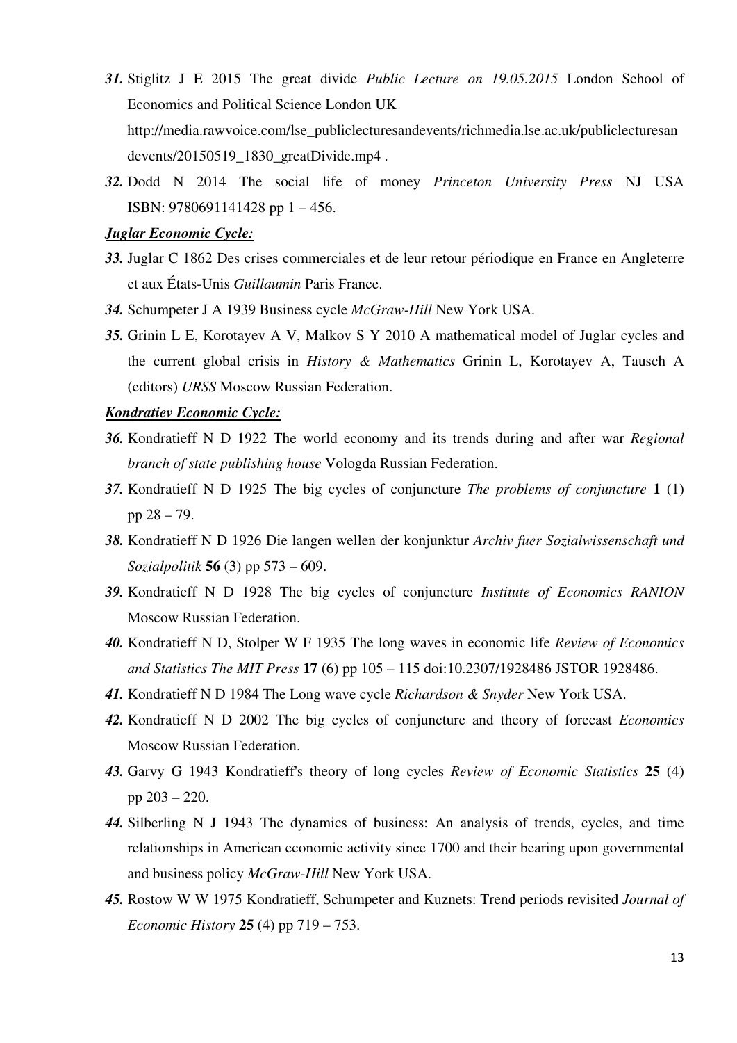***31.*** Stiglitz J E 2015 The great divide *Public Lecture on 19.05.2015* London School of Economics and Political Science London UK http://media.rawvoice.com/lse_publiclecturesandevents/richmedia.lse.ac.uk/publiclecturesandevents/20150519_1830_greatDivide.mp4 .

***32.*** Dodd N 2014 The social life of money *Princeton University Press* NJ USA ISBN: 9780691141428 pp 1 – 456.

***Juglar Economic Cycle:***

***33.*** Juglar C 1862 Des crises commerciales et de leur retour périodique en France en Angleterre et aux États-Unis *Guillaumin* Paris France.

***34.*** Schumpeter J A 1939 Business cycle *McGraw-Hill* New York USA.

***35.*** Grinin L E, Korotayev A V, Malkov S Y 2010 A mathematical model of Juglar cycles and the current global crisis in *History & Mathematics* Grinin L, Korotayev A, Tausch A (editors) *URSS* Moscow Russian Federation.

***Kondratiev Economic Cycle:***

***36.*** Kondratieff N D 1922 The world economy and its trends during and after war *Regional branch of state publishing house* Vologda Russian Federation.

***37.*** Kondratieff N D 1925 The big cycles of conjuncture *The problems of conjuncture* **1** (1) pp 28 – 79.

***38.*** Kondratieff N D 1926 Die langen wellen der konjunktur *Archiv fuer Sozialwissenschaft und Sozialpolitik* **56** (3) pp 573 – 609.

***39.*** Kondratieff N D 1928 The big cycles of conjuncture *Institute of Economics RANION* Moscow Russian Federation.

***40.*** Kondratieff N D, Stolper W F 1935 The long waves in economic life *Review of Economics and Statistics The MIT Press* **17** (6) pp 105 – 115 doi:10.2307/1928486 JSTOR 1928486.

***41.*** Kondratieff N D 1984 The Long wave cycle *Richardson & Snyder* New York USA.

***42.*** Kondratieff N D 2002 The big cycles of conjuncture and theory of forecast *Economics* Moscow Russian Federation.

***43.*** Garvy G 1943 Kondratieff's theory of long cycles *Review of Economic Statistics* **25** (4) pp 203 – 220.

***44.*** Silberling N J 1943 The dynamics of business: An analysis of trends, cycles, and time relationships in American economic activity since 1700 and their bearing upon governmental and business policy *McGraw-Hill* New York USA.

***45.*** Rostow W W 1975 Kondratieff, Schumpeter and Kuznets: Trend periods revisited *Journal of Economic History* **25** (4) pp 719 – 753.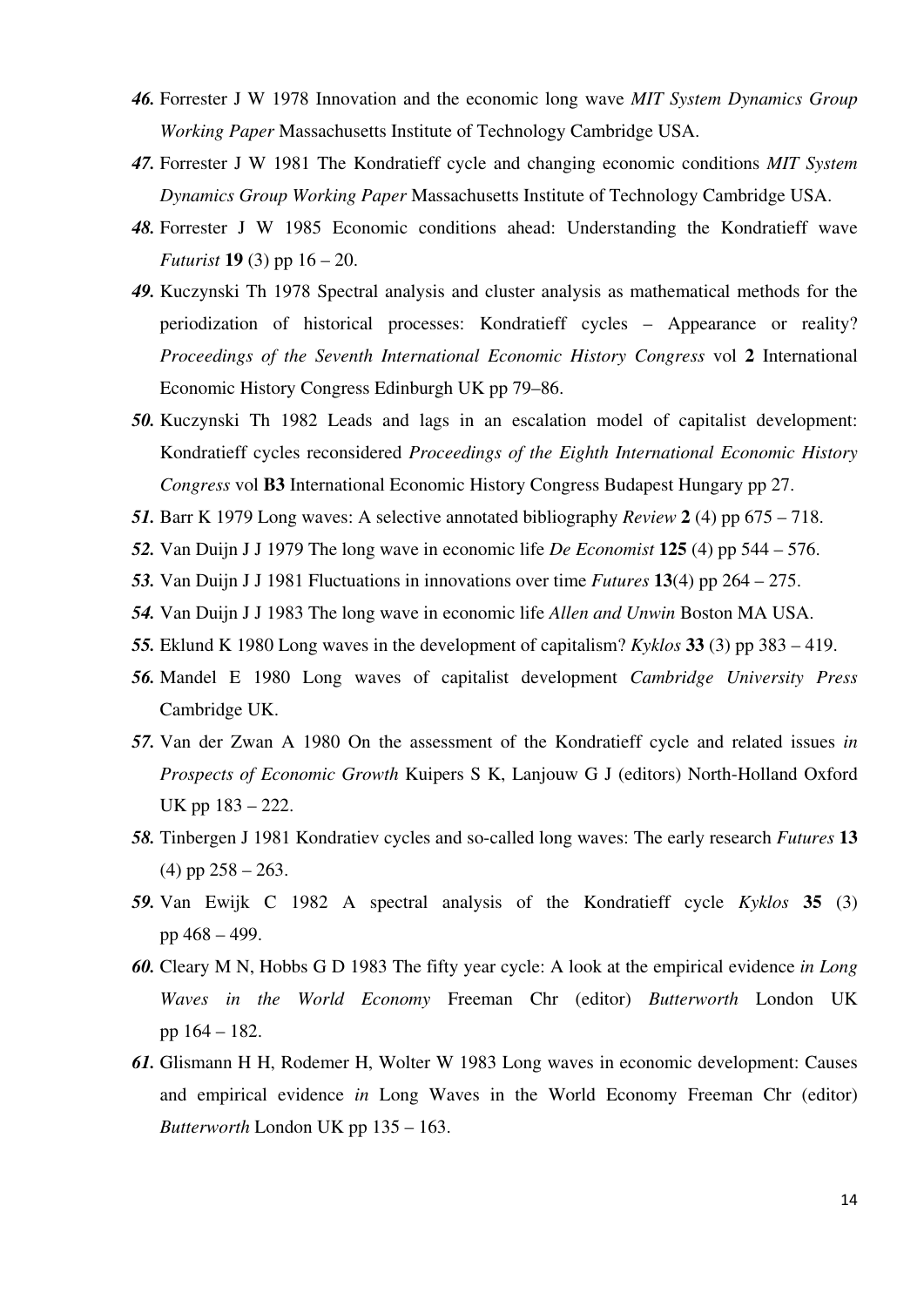***46.*** Forrester J W 1978 Innovation and the economic long wave *MIT System Dynamics Group Working Paper* Massachusetts Institute of Technology Cambridge USA.

***47.*** Forrester J W 1981 The Kondratieff cycle and changing economic conditions *MIT System Dynamics Group Working Paper* Massachusetts Institute of Technology Cambridge USA.

***48.*** Forrester J W 1985 Economic conditions ahead: Understanding the Kondratieff wave *Futurist* **19** (3) pp 16 – 20.

***49.*** Kuczynski Th 1978 Spectral analysis and cluster analysis as mathematical methods for the periodization of historical processes: Kondratieff cycles – Appearance or reality? *Proceedings of the Seventh International Economic History Congress* vol **2** International Economic History Congress Edinburgh UK pp 79–86.

***50.*** Kuczynski Th 1982 Leads and lags in an escalation model of capitalist development: Kondratieff cycles reconsidered *Proceedings of the Eighth International Economic History Congress* vol **B3** International Economic History Congress Budapest Hungary pp 27.

***51.*** Barr K 1979 Long waves: A selective annotated bibliography *Review* **2** (4) pp 675 – 718.

***52.*** Van Duijn J J 1979 The long wave in economic life *De Economist* **125** (4) pp 544 – 576.

***53.*** Van Duijn J J 1981 Fluctuations in innovations over time *Futures* **13**(4) pp 264 – 275.

***54.*** Van Duijn J J 1983 The long wave in economic life *Allen and Unwin* Boston MA USA.

***55.*** Eklund K 1980 Long waves in the development of capitalism? *Kyklos* **33** (3) pp 383 – 419.

***56.*** Mandel E 1980 Long waves of capitalist development *Cambridge University Press* Cambridge UK.

***57.*** Van der Zwan A 1980 On the assessment of the Kondratieff cycle and related issues *in Prospects of Economic Growth* Kuipers S K, Lanjouw G J (editors) North-Holland Oxford UK pp 183 – 222.

***58.*** Tinbergen J 1981 Kondratiev cycles and so-called long waves: The early research *Futures* **13** (4) pp 258 – 263.

***59.*** Van Ewijk C 1982 A spectral analysis of the Kondratieff cycle *Kyklos* **35** (3) pp 468 – 499.

***60.*** Cleary M N, Hobbs G D 1983 The fifty year cycle: A look at the empirical evidence *in Long Waves in the World Economy* Freeman Chr (editor) *Butterworth* London UK pp 164 – 182.

***61.*** Glismann H H, Rodemer H, Wolter W 1983 Long waves in economic development: Causes and empirical evidence *in* Long Waves in the World Economy Freeman Chr (editor) *Butterworth* London UK pp 135 – 163.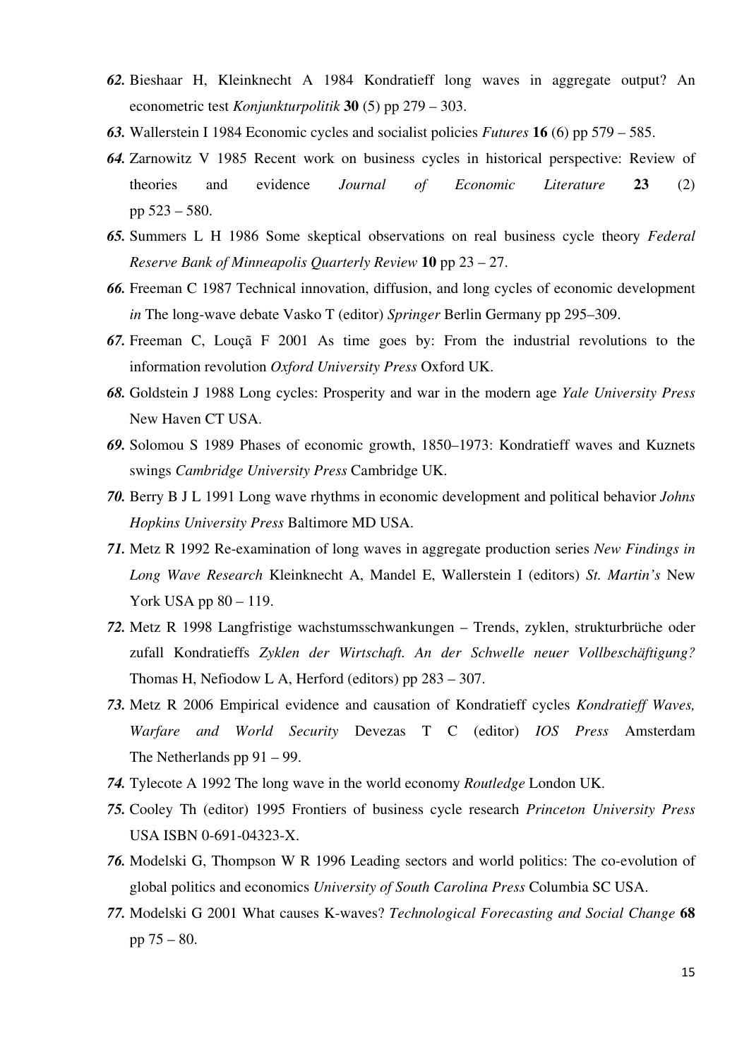***62.*** Bieshaar H, Kleinknecht A 1984 Kondratieff long waves in aggregate output? An econometric test *Konjunkturpolitik* **30** (5) pp 279 – 303.

***63.*** Wallerstein I 1984 Economic cycles and socialist policies *Futures* **16** (6) pp 579 – 585.

***64.*** Zarnowitz V 1985 Recent work on business cycles in historical perspective: Review of theories and evidence *Journal of Economic Literature* **23** (2) pp 523 – 580.

***65.*** Summers L H 1986 Some skeptical observations on real business cycle theory *Federal Reserve Bank of Minneapolis Quarterly Review* **10** pp 23 – 27.

***66.*** Freeman C 1987 Technical innovation, diffusion, and long cycles of economic development *in* The long-wave debate Vasko T (editor) *Springer* Berlin Germany pp 295–309.

***67.*** Freeman C, Louçã F 2001 As time goes by: From the industrial revolutions to the information revolution *Oxford University Press* Oxford UK.

***68.*** Goldstein J 1988 Long cycles: Prosperity and war in the modern age *Yale University Press* New Haven CT USA.

***69.*** Solomou S 1989 Phases of economic growth, 1850–1973: Kondratieff waves and Kuznets swings *Cambridge University Press* Cambridge UK.

***70.*** Berry B J L 1991 Long wave rhythms in economic development and political behavior *Johns Hopkins University Press* Baltimore MD USA.

***71.*** Metz R 1992 Re-examination of long waves in aggregate production series *New Findings in Long Wave Research* Kleinknecht A, Mandel E, Wallerstein I (editors) *St. Martin's* New York USA pp 80 – 119.

***72.*** Metz R 1998 Langfristige wachstumsschwankungen – Trends, zyklen, strukturbrüche oder zufall Kondratieffs *Zyklen der Wirtschaft. An der Schwelle neuer Vollbeschäftigung?* Thomas H, Nefiodow L A, Herford (editors) pp 283 – 307.

***73.*** Metz R 2006 Empirical evidence and causation of Kondratieff cycles *Kondratieff Waves, Warfare and World Security* Devezas T C (editor) *IOS Press* Amsterdam The Netherlands pp 91 – 99.

***74.*** Tylecote A 1992 The long wave in the world economy *Routledge* London UK.

***75.*** Cooley Th (editor) 1995 Frontiers of business cycle research *Princeton University Press* USA ISBN 0-691-04323-X.

***76.*** Modelski G, Thompson W R 1996 Leading sectors and world politics: The co-evolution of global politics and economics *University of South Carolina Press* Columbia SC USA.

***77.*** Modelski G 2001 What causes K-waves? *Technological Forecasting and Social Change* **68** pp 75 – 80.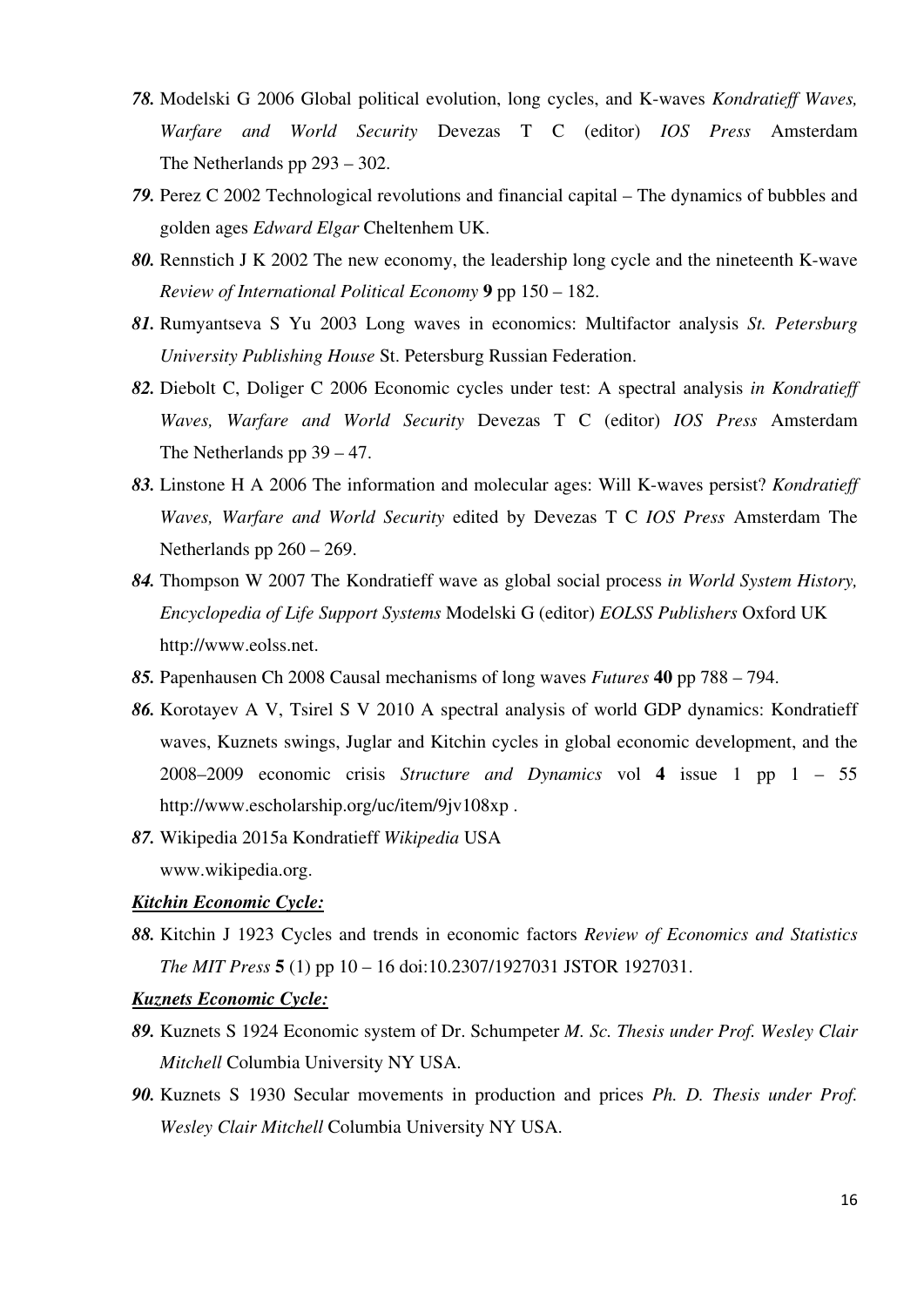***78.*** Modelski G 2006 Global political evolution, long cycles, and K-waves *Kondratieff Waves, Warfare and World Security* Devezas T C (editor) *IOS Press* Amsterdam The Netherlands pp 293 – 302.

***79.*** Perez C 2002 Technological revolutions and financial capital – The dynamics of bubbles and golden ages *Edward Elgar* Cheltenhem UK.

***80.*** Rennstich J K 2002 The new economy, the leadership long cycle and the nineteenth K-wave *Review of International Political Economy* **9** pp 150 – 182.

***81.*** Rumyantseva S Yu 2003 Long waves in economics: Multifactor analysis *St. Petersburg University Publishing House* St. Petersburg Russian Federation.

***82.*** Diebolt C, Doliger C 2006 Economic cycles under test: A spectral analysis *in Kondratieff Waves, Warfare and World Security* Devezas T C (editor) *IOS Press* Amsterdam The Netherlands pp 39 – 47.

***83.*** Linstone H A 2006 The information and molecular ages: Will K-waves persist? *Kondratieff Waves, Warfare and World Security* edited by Devezas T C *IOS Press* Amsterdam The Netherlands pp 260 – 269.

***84.*** Thompson W 2007 The Kondratieff wave as global social process *in World System History, Encyclopedia of Life Support Systems* Modelski G (editor) *EOLSS Publishers* Oxford UK http://www.eolss.net.

***85.*** Papenhausen Ch 2008 Causal mechanisms of long waves *Futures* **40** pp 788 – 794.

***86.*** Korotayev A V, Tsirel S V 2010 A spectral analysis of world GDP dynamics: Kondratieff waves, Kuznets swings, Juglar and Kitchin cycles in global economic development, and the 2008–2009 economic crisis *Structure and Dynamics* vol **4** issue 1 pp 1 – 55 http://www.escholarship.org/uc/item/9jv108xp .

***87.*** Wikipedia 2015a Kondratieff *Wikipedia* USA www.wikipedia.org.

***Kitchin Economic Cycle:***

***88.*** Kitchin J 1923 Cycles and trends in economic factors *Review of Economics and Statistics The MIT Press* **5** (1) pp 10 – 16 doi:10.2307/1927031 JSTOR 1927031.

***Kuznets Economic Cycle:***

***89.*** Kuznets S 1924 Economic system of Dr. Schumpeter *M. Sc. Thesis under Prof. Wesley Clair Mitchell* Columbia University NY USA.

***90.*** Kuznets S 1930 Secular movements in production and prices *Ph. D. Thesis under Prof. Wesley Clair Mitchell* Columbia University NY USA.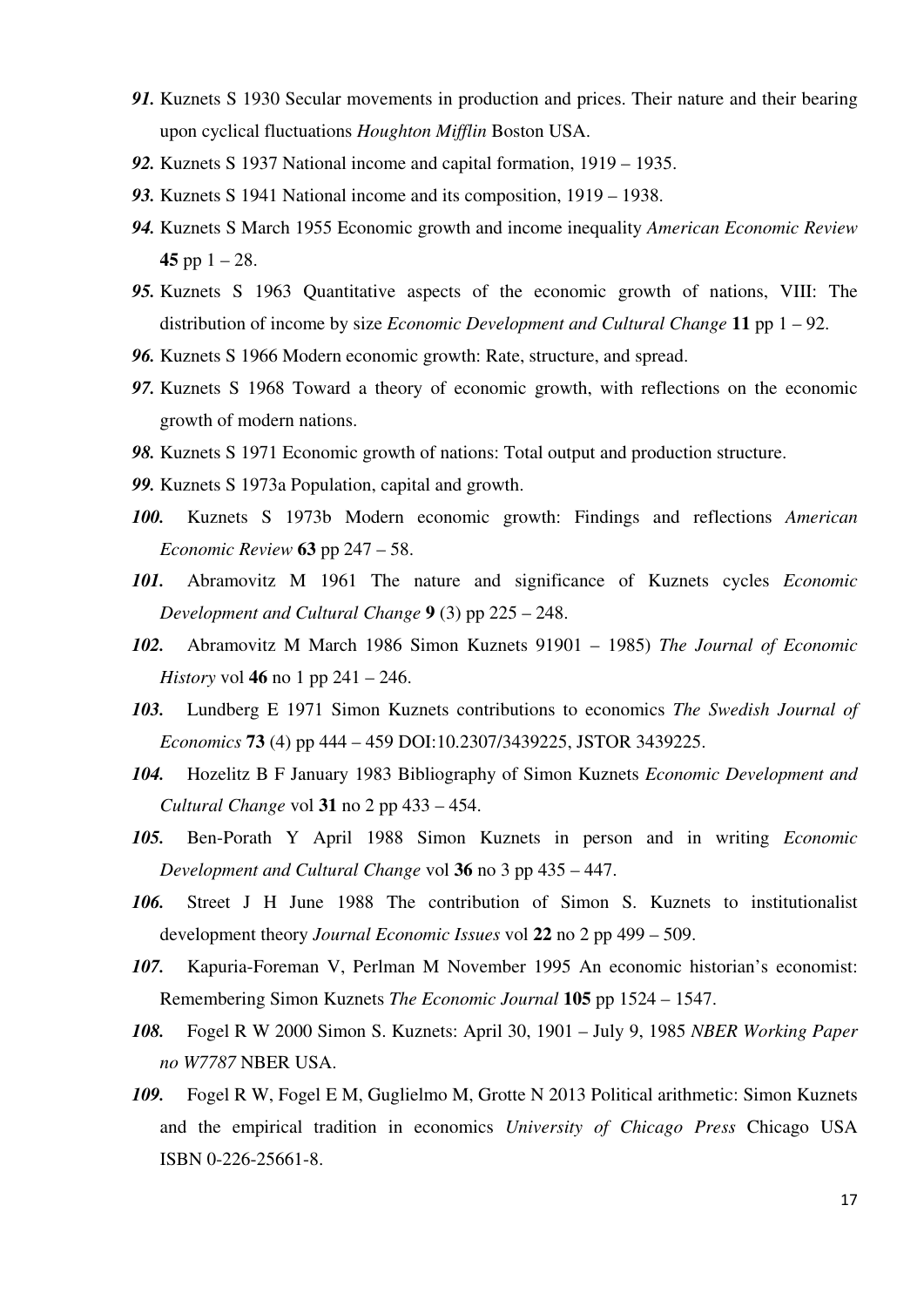***91.*** Kuznets S 1930 Secular movements in production and prices. Their nature and their bearing upon cyclical fluctuations *Houghton Mifflin* Boston USA.

***92.*** Kuznets S 1937 National income and capital formation, 1919 – 1935.

***93.*** Kuznets S 1941 National income and its composition, 1919 – 1938.

***94.*** Kuznets S March 1955 Economic growth and income inequality *American Economic Review* **45** pp 1 – 28.

***95.*** Kuznets S 1963 Quantitative aspects of the economic growth of nations, VIII: The distribution of income by size *Economic Development and Cultural Change* **11** pp 1 – 92.

***96.*** Kuznets S 1966 Modern economic growth: Rate, structure, and spread.

***97.*** Kuznets S 1968 Toward a theory of economic growth, with reflections on the economic growth of modern nations.

***98.*** Kuznets S 1971 Economic growth of nations: Total output and production structure.

***99.*** Kuznets S 1973a Population, capital and growth.

***100.*** Kuznets S 1973b Modern economic growth: Findings and reflections *American Economic Review* **63** pp 247 – 58.

***101.*** Abramovitz M 1961 The nature and significance of Kuznets cycles *Economic Development and Cultural Change* **9** (3) pp 225 – 248.

***102.*** Abramovitz M March 1986 Simon Kuznets 91901 – 1985) *The Journal of Economic History* vol **46** no 1 pp 241 – 246.

***103.*** Lundberg E 1971 Simon Kuznets contributions to economics *The Swedish Journal of Economics* **73** (4) pp 444 – 459 DOI:10.2307/3439225, JSTOR 3439225.

***104.*** Hozelitz B F January 1983 Bibliography of Simon Kuznets *Economic Development and Cultural Change* vol **31** no 2 pp 433 – 454.

***105.*** Ben-Porath Y April 1988 Simon Kuznets in person and in writing *Economic Development and Cultural Change* vol **36** no 3 pp 435 – 447.

***106.*** Street J H June 1988 The contribution of Simon S. Kuznets to institutionalist development theory *Journal Economic Issues* vol **22** no 2 pp 499 – 509.

***107.*** Kapuria-Foreman V, Perlman M November 1995 An economic historian's economist: Remembering Simon Kuznets *The Economic Journal* **105** pp 1524 – 1547.

***108.*** Fogel R W 2000 Simon S. Kuznets: April 30, 1901 – July 9, 1985 *NBER Working Paper no W7787* NBER USA.

***109.*** Fogel R W, Fogel E M, Guglielmo M, Grotte N 2013 Political arithmetic: Simon Kuznets and the empirical tradition in economics *University of Chicago Press* Chicago USA ISBN 0-226-25661-8.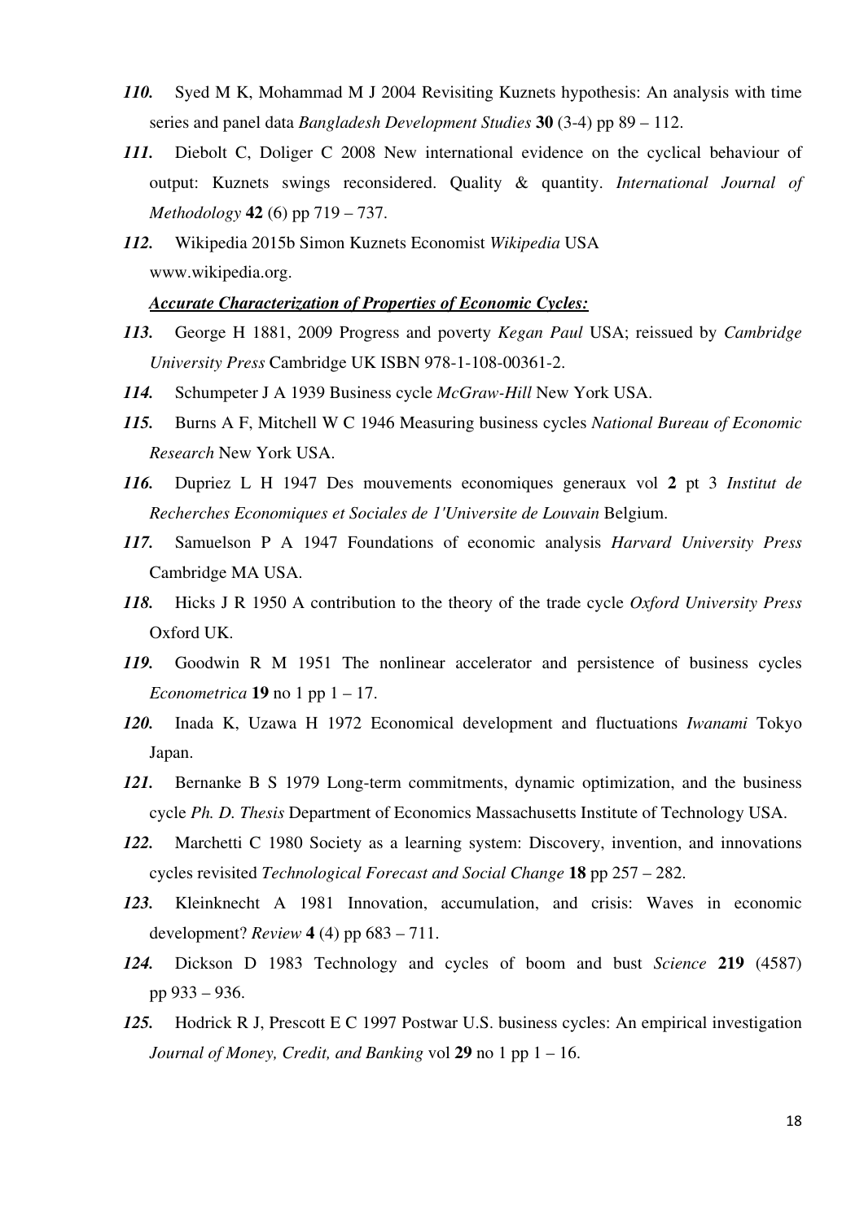***110.*** Syed M K, Mohammad M J 2004 Revisiting Kuznets hypothesis: An analysis with time series and panel data *Bangladesh Development Studies* **30** (3-4) pp 89 – 112.

***111.*** Diebolt C, Doliger C 2008 New international evidence on the cyclical behaviour of output: Kuznets swings reconsidered. Quality & quantity. *International Journal of Methodology* **42** (6) pp 719 – 737.

***112.*** Wikipedia 2015b Simon Kuznets Economist *Wikipedia* USA www.wikipedia.org.

***Accurate Characterization of Properties of Economic Cycles:***

***113.*** George H 1881, 2009 Progress and poverty *Kegan Paul* USA; reissued by *Cambridge University Press* Cambridge UK ISBN 978-1-108-00361-2.

***114.*** Schumpeter J A 1939 Business cycle *McGraw-Hill* New York USA.

***115.*** Burns A F, Mitchell W C 1946 Measuring business cycles *National Bureau of Economic Research* New York USA.

***116.*** Dupriez L H 1947 Des mouvements economiques generaux vol **2** pt 3 *Institut de Recherches Economiques et Sociales de 1'Universite de Louvain* Belgium.

***117.*** Samuelson P A 1947 Foundations of economic analysis *Harvard University Press* Cambridge MA USA.

***118.*** Hicks J R 1950 A contribution to the theory of the trade cycle *Oxford University Press* Oxford UK.

***119.*** Goodwin R M 1951 The nonlinear accelerator and persistence of business cycles *Econometrica* **19** no 1 pp 1 – 17.

***120.*** Inada K, Uzawa H 1972 Economical development and fluctuations *Iwanami* Tokyo Japan.

***121.*** Bernanke B S 1979 Long-term commitments, dynamic optimization, and the business cycle *Ph. D. Thesis* Department of Economics Massachusetts Institute of Technology USA.

***122.*** Marchetti C 1980 Society as a learning system: Discovery, invention, and innovations cycles revisited *Technological Forecast and Social Change* **18** pp 257 – 282.

***123.*** Kleinknecht A 1981 Innovation, accumulation, and crisis: Waves in economic development? *Review* **4** (4) pp 683 – 711.

***124.*** Dickson D 1983 Technology and cycles of boom and bust *Science* **219** (4587) pp 933 – 936.

***125.*** Hodrick R J, Prescott E C 1997 Postwar U.S. business cycles: An empirical investigation *Journal of Money, Credit, and Banking* vol **29** no 1 pp 1 – 16.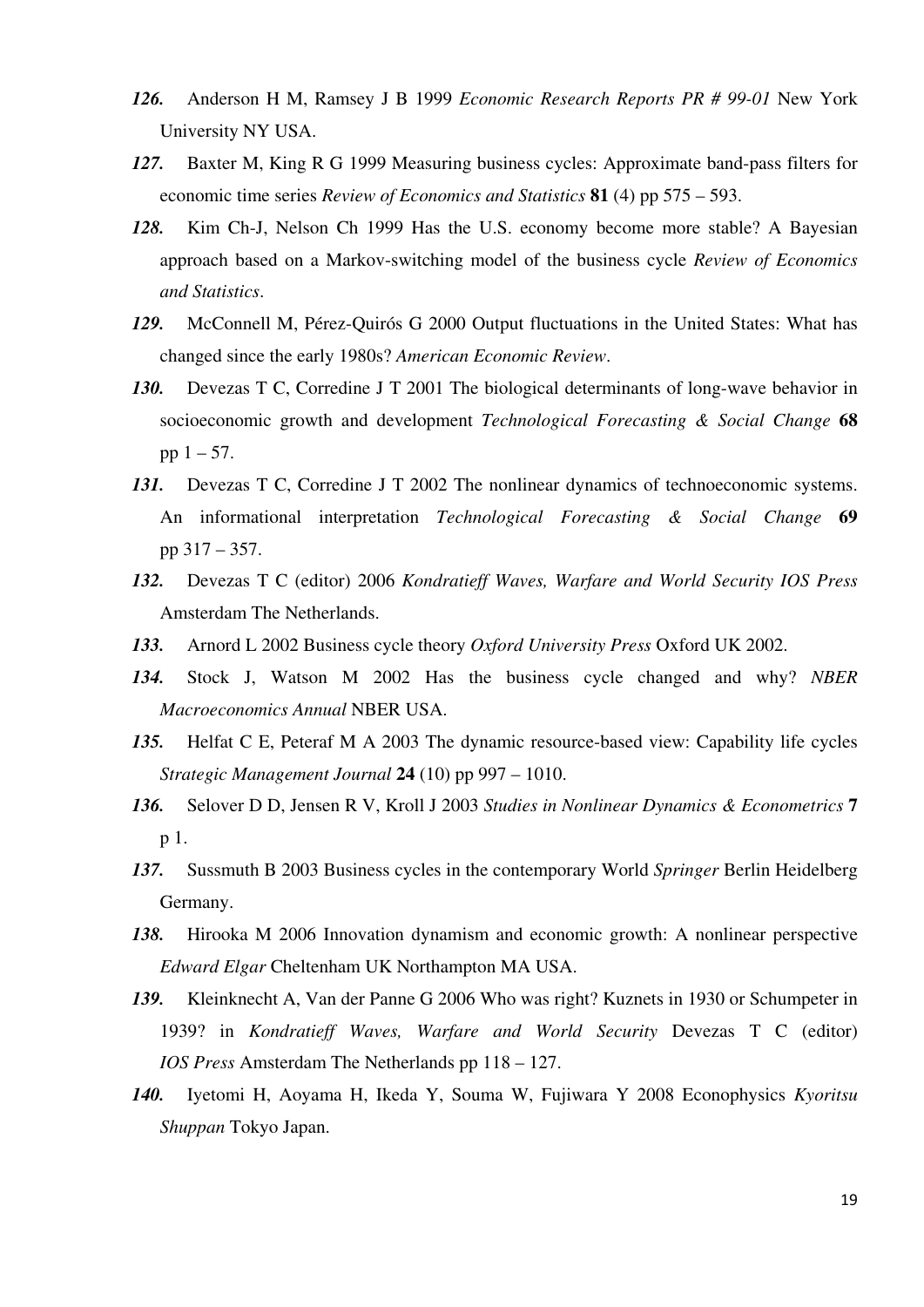***126.*** Anderson H M, Ramsey J B 1999 *Economic Research Reports PR # 99-01* New York University NY USA.

***127.*** Baxter M, King R G 1999 Measuring business cycles: Approximate band-pass filters for economic time series *Review of Economics and Statistics* **81** (4) pp 575 – 593.

***128.*** Kim Ch-J, Nelson Ch 1999 Has the U.S. economy become more stable? A Bayesian approach based on a Markov-switching model of the business cycle *Review of Economics and Statistics*.

***129.*** McConnell M, Pérez-Quirós G 2000 Output fluctuations in the United States: What has changed since the early 1980s? *American Economic Review*.

***130.*** Devezas T C, Corredine J T 2001 The biological determinants of long-wave behavior in socioeconomic growth and development *Technological Forecasting & Social Change* **68** pp 1 – 57.

***131.*** Devezas T C, Corredine J T 2002 The nonlinear dynamics of technoeconomic systems. An informational interpretation *Technological Forecasting & Social Change* **69** pp 317 – 357.

***132.*** Devezas T C (editor) 2006 *Kondratieff Waves, Warfare and World Security IOS Press* Amsterdam The Netherlands.

***133.*** Arnord L 2002 Business cycle theory *Oxford University Press* Oxford UK 2002.

***134.*** Stock J, Watson M 2002 Has the business cycle changed and why? *NBER Macroeconomics Annual* NBER USA.

***135.*** Helfat C E, Peteraf M A 2003 The dynamic resource-based view: Capability life cycles *Strategic Management Journal* **24** (10) pp 997 – 1010.

***136.*** Selover D D, Jensen R V, Kroll J 2003 *Studies in Nonlinear Dynamics & Econometrics* **7** p 1.

***137.*** Sussmuth B 2003 Business cycles in the contemporary World *Springer* Berlin Heidelberg Germany.

***138.*** Hirooka M 2006 Innovation dynamism and economic growth: A nonlinear perspective *Edward Elgar* Cheltenham UK Northampton MA USA.

***139.*** Kleinknecht A, Van der Panne G 2006 Who was right? Kuznets in 1930 or Schumpeter in 1939? in *Kondratieff Waves, Warfare and World Security* Devezas T C (editor) *IOS Press* Amsterdam The Netherlands pp 118 – 127.

***140.*** Iyetomi H, Aoyama H, Ikeda Y, Souma W, Fujiwara Y 2008 Econophysics *Kyoritsu Shuppan* Tokyo Japan.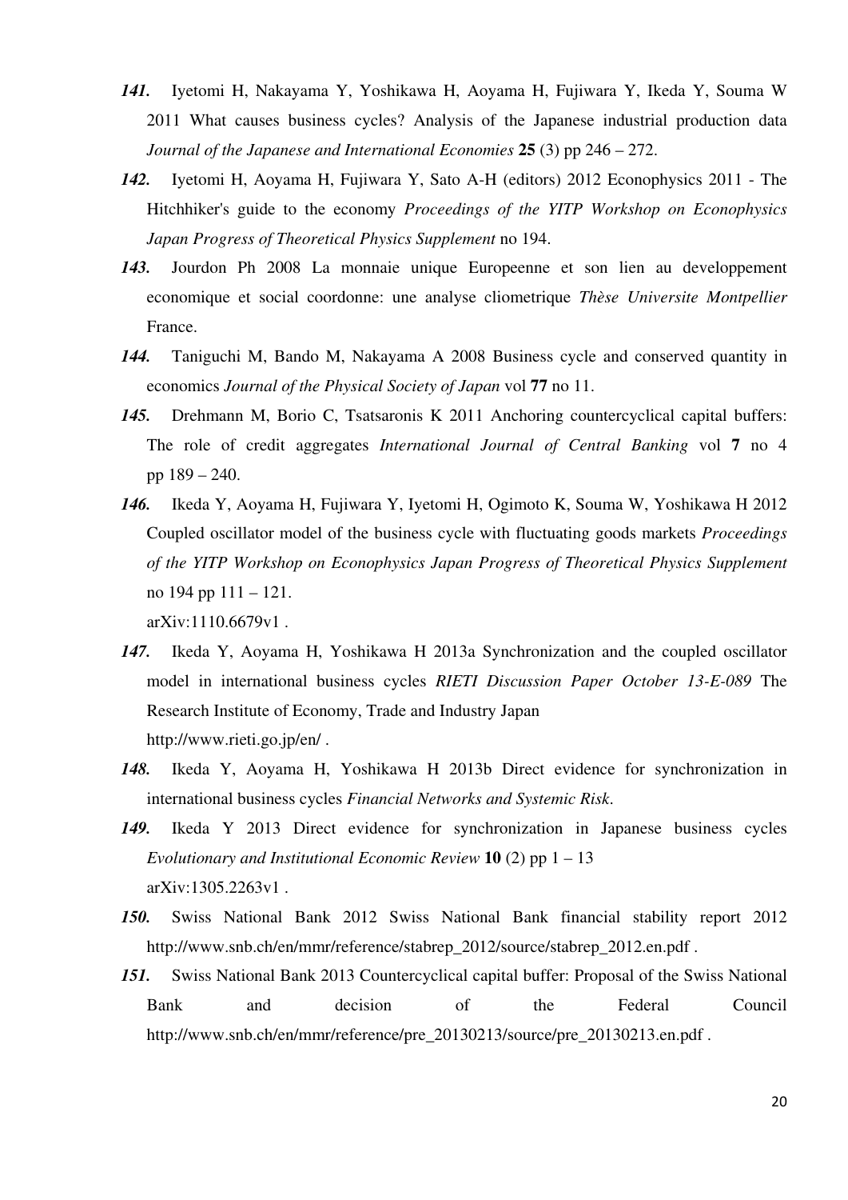***141.*** Iyetomi H, Nakayama Y, Yoshikawa H, Aoyama H, Fujiwara Y, Ikeda Y, Souma W 2011 What causes business cycles? Analysis of the Japanese industrial production data *Journal of the Japanese and International Economies* **25** (3) pp 246 – 272.

***142.*** Iyetomi H, Aoyama H, Fujiwara Y, Sato A-H (editors) 2012 Econophysics 2011 - The Hitchhiker's guide to the economy *Proceedings of the YITP Workshop on Econophysics Japan Progress of Theoretical Physics Supplement* no 194.

***143.*** Jourdon Ph 2008 La monnaie unique Europeenne et son lien au developpement economique et social coordonne: une analyse cliometrique *Thèse Universite Montpellier* France.

***144.*** Taniguchi M, Bando M, Nakayama A 2008 Business cycle and conserved quantity in economics *Journal of the Physical Society of Japan* vol **77** no 11.

***145.*** Drehmann M, Borio C, Tsatsaronis K 2011 Anchoring countercyclical capital buffers: The role of credit aggregates *International Journal of Central Banking* vol **7** no 4 pp 189 – 240.

***146.*** Ikeda Y, Aoyama H, Fujiwara Y, Iyetomi H, Ogimoto K, Souma W, Yoshikawa H 2012 Coupled oscillator model of the business cycle with fluctuating goods markets *Proceedings of the YITP Workshop on Econophysics Japan Progress of Theoretical Physics Supplement* no 194 pp 111 – 121.
arXiv:1110.6679v1 .

***147.*** Ikeda Y, Aoyama H, Yoshikawa H 2013a Synchronization and the coupled oscillator model in international business cycles *RIETI Discussion Paper October 13-E-089* The Research Institute of Economy, Trade and Industry Japan
http://www.rieti.go.jp/en/ .

***148.*** Ikeda Y, Aoyama H, Yoshikawa H 2013b Direct evidence for synchronization in international business cycles *Financial Networks and Systemic Risk*.

***149.*** Ikeda Y 2013 Direct evidence for synchronization in Japanese business cycles *Evolutionary and Institutional Economic Review* **10** (2) pp 1 – 13
arXiv:1305.2263v1 .

***150.*** Swiss National Bank 2012 Swiss National Bank financial stability report 2012 http://www.snb.ch/en/mmr/reference/stabrep_2012/source/stabrep_2012.en.pdf .

***151.*** Swiss National Bank 2013 Countercyclical capital buffer: Proposal of the Swiss National Bank and decision of the Federal Council http://www.snb.ch/en/mmr/reference/pre_20130213/source/pre_20130213.en.pdf .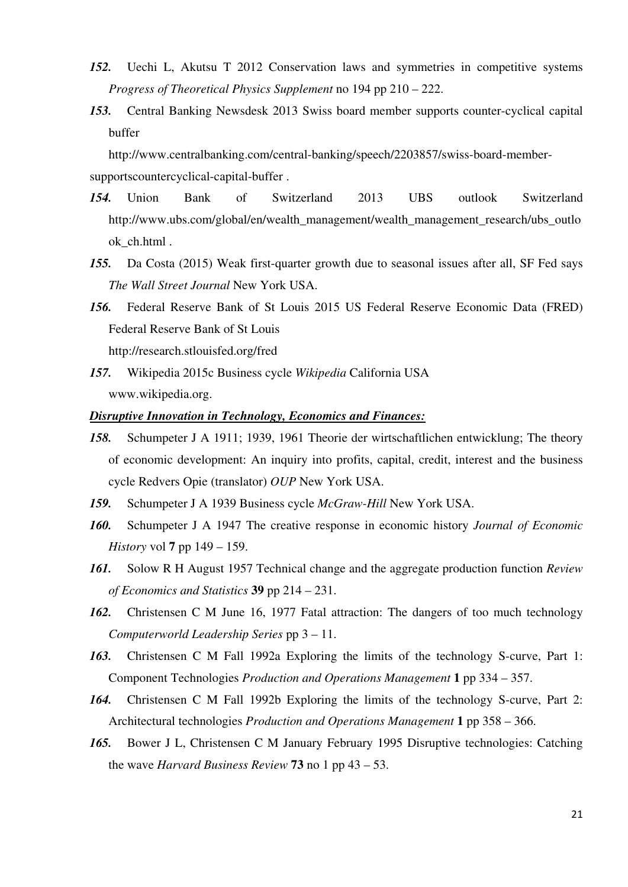***152.*** Uechi L, Akutsu T 2012 Conservation laws and symmetries in competitive systems *Progress of Theoretical Physics Supplement* no 194 pp 210 – 222.

***153.*** Central Banking Newsdesk 2013 Swiss board member supports counter-cyclical capital buffer
http://www.centralbanking.com/central-banking/speech/2203857/swiss-board-member-supportscountercyclical-capital-buffer .

***154.*** Union Bank of Switzerland 2013 UBS outlook Switzerland http://www.ubs.com/global/en/wealth_management/wealth_management_research/ubs_outlook_ch.html .

***155.*** Da Costa (2015) Weak first-quarter growth due to seasonal issues after all, SF Fed says *The Wall Street Journal* New York USA.

***156.*** Federal Reserve Bank of St Louis 2015 US Federal Reserve Economic Data (FRED) Federal Reserve Bank of St Louis
http://research.stlouisfed.org/fred

***157.*** Wikipedia 2015c Business cycle *Wikipedia* California USA
www.wikipedia.org.

***Disruptive Innovation in Technology, Economics and Finances:***

***158.*** Schumpeter J A 1911; 1939, 1961 Theorie der wirtschaftlichen entwicklung; The theory of economic development: An inquiry into profits, capital, credit, interest and the business cycle Redvers Opie (translator) *OUP* New York USA.

***159.*** Schumpeter J A 1939 Business cycle *McGraw-Hill* New York USA.

***160.*** Schumpeter J A 1947 The creative response in economic history *Journal of Economic History* vol **7** pp 149 – 159.

***161.*** Solow R H August 1957 Technical change and the aggregate production function *Review of Economics and Statistics* **39** pp 214 – 231.

***162.*** Christensen C M June 16, 1977 Fatal attraction: The dangers of too much technology *Computerworld Leadership Series* pp 3 – 11.

***163.*** Christensen C M Fall 1992a Exploring the limits of the technology S-curve, Part 1: Component Technologies *Production and Operations Management* **1** pp 334 – 357.

***164.*** Christensen C M Fall 1992b Exploring the limits of the technology S-curve, Part 2: Architectural technologies *Production and Operations Management* **1** pp 358 – 366.

***165.*** Bower J L, Christensen C M January February 1995 Disruptive technologies: Catching the wave *Harvard Business Review* **73** no 1 pp 43 – 53.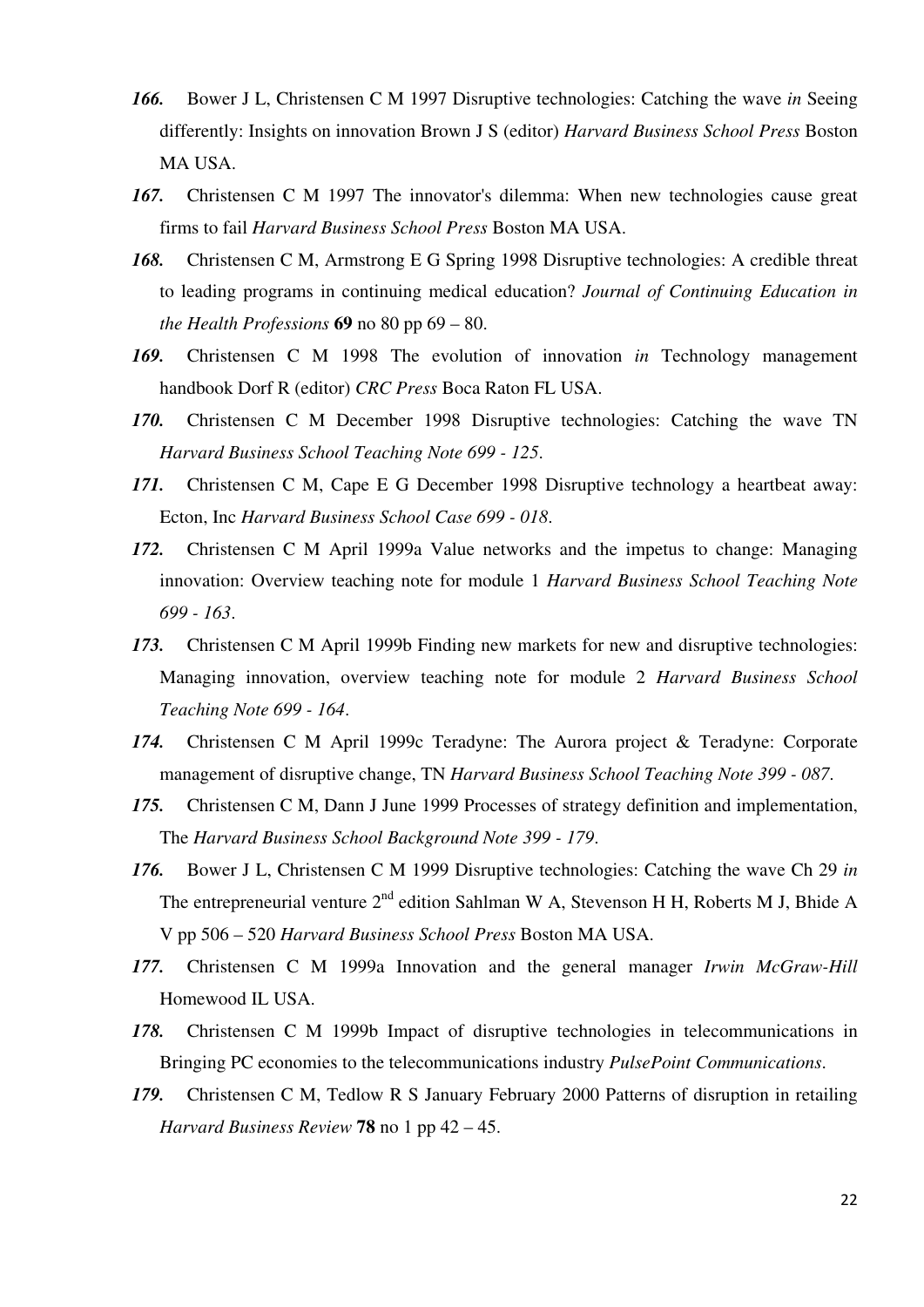***166.*** Bower J L, Christensen C M 1997 Disruptive technologies: Catching the wave *in* Seeing differently: Insights on innovation Brown J S (editor) *Harvard Business School Press* Boston MA USA.

***167.*** Christensen C M 1997 The innovator's dilemma: When new technologies cause great firms to fail *Harvard Business School Press* Boston MA USA.

***168.*** Christensen C M, Armstrong E G Spring 1998 Disruptive technologies: A credible threat to leading programs in continuing medical education? *Journal of Continuing Education in the Health Professions* **69** no 80 pp 69 – 80.

***169.*** Christensen C M 1998 The evolution of innovation *in* Technology management handbook Dorf R (editor) *CRC Press* Boca Raton FL USA.

***170.*** Christensen C M December 1998 Disruptive technologies: Catching the wave TN *Harvard Business School Teaching Note 699 - 125*.

***171.*** Christensen C M, Cape E G December 1998 Disruptive technology a heartbeat away: Ecton, Inc *Harvard Business School Case 699 - 018*.

***172.*** Christensen C M April 1999a Value networks and the impetus to change: Managing innovation: Overview teaching note for module 1 *Harvard Business School Teaching Note 699 - 163*.

***173.*** Christensen C M April 1999b Finding new markets for new and disruptive technologies: Managing innovation, overview teaching note for module 2 *Harvard Business School Teaching Note 699 - 164*.

***174.*** Christensen C M April 1999c Teradyne: The Aurora project & Teradyne: Corporate management of disruptive change, TN *Harvard Business School Teaching Note 399 - 087*.

***175.*** Christensen C M, Dann J June 1999 Processes of strategy definition and implementation, The *Harvard Business School Background Note 399 - 179*.

***176.*** Bower J L, Christensen C M 1999 Disruptive technologies: Catching the wave Ch 29 *in* The entrepreneurial venture 2nd edition Sahlman W A, Stevenson H H, Roberts M J, Bhide A V pp 506 – 520 *Harvard Business School Press* Boston MA USA.

***177.*** Christensen C M 1999a Innovation and the general manager *Irwin McGraw-Hill* Homewood IL USA.

***178.*** Christensen C M 1999b Impact of disruptive technologies in telecommunications in Bringing PC economies to the telecommunications industry *PulsePoint Communications*.

***179.*** Christensen C M, Tedlow R S January February 2000 Patterns of disruption in retailing *Harvard Business Review* **78** no 1 pp 42 – 45.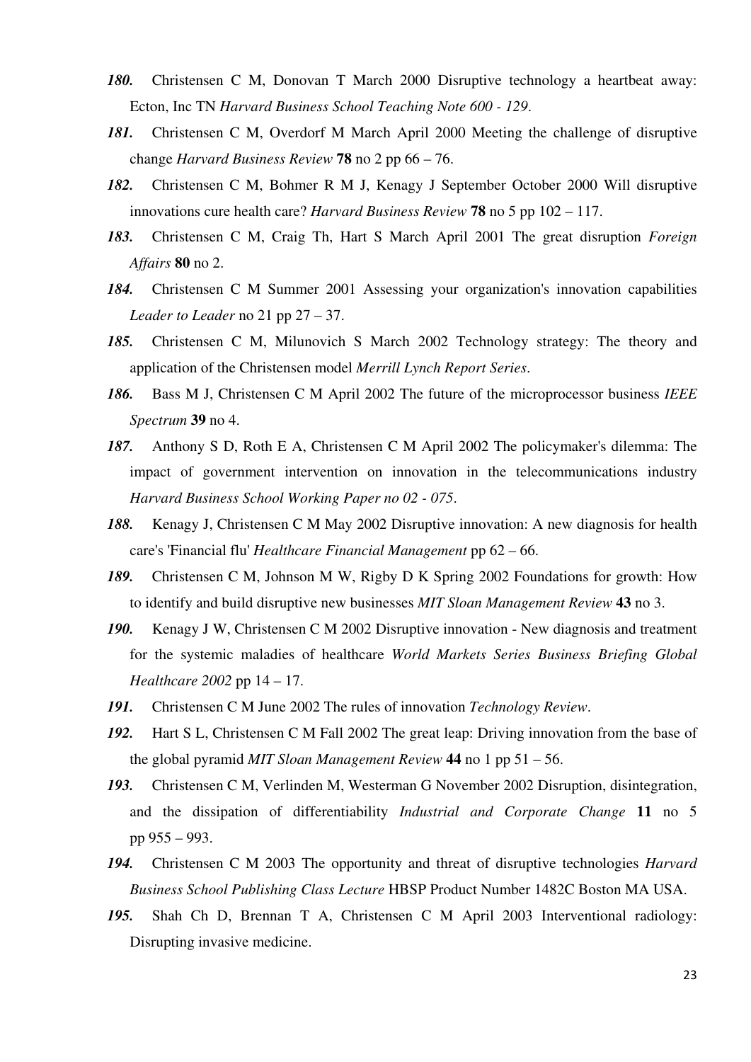***180.*** Christensen C M, Donovan T March 2000 Disruptive technology a heartbeat away: Ecton, Inc TN *Harvard Business School Teaching Note 600 - 129*.

***181.*** Christensen C M, Overdorf M March April 2000 Meeting the challenge of disruptive change *Harvard Business Review* **78** no 2 pp 66 – 76.

***182.*** Christensen C M, Bohmer R M J, Kenagy J September October 2000 Will disruptive innovations cure health care? *Harvard Business Review* **78** no 5 pp 102 – 117.

***183.*** Christensen C M, Craig Th, Hart S March April 2001 The great disruption *Foreign Affairs* **80** no 2.

***184.*** Christensen C M Summer 2001 Assessing your organization's innovation capabilities *Leader to Leader* no 21 pp 27 – 37.

***185.*** Christensen C M, Milunovich S March 2002 Technology strategy: The theory and application of the Christensen model *Merrill Lynch Report Series*.

***186.*** Bass M J, Christensen C M April 2002 The future of the microprocessor business *IEEE Spectrum* **39** no 4.

***187.*** Anthony S D, Roth E A, Christensen C M April 2002 The policymaker's dilemma: The impact of government intervention on innovation in the telecommunications industry *Harvard Business School Working Paper no 02 - 075*.

***188.*** Kenagy J, Christensen C M May 2002 Disruptive innovation: A new diagnosis for health care's 'Financial flu' *Healthcare Financial Management* pp 62 – 66.

***189.*** Christensen C M, Johnson M W, Rigby D K Spring 2002 Foundations for growth: How to identify and build disruptive new businesses *MIT Sloan Management Review* **43** no 3.

***190.*** Kenagy J W, Christensen C M 2002 Disruptive innovation - New diagnosis and treatment for the systemic maladies of healthcare *World Markets Series Business Briefing Global Healthcare 2002* pp 14 – 17.

***191.*** Christensen C M June 2002 The rules of innovation *Technology Review*.

***192.*** Hart S L, Christensen C M Fall 2002 The great leap: Driving innovation from the base of the global pyramid *MIT Sloan Management Review* **44** no 1 pp 51 – 56.

***193.*** Christensen C M, Verlinden M, Westerman G November 2002 Disruption, disintegration, and the dissipation of differentiability *Industrial and Corporate Change* **11** no 5 pp 955 – 993.

***194.*** Christensen C M 2003 The opportunity and threat of disruptive technologies *Harvard Business School Publishing Class Lecture* HBSP Product Number 1482C Boston MA USA.

***195.*** Shah Ch D, Brennan T A, Christensen C M April 2003 Interventional radiology: Disrupting invasive medicine.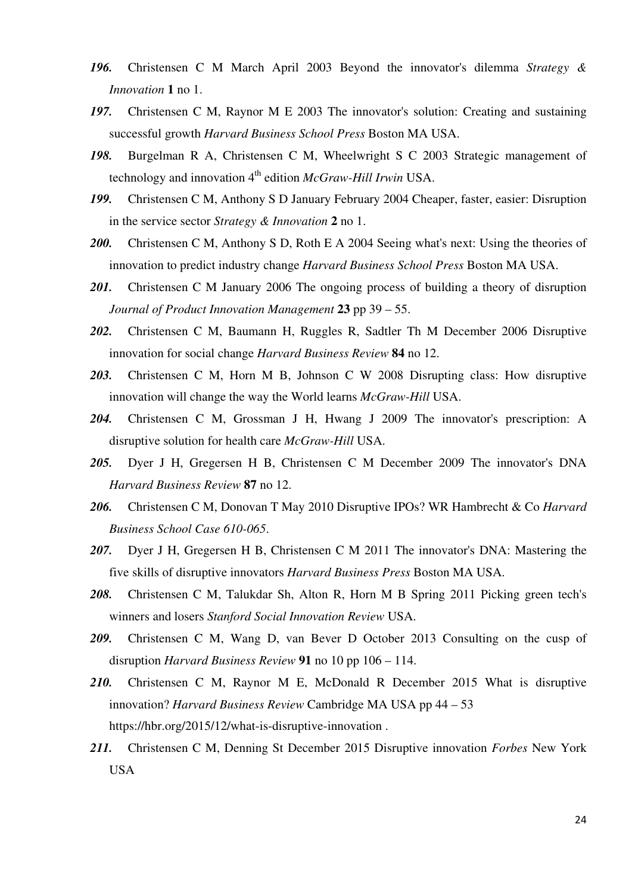***196.*** Christensen C M March April 2003 Beyond the innovator's dilemma *Strategy & Innovation* **1** no 1.

***197.*** Christensen C M, Raynor M E 2003 The innovator's solution: Creating and sustaining successful growth *Harvard Business School Press* Boston MA USA.

***198.*** Burgelman R A, Christensen C M, Wheelwright S C 2003 Strategic management of technology and innovation 4th edition *McGraw-Hill Irwin* USA.

***199.*** Christensen C M, Anthony S D January February 2004 Cheaper, faster, easier: Disruption in the service sector *Strategy & Innovation* **2** no 1.

***200.*** Christensen C M, Anthony S D, Roth E A 2004 Seeing what's next: Using the theories of innovation to predict industry change *Harvard Business School Press* Boston MA USA.

***201.*** Christensen C M January 2006 The ongoing process of building a theory of disruption *Journal of Product Innovation Management* **23** pp 39 – 55.

***202.*** Christensen C M, Baumann H, Ruggles R, Sadtler Th M December 2006 Disruptive innovation for social change *Harvard Business Review* **84** no 12.

***203.*** Christensen C M, Horn M B, Johnson C W 2008 Disrupting class: How disruptive innovation will change the way the World learns *McGraw-Hill* USA.

***204.*** Christensen C M, Grossman J H, Hwang J 2009 The innovator's prescription: A disruptive solution for health care *McGraw-Hill* USA.

***205.*** Dyer J H, Gregersen H B, Christensen C M December 2009 The innovator's DNA *Harvard Business Review* **87** no 12.

***206.*** Christensen C M, Donovan T May 2010 Disruptive IPOs? WR Hambrecht & Co *Harvard Business School Case 610-065*.

***207.*** Dyer J H, Gregersen H B, Christensen C M 2011 The innovator's DNA: Mastering the five skills of disruptive innovators *Harvard Business Press* Boston MA USA.

***208.*** Christensen C M, Talukdar Sh, Alton R, Horn M B Spring 2011 Picking green tech's winners and losers *Stanford Social Innovation Review* USA.

***209.*** Christensen C M, Wang D, van Bever D October 2013 Consulting on the cusp of disruption *Harvard Business Review* **91** no 10 pp 106 – 114.

***210.*** Christensen C M, Raynor M E, McDonald R December 2015 What is disruptive innovation? *Harvard Business Review* Cambridge MA USA pp 44 – 53 https://hbr.org/2015/12/what-is-disruptive-innovation .

***211.*** Christensen C M, Denning St December 2015 Disruptive innovation *Forbes* New York USA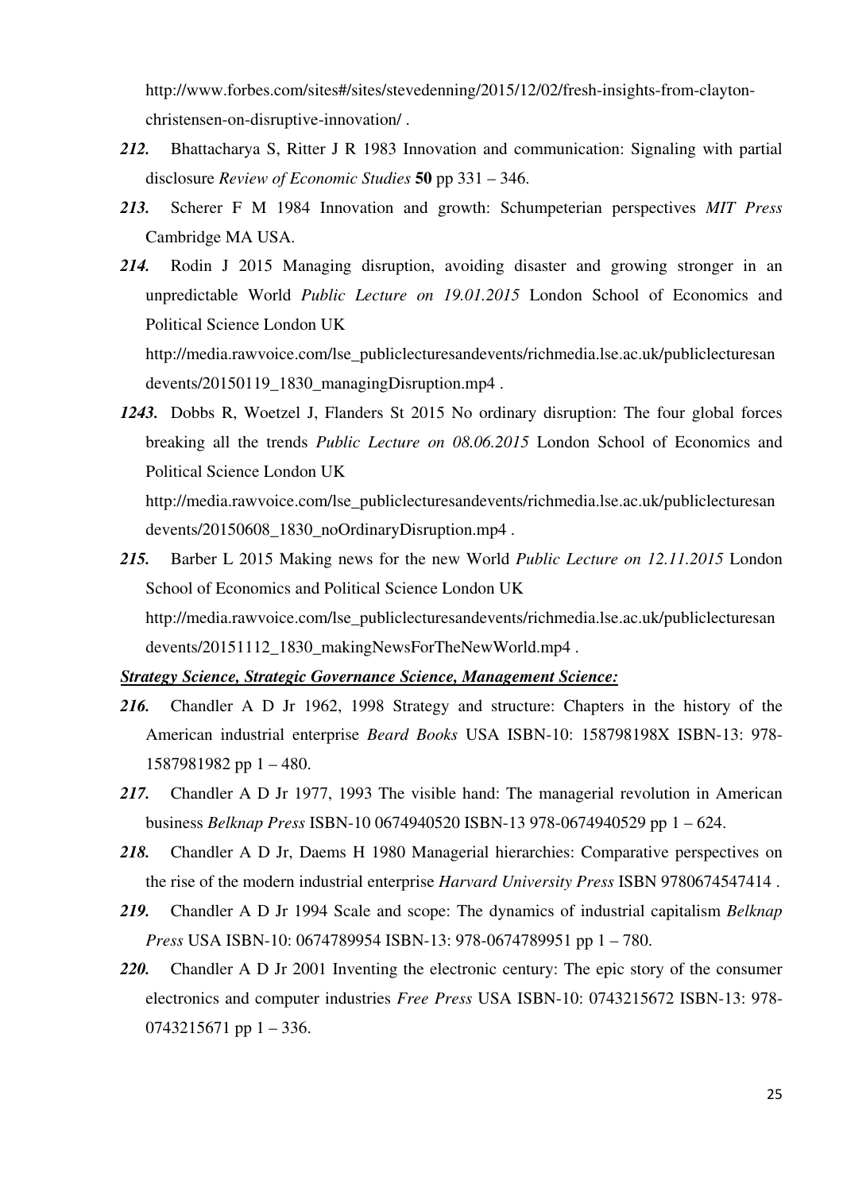http://www.forbes.com/sites#/sites/stevedenning/2015/12/02/fresh-insights-from-clayton-christensen-on-disruptive-innovation/ .

***212.*** Bhattacharya S, Ritter J R 1983 Innovation and communication: Signaling with partial disclosure *Review of Economic Studies* **50** pp 331 – 346.

***213.*** Scherer F M 1984 Innovation and growth: Schumpeterian perspectives *MIT Press* Cambridge MA USA.

***214.*** Rodin J 2015 Managing disruption, avoiding disaster and growing stronger in an unpredictable World *Public Lecture on 19.01.2015* London School of Economics and Political Science London UK http://media.rawvoice.com/lse_publiclecturesandevents/richmedia.lse.ac.uk/publiclecturesandevents/20150119_1830_managingDisruption.mp4 .

***1243.*** Dobbs R, Woetzel J, Flanders St 2015 No ordinary disruption: The four global forces breaking all the trends *Public Lecture on 08.06.2015* London School of Economics and Political Science London UK http://media.rawvoice.com/lse_publiclecturesandevents/richmedia.lse.ac.uk/publiclecturesandevents/20150608_1830_noOrdinaryDisruption.mp4 .

***215.*** Barber L 2015 Making news for the new World *Public Lecture on 12.11.2015* London School of Economics and Political Science London UK http://media.rawvoice.com/lse_publiclecturesandevents/richmedia.lse.ac.uk/publiclecturesandevents/20151112_1830_makingNewsForTheNewWorld.mp4 .

***<u>Strategy Science, Strategic Governance Science, Management Science:</u>***

***216.*** Chandler A D Jr 1962, 1998 Strategy and structure: Chapters in the history of the American industrial enterprise *Beard Books* USA ISBN-10: 158798198X ISBN-13: 978-1587981982 pp 1 – 480.

***217.*** Chandler A D Jr 1977, 1993 The visible hand: The managerial revolution in American business *Belknap Press* ISBN-10 0674940520 ISBN-13 978-0674940529 pp 1 – 624.

***218.*** Chandler A D Jr, Daems H 1980 Managerial hierarchies: Comparative perspectives on the rise of the modern industrial enterprise *Harvard University Press* ISBN 9780674547414 .

***219.*** Chandler A D Jr 1994 Scale and scope: The dynamics of industrial capitalism *Belknap Press* USA ISBN-10: 0674789954 ISBN-13: 978-0674789951 pp 1 – 780.

***220.*** Chandler A D Jr 2001 Inventing the electronic century: The epic story of the consumer electronics and computer industries *Free Press* USA ISBN-10: 0743215672 ISBN-13: 978-0743215671 pp 1 – 336.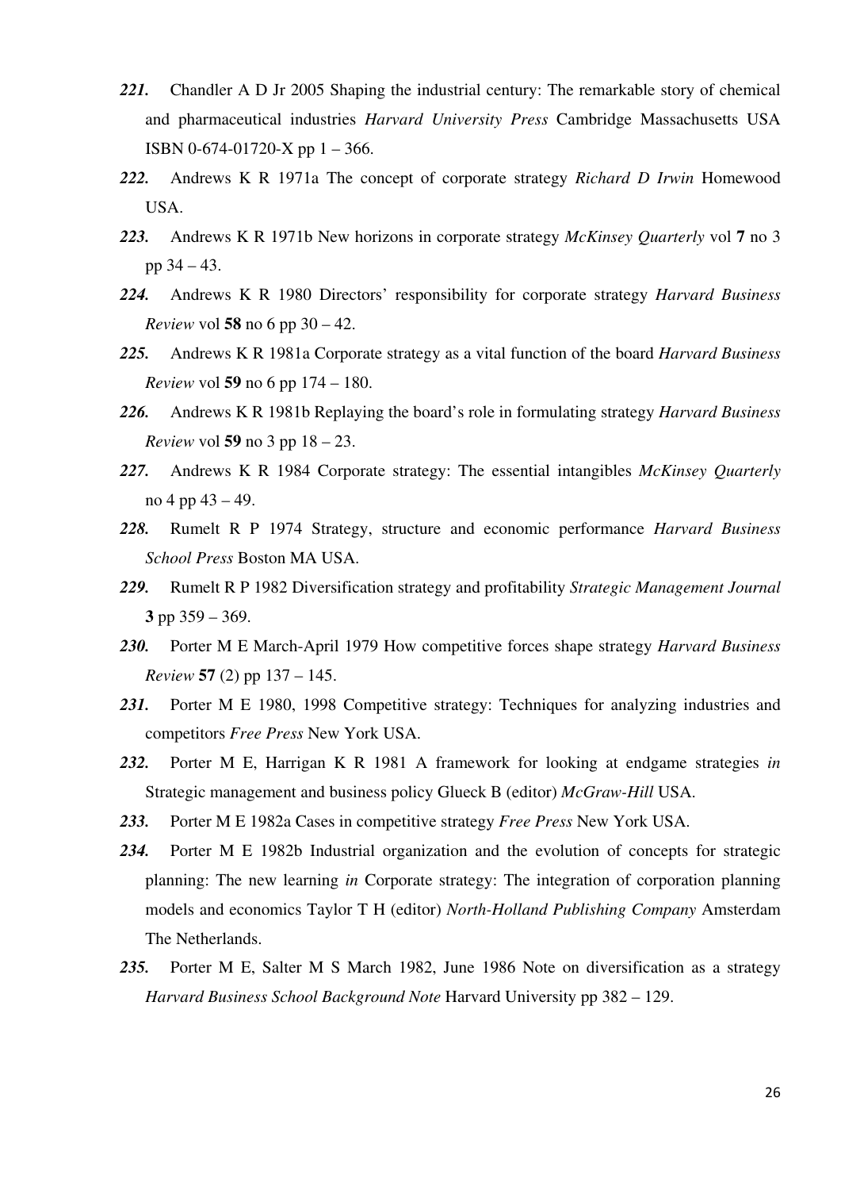***221.*** Chandler A D Jr 2005 Shaping the industrial century: The remarkable story of chemical and pharmaceutical industries *Harvard University Press* Cambridge Massachusetts USA ISBN 0-674-01720-X pp 1 – 366.

***222.*** Andrews K R 1971a The concept of corporate strategy *Richard D Irwin* Homewood USA.

***223.*** Andrews K R 1971b New horizons in corporate strategy *McKinsey Quarterly* vol **7** no 3 pp 34 – 43.

***224.*** Andrews K R 1980 Directors' responsibility for corporate strategy *Harvard Business Review* vol **58** no 6 pp 30 – 42.

***225.*** Andrews K R 1981a Corporate strategy as a vital function of the board *Harvard Business Review* vol **59** no 6 pp 174 – 180.

***226.*** Andrews K R 1981b Replaying the board's role in formulating strategy *Harvard Business Review* vol **59** no 3 pp 18 – 23.

***227.*** Andrews K R 1984 Corporate strategy: The essential intangibles *McKinsey Quarterly* no 4 pp 43 – 49.

***228.*** Rumelt R P 1974 Strategy, structure and economic performance *Harvard Business School Press* Boston MA USA.

***229.*** Rumelt R P 1982 Diversification strategy and profitability *Strategic Management Journal* **3** pp 359 – 369.

***230.*** Porter M E March-April 1979 How competitive forces shape strategy *Harvard Business Review* **57** (2) pp 137 – 145.

***231.*** Porter M E 1980, 1998 Competitive strategy: Techniques for analyzing industries and competitors *Free Press* New York USA.

***232.*** Porter M E, Harrigan K R 1981 A framework for looking at endgame strategies *in* Strategic management and business policy Glueck B (editor) *McGraw-Hill* USA.

***233.*** Porter M E 1982a Cases in competitive strategy *Free Press* New York USA.

***234.*** Porter M E 1982b Industrial organization and the evolution of concepts for strategic planning: The new learning *in* Corporate strategy: The integration of corporation planning models and economics Taylor T H (editor) *North-Holland Publishing Company* Amsterdam The Netherlands.

***235.*** Porter M E, Salter M S March 1982, June 1986 Note on diversification as a strategy *Harvard Business School Background Note* Harvard University pp 382 – 129.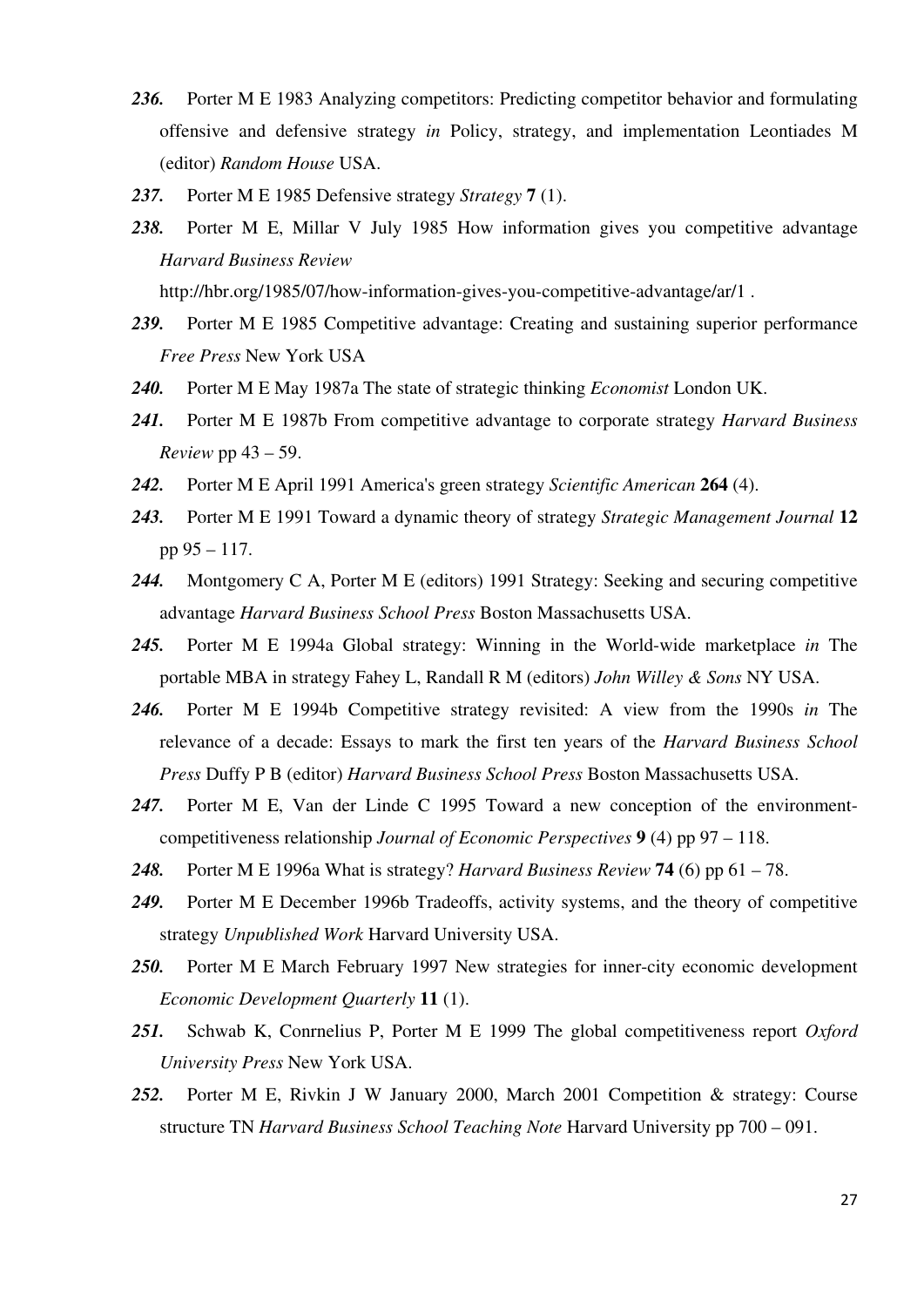***236.*** Porter M E 1983 Analyzing competitors: Predicting competitor behavior and formulating offensive and defensive strategy *in* Policy, strategy, and implementation Leontiades M (editor) *Random House* USA.

***237.*** Porter M E 1985 Defensive strategy *Strategy* **7** (1).

***238.*** Porter M E, Millar V July 1985 How information gives you competitive advantage *Harvard Business Review* http://hbr.org/1985/07/how-information-gives-you-competitive-advantage/ar/1 .

***239.*** Porter M E 1985 Competitive advantage: Creating and sustaining superior performance *Free Press* New York USA

***240.*** Porter M E May 1987a The state of strategic thinking *Economist* London UK.

***241.*** Porter M E 1987b From competitive advantage to corporate strategy *Harvard Business Review* pp 43 – 59.

***242.*** Porter M E April 1991 America's green strategy *Scientific American* **264** (4).

***243.*** Porter M E 1991 Toward a dynamic theory of strategy *Strategic Management Journal* **12** pp 95 – 117.

***244.*** Montgomery C A, Porter M E (editors) 1991 Strategy: Seeking and securing competitive advantage *Harvard Business School Press* Boston Massachusetts USA.

***245.*** Porter M E 1994a Global strategy: Winning in the World-wide marketplace *in* The portable MBA in strategy Fahey L, Randall R M (editors) *John Willey & Sons* NY USA.

***246.*** Porter M E 1994b Competitive strategy revisited: A view from the 1990s *in* The relevance of a decade: Essays to mark the first ten years of the *Harvard Business School Press* Duffy P B (editor) *Harvard Business School Press* Boston Massachusetts USA.

***247.*** Porter M E, Van der Linde C 1995 Toward a new conception of the environment-competitiveness relationship *Journal of Economic Perspectives* **9** (4) pp 97 – 118.

***248.*** Porter M E 1996a What is strategy? *Harvard Business Review* **74** (6) pp 61 – 78.

***249.*** Porter M E December 1996b Tradeoffs, activity systems, and the theory of competitive strategy *Unpublished Work* Harvard University USA.

***250.*** Porter M E March February 1997 New strategies for inner-city economic development *Economic Development Quarterly* **11** (1).

***251.*** Schwab K, Conrnelius P, Porter M E 1999 The global competitiveness report *Oxford University Press* New York USA.

***252.*** Porter M E, Rivkin J W January 2000, March 2001 Competition & strategy: Course structure TN *Harvard Business School Teaching Note* Harvard University pp 700 – 091.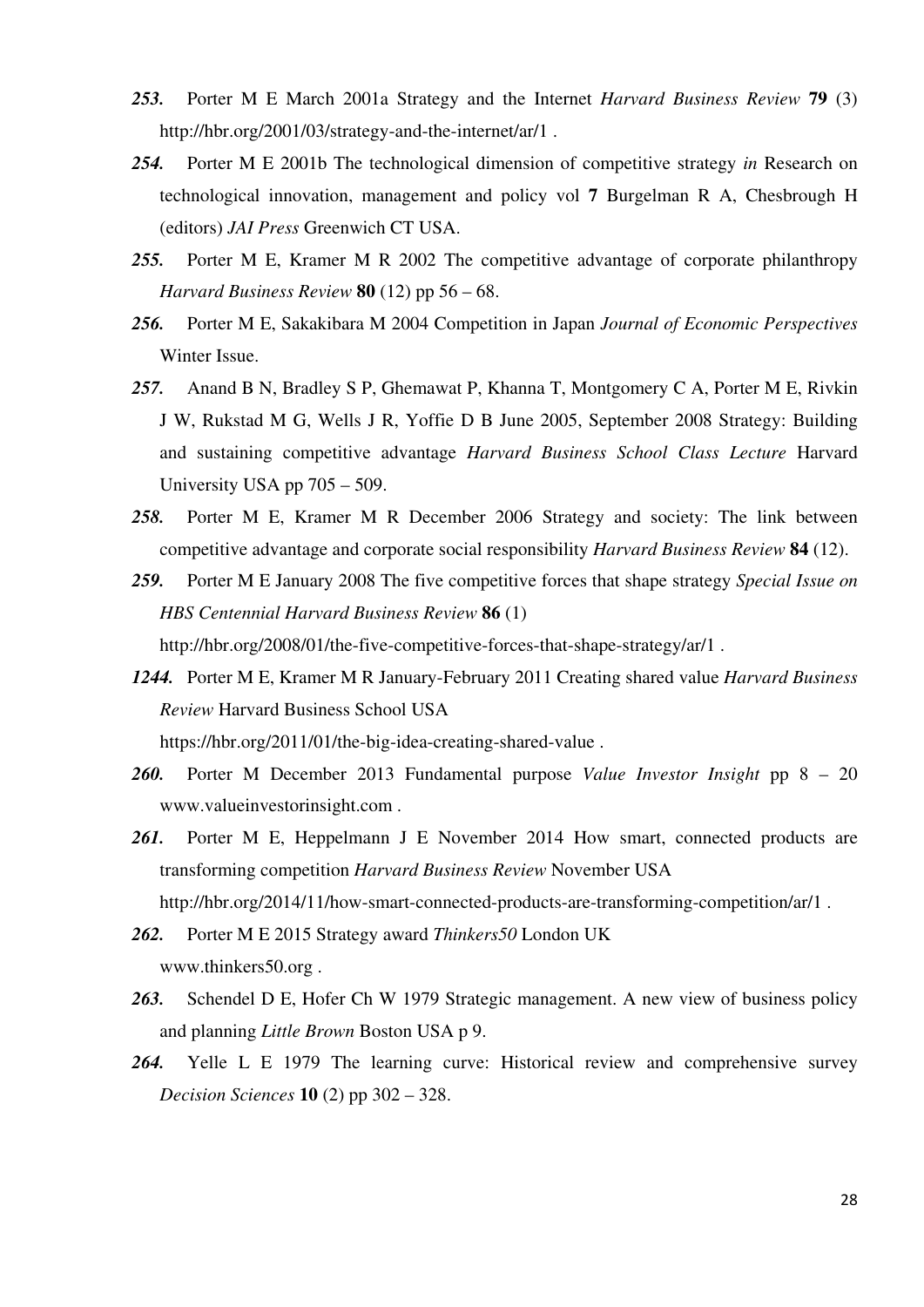***253.*** Porter M E March 2001a Strategy and the Internet *Harvard Business Review* **79** (3) http://hbr.org/2001/03/strategy-and-the-internet/ar/1 .

***254.*** Porter M E 2001b The technological dimension of competitive strategy *in* Research on technological innovation, management and policy vol **7** Burgelman R A, Chesbrough H (editors) *JAI Press* Greenwich CT USA.

***255.*** Porter M E, Kramer M R 2002 The competitive advantage of corporate philanthropy *Harvard Business Review* **80** (12) pp 56 – 68.

***256.*** Porter M E, Sakakibara M 2004 Competition in Japan *Journal of Economic Perspectives* Winter Issue.

***257.*** Anand B N, Bradley S P, Ghemawat P, Khanna T, Montgomery C A, Porter M E, Rivkin J W, Rukstad M G, Wells J R, Yoffie D B June 2005, September 2008 Strategy: Building and sustaining competitive advantage *Harvard Business School Class Lecture* Harvard University USA pp 705 – 509.

***258.*** Porter M E, Kramer M R December 2006 Strategy and society: The link between competitive advantage and corporate social responsibility *Harvard Business Review* **84** (12).

***259.*** Porter M E January 2008 The five competitive forces that shape strategy *Special Issue on HBS Centennial Harvard Business Review* **86** (1) http://hbr.org/2008/01/the-five-competitive-forces-that-shape-strategy/ar/1 .

***1244.*** Porter M E, Kramer M R January-February 2011 Creating shared value *Harvard Business Review* Harvard Business School USA https://hbr.org/2011/01/the-big-idea-creating-shared-value .

***260.*** Porter M December 2013 Fundamental purpose *Value Investor Insight* pp 8 – 20 www.valueinvestorinsight.com .

***261.*** Porter M E, Heppelmann J E November 2014 How smart, connected products are transforming competition *Harvard Business Review* November USA http://hbr.org/2014/11/how-smart-connected-products-are-transforming-competition/ar/1 .

***262.*** Porter M E 2015 Strategy award *Thinkers50* London UK www.thinkers50.org .

***263.*** Schendel D E, Hofer Ch W 1979 Strategic management. A new view of business policy and planning *Little Brown* Boston USA p 9.

***264.*** Yelle L E 1979 The learning curve: Historical review and comprehensive survey *Decision Sciences* **10** (2) pp 302 – 328.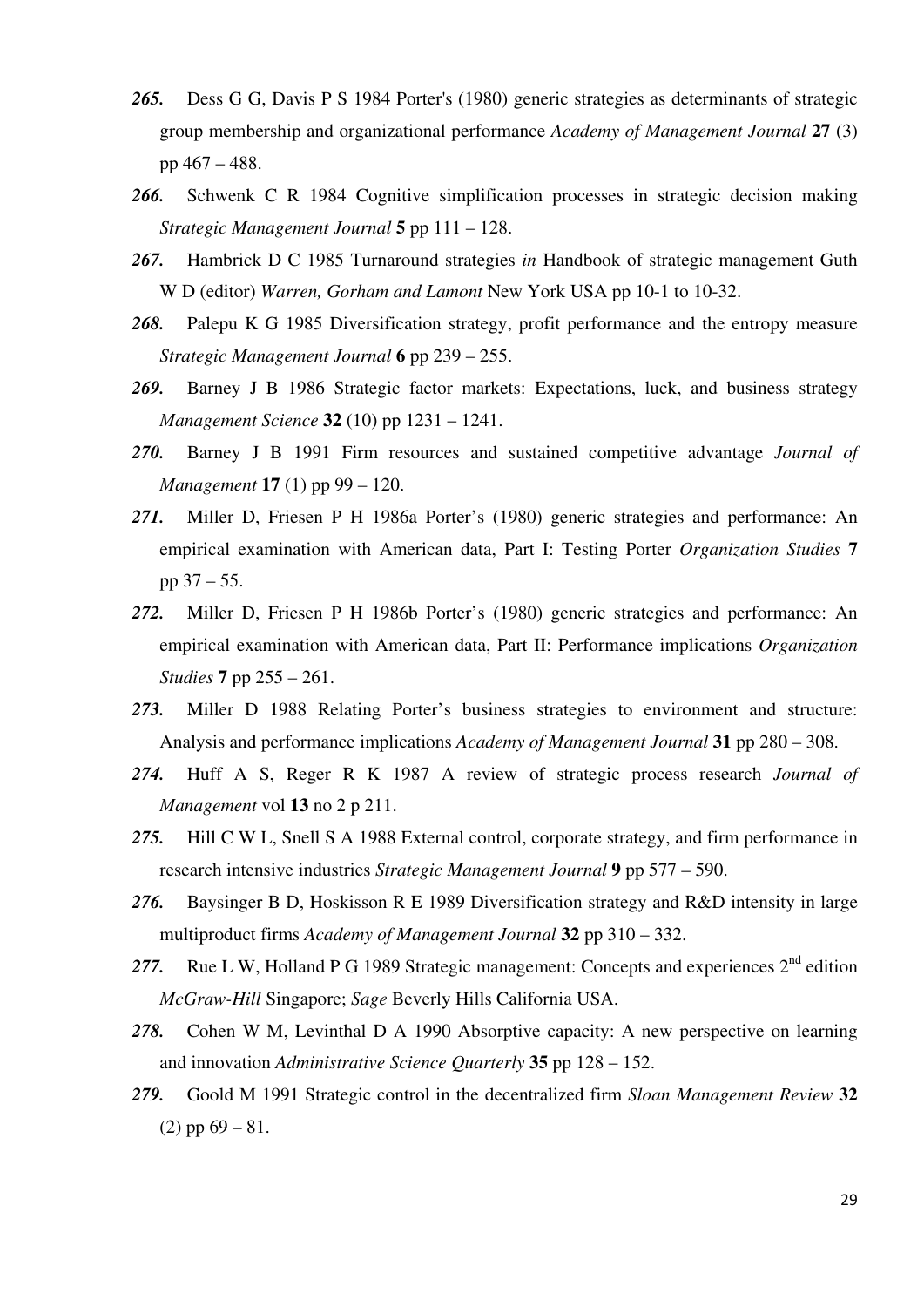***265.*** Dess G G, Davis P S 1984 Porter's (1980) generic strategies as determinants of strategic group membership and organizational performance *Academy of Management Journal* **27** (3) pp 467 – 488.

***266.*** Schwenk C R 1984 Cognitive simplification processes in strategic decision making *Strategic Management Journal* **5** pp 111 – 128.

***267.*** Hambrick D C 1985 Turnaround strategies *in* Handbook of strategic management Guth W D (editor) *Warren, Gorham and Lamont* New York USA pp 10-1 to 10-32.

***268.*** Palepu K G 1985 Diversification strategy, profit performance and the entropy measure *Strategic Management Journal* **6** pp 239 – 255.

***269.*** Barney J B 1986 Strategic factor markets: Expectations, luck, and business strategy *Management Science* **32** (10) pp 1231 – 1241.

***270.*** Barney J B 1991 Firm resources and sustained competitive advantage *Journal of Management* **17** (1) pp 99 – 120.

***271.*** Miller D, Friesen P H 1986a Porter's (1980) generic strategies and performance: An empirical examination with American data, Part I: Testing Porter *Organization Studies* **7** pp 37 – 55.

***272.*** Miller D, Friesen P H 1986b Porter's (1980) generic strategies and performance: An empirical examination with American data, Part II: Performance implications *Organization Studies* **7** pp 255 – 261.

***273.*** Miller D 1988 Relating Porter's business strategies to environment and structure: Analysis and performance implications *Academy of Management Journal* **31** pp 280 – 308.

***274.*** Huff A S, Reger R K 1987 A review of strategic process research *Journal of Management* vol **13** no 2 p 211.

***275.*** Hill C W L, Snell S A 1988 External control, corporate strategy, and firm performance in research intensive industries *Strategic Management Journal* **9** pp 577 – 590.

***276.*** Baysinger B D, Hoskisson R E 1989 Diversification strategy and R&D intensity in large multiproduct firms *Academy of Management Journal* **32** pp 310 – 332.

***277.*** Rue L W, Holland P G 1989 Strategic management: Concepts and experiences 2nd edition *McGraw-Hill* Singapore; *Sage* Beverly Hills California USA.

***278.*** Cohen W M, Levinthal D A 1990 Absorptive capacity: A new perspective on learning and innovation *Administrative Science Quarterly* **35** pp 128 – 152.

***279.*** Goold M 1991 Strategic control in the decentralized firm *Sloan Management Review* **32** (2) pp 69 – 81.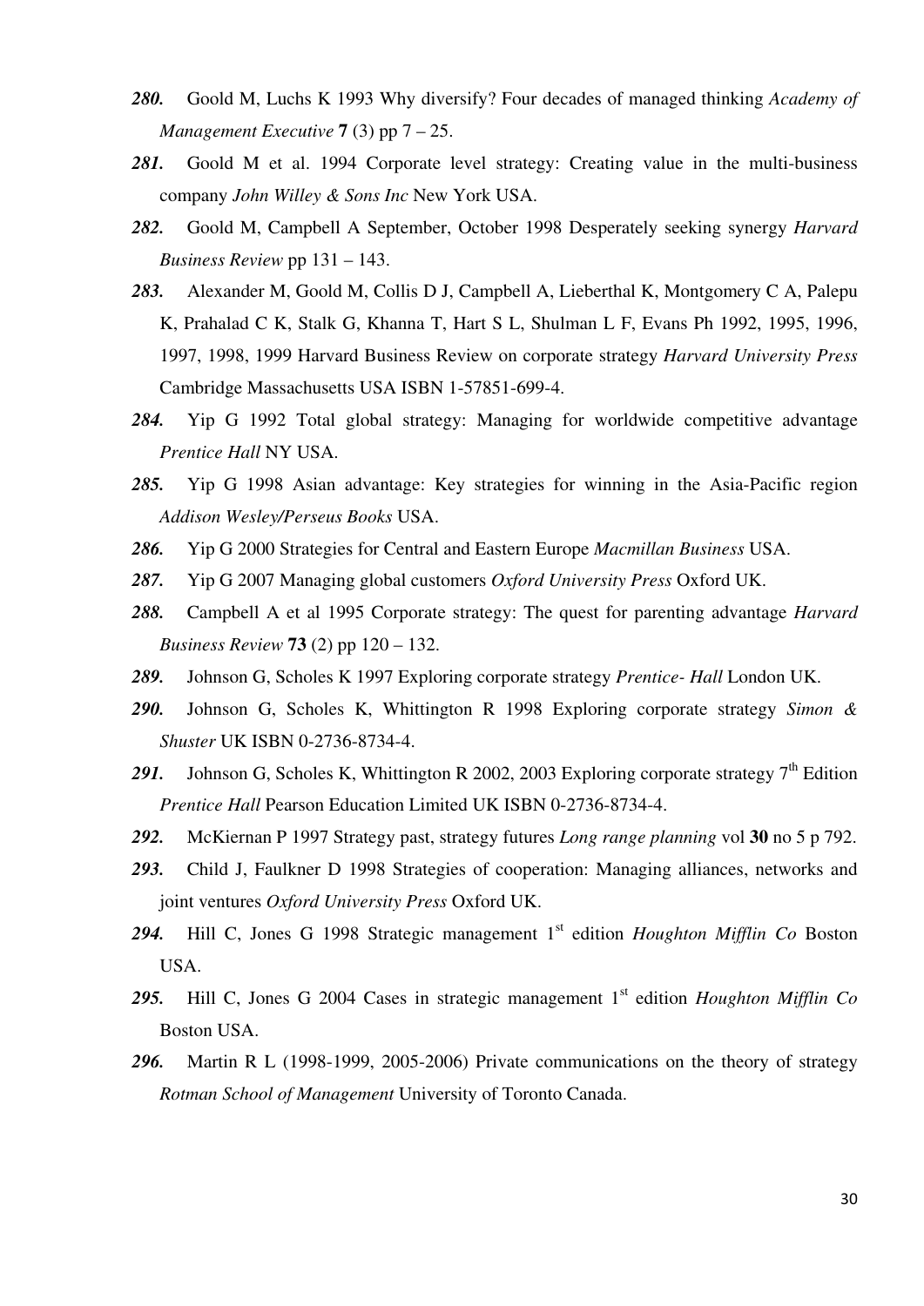***280.*** Goold M, Luchs K 1993 Why diversify? Four decades of managed thinking *Academy of Management Executive* **7** (3) pp 7 – 25.

***281.*** Goold M et al. 1994 Corporate level strategy: Creating value in the multi-business company *John Willey & Sons Inc* New York USA.

***282.*** Goold M, Campbell A September, October 1998 Desperately seeking synergy *Harvard Business Review* pp 131 – 143.

***283.*** Alexander M, Goold M, Collis D J, Campbell A, Lieberthal K, Montgomery C A, Palepu K, Prahalad C K, Stalk G, Khanna T, Hart S L, Shulman L F, Evans Ph 1992, 1995, 1996, 1997, 1998, 1999 Harvard Business Review on corporate strategy *Harvard University Press* Cambridge Massachusetts USA ISBN 1-57851-699-4.

***284.*** Yip G 1992 Total global strategy: Managing for worldwide competitive advantage *Prentice Hall* NY USA.

***285.*** Yip G 1998 Asian advantage: Key strategies for winning in the Asia-Pacific region *Addison Wesley/Perseus Books* USA.

***286.*** Yip G 2000 Strategies for Central and Eastern Europe *Macmillan Business* USA.

***287.*** Yip G 2007 Managing global customers *Oxford University Press* Oxford UK.

***288.*** Campbell A et al 1995 Corporate strategy: The quest for parenting advantage *Harvard Business Review* **73** (2) pp 120 – 132.

***289.*** Johnson G, Scholes K 1997 Exploring corporate strategy *Prentice- Hall* London UK.

***290.*** Johnson G, Scholes K, Whittington R 1998 Exploring corporate strategy *Simon & Shuster* UK ISBN 0-2736-8734-4.

***291.*** Johnson G, Scholes K, Whittington R 2002, 2003 Exploring corporate strategy 7th Edition *Prentice Hall* Pearson Education Limited UK ISBN 0-2736-8734-4.

***292.*** McKiernan P 1997 Strategy past, strategy futures *Long range planning* vol **30** no 5 p 792.

***293.*** Child J, Faulkner D 1998 Strategies of cooperation: Managing alliances, networks and joint ventures *Oxford University Press* Oxford UK.

***294.*** Hill C, Jones G 1998 Strategic management 1st edition *Houghton Mifflin Co* Boston USA.

***295.*** Hill C, Jones G 2004 Cases in strategic management 1st edition *Houghton Mifflin Co* Boston USA.

***296.*** Martin R L (1998-1999, 2005-2006) Private communications on the theory of strategy *Rotman School of Management* University of Toronto Canada.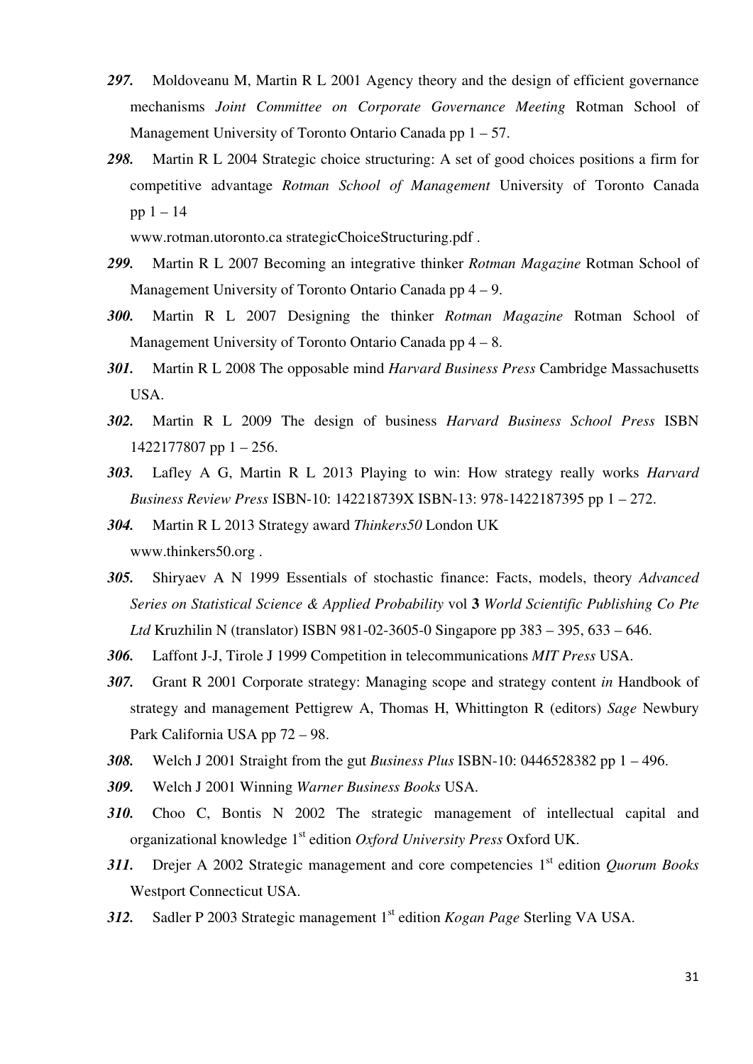***297.*** Moldoveanu M, Martin R L 2001 Agency theory and the design of efficient governance mechanisms *Joint Committee on Corporate Governance Meeting* Rotman School of Management University of Toronto Ontario Canada pp 1 – 57.

***298.*** Martin R L 2004 Strategic choice structuring: A set of good choices positions a firm for competitive advantage *Rotman School of Management* University of Toronto Canada pp 1 – 14
www.rotman.utoronto.ca strategicChoiceStructuring.pdf .

***299.*** Martin R L 2007 Becoming an integrative thinker *Rotman Magazine* Rotman School of Management University of Toronto Ontario Canada pp 4 – 9.

***300.*** Martin R L 2007 Designing the thinker *Rotman Magazine* Rotman School of Management University of Toronto Ontario Canada pp 4 – 8.

***301.*** Martin R L 2008 The opposable mind *Harvard Business Press* Cambridge Massachusetts USA.

***302.*** Martin R L 2009 The design of business *Harvard Business School Press* ISBN 1422177807 pp 1 – 256.

***303.*** Lafley A G, Martin R L 2013 Playing to win: How strategy really works *Harvard Business Review Press* ISBN-10: 142218739X ISBN-13: 978-1422187395 pp 1 – 272.

***304.*** Martin R L 2013 Strategy award *Thinkers50* London UK
www.thinkers50.org .

***305.*** Shiryaev A N 1999 Essentials of stochastic finance: Facts, models, theory *Advanced Series on Statistical Science & Applied Probability* vol **3** *World Scientific Publishing Co Pte Ltd* Kruzhilin N (translator) ISBN 981-02-3605-0 Singapore pp 383 – 395, 633 – 646.

***306.*** Laffont J-J, Tirole J 1999 Competition in telecommunications *MIT Press* USA.

***307.*** Grant R 2001 Corporate strategy: Managing scope and strategy content *in* Handbook of strategy and management Pettigrew A, Thomas H, Whittington R (editors) *Sage* Newbury Park California USA pp 72 – 98.

***308.*** Welch J 2001 Straight from the gut *Business Plus* ISBN-10: 0446528382 pp 1 – 496.

***309.*** Welch J 2001 Winning *Warner Business Books* USA.

***310.*** Choo C, Bontis N 2002 The strategic management of intellectual capital and organizational knowledge 1st edition *Oxford University Press* Oxford UK.

***311.*** Drejer A 2002 Strategic management and core competencies 1st edition *Quorum Books* Westport Connecticut USA.

***312.*** Sadler P 2003 Strategic management 1st edition *Kogan Page* Sterling VA USA.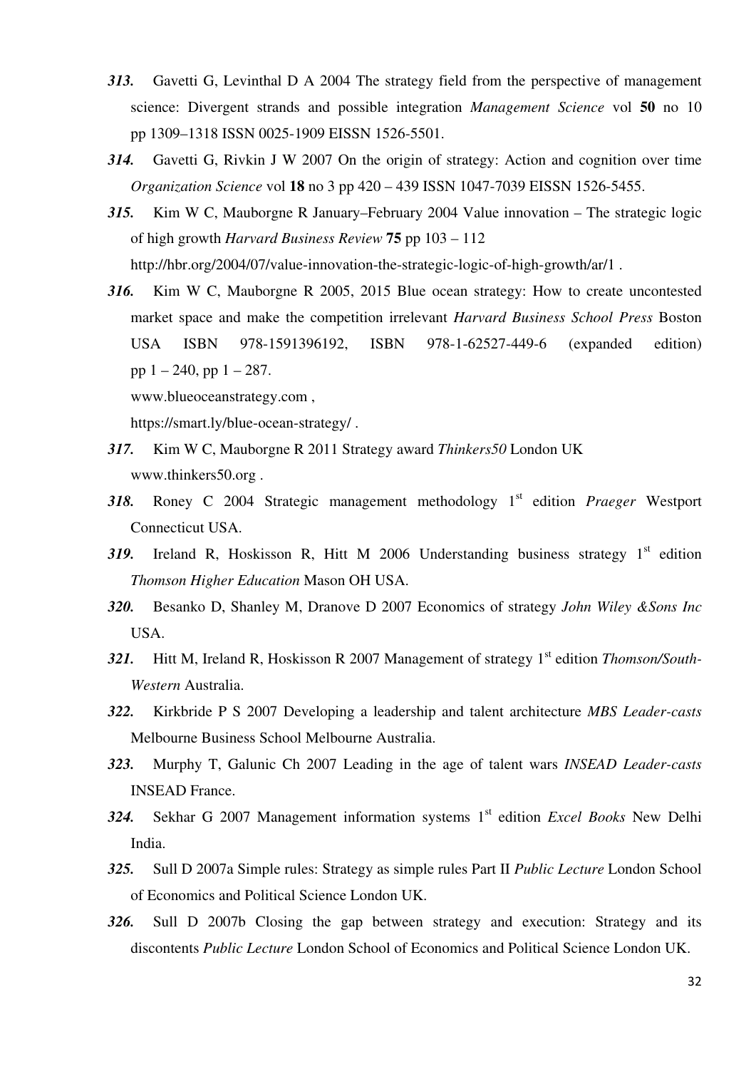***313.*** Gavetti G, Levinthal D A 2004 The strategy field from the perspective of management science: Divergent strands and possible integration *Management Science* vol **50** no 10 pp 1309–1318 ISSN 0025-1909 EISSN 1526-5501.

***314.*** Gavetti G, Rivkin J W 2007 On the origin of strategy: Action and cognition over time *Organization Science* vol **18** no 3 pp 420 – 439 ISSN 1047-7039 EISSN 1526-5455.

***315.*** Kim W C, Mauborgne R January–February 2004 Value innovation – The strategic logic of high growth *Harvard Business Review* **75** pp 103 – 112 http://hbr.org/2004/07/value-innovation-the-strategic-logic-of-high-growth/ar/1 .

***316.*** Kim W C, Mauborgne R 2005, 2015 Blue ocean strategy: How to create uncontested market space and make the competition irrelevant *Harvard Business School Press* Boston USA ISBN 978-1591396192, ISBN 978-1-62527-449-6 (expanded edition) pp 1 – 240, pp 1 – 287.
www.blueoceanstrategy.com ,
https://smart.ly/blue-ocean-strategy/ .

***317.*** Kim W C, Mauborgne R 2011 Strategy award *Thinkers50* London UK www.thinkers50.org .

***318.*** Roney C 2004 Strategic management methodology 1st edition *Praeger* Westport Connecticut USA.

***319.*** Ireland R, Hoskisson R, Hitt M 2006 Understanding business strategy 1st edition *Thomson Higher Education* Mason OH USA.

***320.*** Besanko D, Shanley M, Dranove D 2007 Economics of strategy *John Wiley &Sons Inc* USA.

***321.*** Hitt M, Ireland R, Hoskisson R 2007 Management of strategy 1st edition *Thomson/South-Western* Australia.

***322.*** Kirkbride P S 2007 Developing a leadership and talent architecture *MBS Leader-casts* Melbourne Business School Melbourne Australia.

***323.*** Murphy T, Galunic Ch 2007 Leading in the age of talent wars *INSEAD Leader-casts* INSEAD France.

***324.*** Sekhar G 2007 Management information systems 1st edition *Excel Books* New Delhi India.

***325.*** Sull D 2007a Simple rules: Strategy as simple rules Part II *Public Lecture* London School of Economics and Political Science London UK.

***326.*** Sull D 2007b Closing the gap between strategy and execution: Strategy and its discontents *Public Lecture* London School of Economics and Political Science London UK.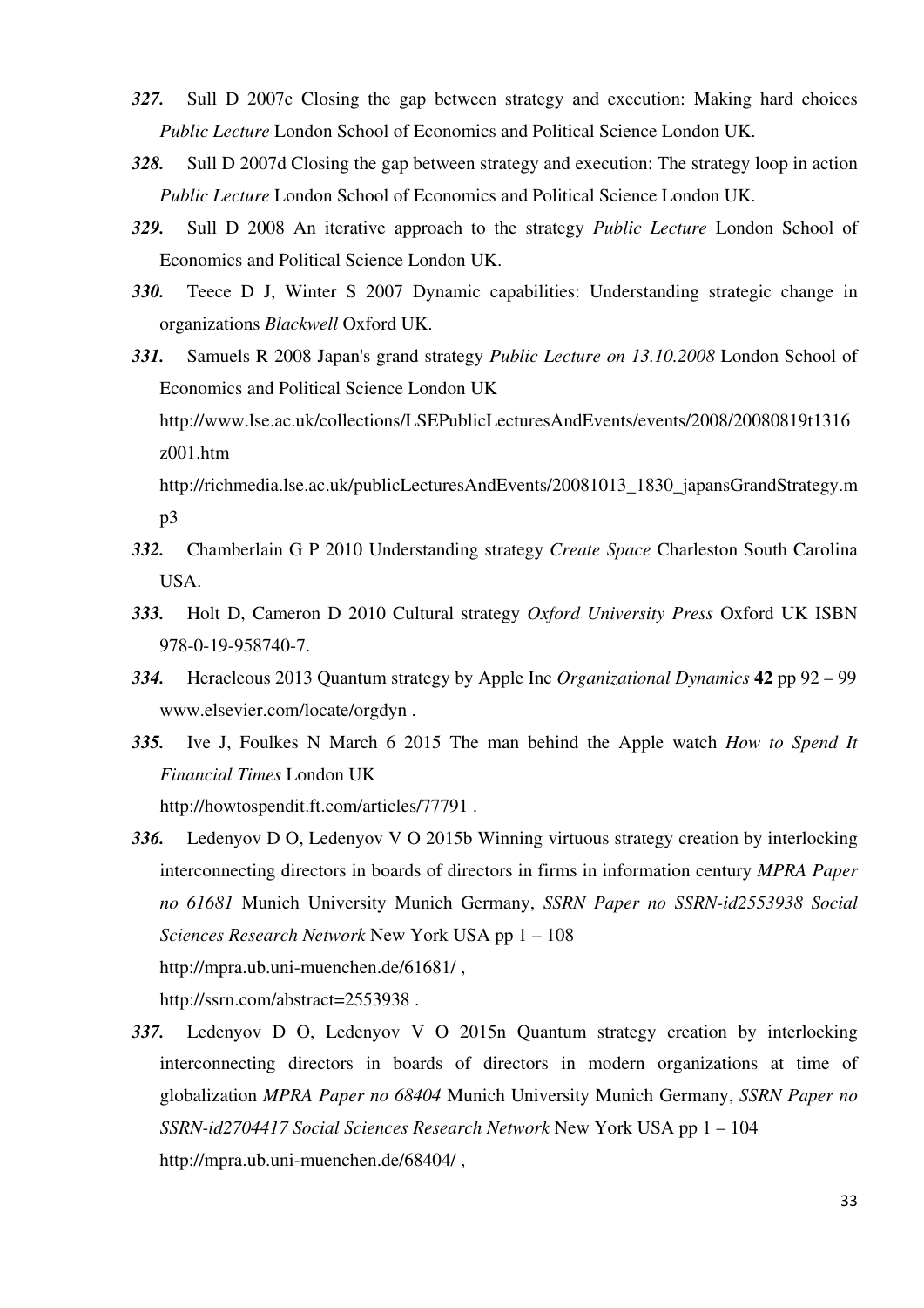***327.*** Sull D 2007c Closing the gap between strategy and execution: Making hard choices *Public Lecture* London School of Economics and Political Science London UK.

***328.*** Sull D 2007d Closing the gap between strategy and execution: The strategy loop in action *Public Lecture* London School of Economics and Political Science London UK.

***329.*** Sull D 2008 An iterative approach to the strategy *Public Lecture* London School of Economics and Political Science London UK.

***330.*** Teece D J, Winter S 2007 Dynamic capabilities: Understanding strategic change in organizations *Blackwell* Oxford UK.

***331.*** Samuels R 2008 Japan's grand strategy *Public Lecture on 13.10.2008* London School of Economics and Political Science London UK http://www.lse.ac.uk/collections/LSEPublicLecturesAndEvents/events/2008/20080819t1316z001.htm http://richmedia.lse.ac.uk/publicLecturesAndEvents/20081013_1830_japansGrandStrategy.mp3

***332.*** Chamberlain G P 2010 Understanding strategy *Create Space* Charleston South Carolina USA.

***333.*** Holt D, Cameron D 2010 Cultural strategy *Oxford University Press* Oxford UK ISBN 978-0-19-958740-7.

***334.*** Heracleous 2013 Quantum strategy by Apple Inc *Organizational Dynamics* **42** pp 92 – 99 www.elsevier.com/locate/orgdyn .

***335.*** Ive J, Foulkes N March 6 2015 The man behind the Apple watch *How to Spend It Financial Times* London UK http://howtospendit.ft.com/articles/77791 .

***336.*** Ledenyov D O, Ledenyov V O 2015b Winning virtuous strategy creation by interlocking interconnecting directors in boards of directors in firms in information century *MPRA Paper no 61681* Munich University Munich Germany, *SSRN Paper no SSRN-id2553938 Social Sciences Research Network* New York USA pp 1 – 108 http://mpra.ub.uni-muenchen.de/61681/ , http://ssrn.com/abstract=2553938 .

***337.*** Ledenyov D O, Ledenyov V O 2015n Quantum strategy creation by interlocking interconnecting directors in boards of directors in modern organizations at time of globalization *MPRA Paper no 68404* Munich University Munich Germany, *SSRN Paper no SSRN-id2704417 Social Sciences Research Network* New York USA pp 1 – 104 http://mpra.ub.uni-muenchen.de/68404/ ,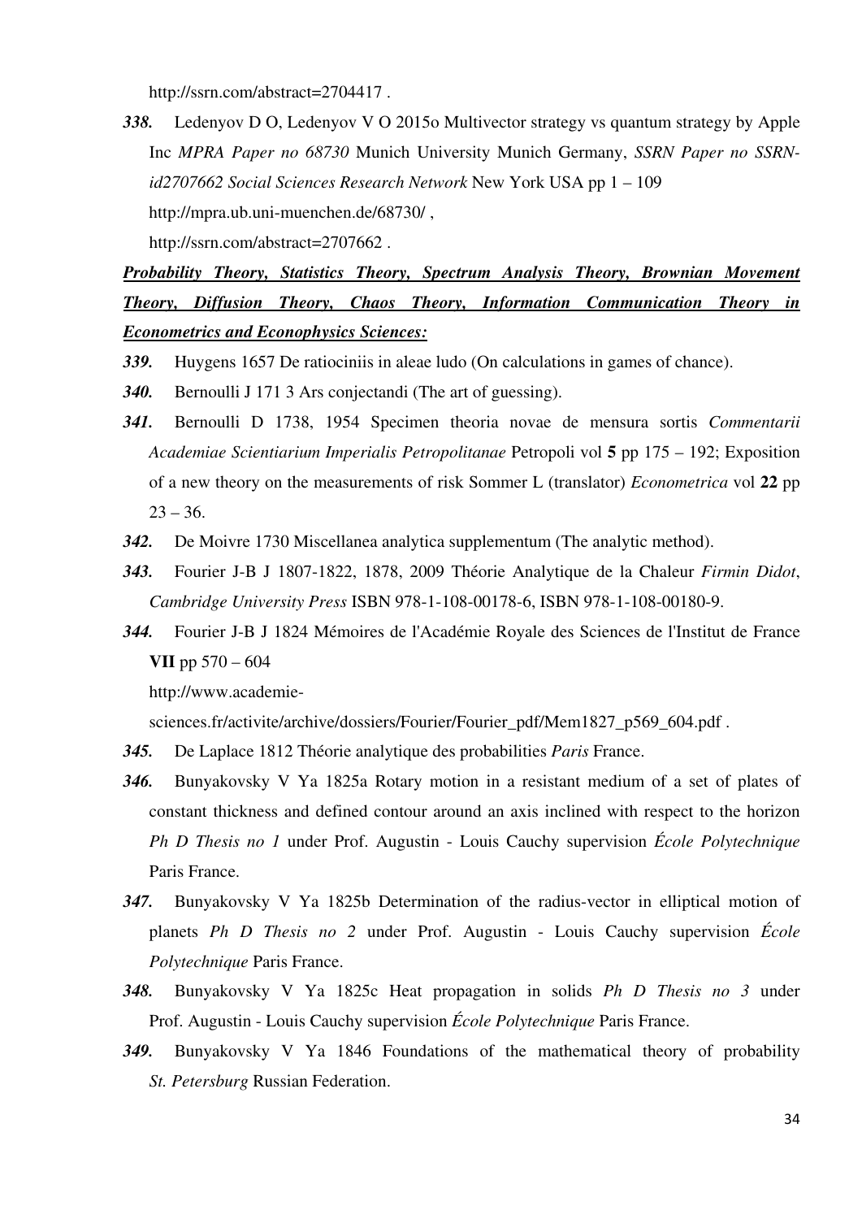http://ssrn.com/abstract=2704417 .

***338.*** Ledenyov D O, Ledenyov V O 2015o Multivector strategy vs quantum strategy by Apple Inc *MPRA Paper no 68730* Munich University Munich Germany, *SSRN Paper no SSRN-id2707662 Social Sciences Research Network* New York USA pp 1 – 109
http://mpra.ub.uni-muenchen.de/68730/ ,
http://ssrn.com/abstract=2707662 .

***Probability Theory, Statistics Theory, Spectrum Analysis Theory, Brownian Movement Theory, Diffusion Theory, Chaos Theory, Information Communication Theory in Econometrics and Econophysics Sciences:***

***339.*** Huygens 1657 De ratiociniis in aleae ludo (On calculations in games of chance).

***340.*** Bernoulli J 171 3 Ars conjectandi (The art of guessing).

***341.*** Bernoulli D 1738, 1954 Specimen theoria novae de mensura sortis *Commentarii Academiae Scientiarium Imperialis Petropolitanae* Petropoli vol **5** pp 175 – 192; Exposition of a new theory on the measurements of risk Sommer L (translator) *Econometrica* vol **22** pp 23 – 36.

***342.*** De Moivre 1730 Miscellanea analytica supplementum (The analytic method).

***343.*** Fourier J-B J 1807-1822, 1878, 2009 Théorie Analytique de la Chaleur *Firmin Didot*, *Cambridge University Press* ISBN 978-1-108-00178-6, ISBN 978-1-108-00180-9.

***344.*** Fourier J-B J 1824 Mémoires de l'Académie Royale des Sciences de l'Institut de France **VII** pp 570 – 604
http://www.academie-sciences.fr/activite/archive/dossiers/Fourier/Fourier_pdf/Mem1827_p569_604.pdf .

***345.*** De Laplace 1812 Théorie analytique des probabilities *Paris* France.

***346.*** Bunyakovsky V Ya 1825a Rotary motion in a resistant medium of a set of plates of constant thickness and defined contour around an axis inclined with respect to the horizon *Ph D Thesis no 1* under Prof. Augustin - Louis Cauchy supervision *École Polytechnique* Paris France.

***347.*** Bunyakovsky V Ya 1825b Determination of the radius-vector in elliptical motion of planets *Ph D Thesis no 2* under Prof. Augustin - Louis Cauchy supervision *École Polytechnique* Paris France.

***348.*** Bunyakovsky V Ya 1825c Heat propagation in solids *Ph D Thesis no 3* under Prof. Augustin - Louis Cauchy supervision *École Polytechnique* Paris France.

***349.*** Bunyakovsky V Ya 1846 Foundations of the mathematical theory of probability *St. Petersburg* Russian Federation.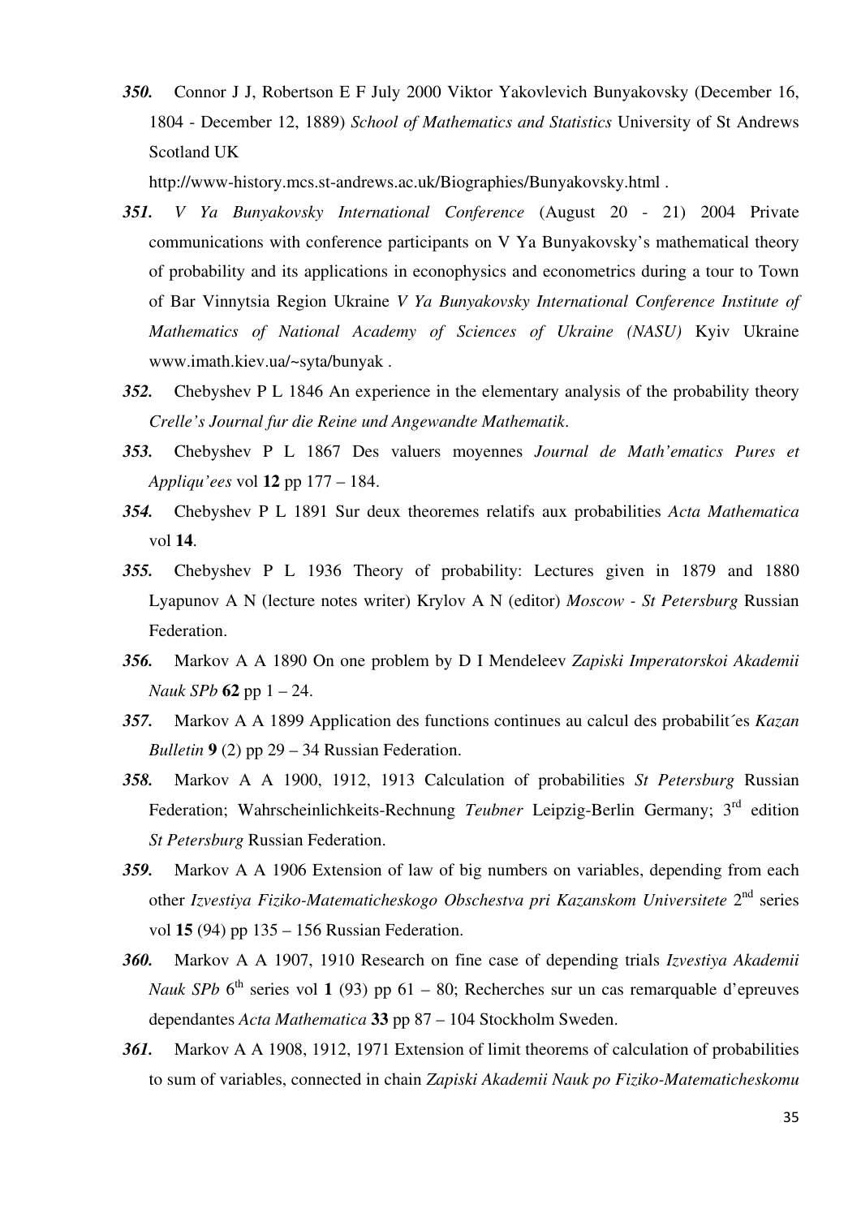***350.*** Connor J J, Robertson E F July 2000 Viktor Yakovlevich Bunyakovsky (December 16, 1804 - December 12, 1889) *School of Mathematics and Statistics* University of St Andrews Scotland UK

http://www-history.mcs.st-andrews.ac.uk/Biographies/Bunyakovsky.html .

***351.*** *V Ya Bunyakovsky International Conference* (August 20 - 21) 2004 Private communications with conference participants on V Ya Bunyakovsky's mathematical theory of probability and its applications in econophysics and econometrics during a tour to Town of Bar Vinnytsia Region Ukraine *V Ya Bunyakovsky International Conference Institute of Mathematics of National Academy of Sciences of Ukraine (NASU)* Kyiv Ukraine www.imath.kiev.ua/~syta/bunyak .

***352.*** Chebyshev P L 1846 An experience in the elementary analysis of the probability theory *Crelle's Journal fur die Reine und Angewandte Mathematik*.

***353.*** Chebyshev P L 1867 Des valuers moyennes *Journal de Math'ematics Pures et Appliqu'ees* vol **12** pp 177 – 184.

***354.*** Chebyshev P L 1891 Sur deux theoremes relatifs aux probabilities *Acta Mathematica* vol **14**.

***355.*** Chebyshev P L 1936 Theory of probability: Lectures given in 1879 and 1880 Lyapunov A N (lecture notes writer) Krylov A N (editor) *Moscow - St Petersburg* Russian Federation.

***356.*** Markov A A 1890 On one problem by D I Mendeleev *Zapiski Imperatorskoi Akademii Nauk SPb* **62** pp 1 – 24.

***357.*** Markov A A 1899 Application des functions continues au calcul des probabilit´es *Kazan Bulletin* **9** (2) pp 29 – 34 Russian Federation.

***358.*** Markov A A 1900, 1912, 1913 Calculation of probabilities *St Petersburg* Russian Federation; Wahrscheinlichkeits-Rechnung *Teubner* Leipzig-Berlin Germany; 3rd edition *St Petersburg* Russian Federation.

***359.*** Markov A A 1906 Extension of law of big numbers on variables, depending from each other *Izvestiya Fiziko-Matematicheskogo Obschestva pri Kazanskom Universitete* 2nd series vol **15** (94) pp 135 – 156 Russian Federation.

***360.*** Markov A A 1907, 1910 Research on fine case of depending trials *Izvestiya Akademii Nauk SPb* 6th series vol **1** (93) pp 61 – 80; Recherches sur un cas remarquable d'epreuves dependantes *Acta Mathematica* **33** pp 87 – 104 Stockholm Sweden.

***361.*** Markov A A 1908, 1912, 1971 Extension of limit theorems of calculation of probabilities to sum of variables, connected in chain *Zapiski Akademii Nauk po Fiziko-Matematicheskomu*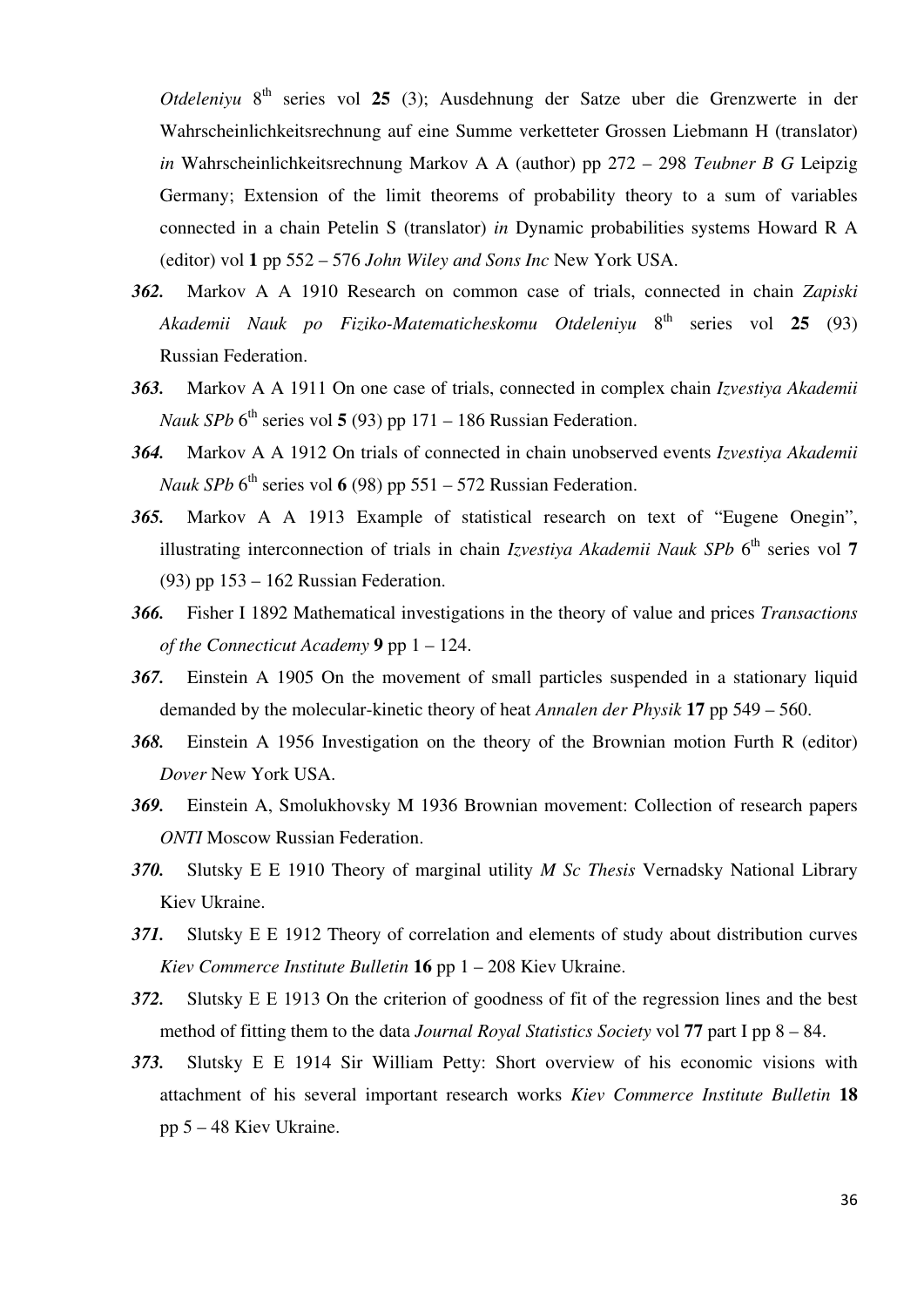*Otdeleniyu* 8th series vol **25** (3); Ausdehnung der Satze uber die Grenzwerte in der Wahrscheinlichkeitsrechnung auf eine Summe verketteter Grossen Liebmann H (translator) *in* Wahrscheinlichkeitsrechnung Markov A A (author) pp 272 – 298 *Teubner B G* Leipzig Germany; Extension of the limit theorems of probability theory to a sum of variables connected in a chain Petelin S (translator) *in* Dynamic probabilities systems Howard R A (editor) vol **1** pp 552 – 576 *John Wiley and Sons Inc* New York USA.

***362.*** Markov A A 1910 Research on common case of trials, connected in chain *Zapiski Akademii Nauk po Fiziko-Matematicheskomu Otdeleniyu* 8th series vol **25** (93) Russian Federation.

***363.*** Markov A A 1911 On one case of trials, connected in complex chain *Izvestiya Akademii Nauk SPb* 6th series vol **5** (93) pp 171 – 186 Russian Federation.

***364.*** Markov A A 1912 On trials of connected in chain unobserved events *Izvestiya Akademii Nauk SPb* 6th series vol **6** (98) pp 551 – 572 Russian Federation.

***365.*** Markov A A 1913 Example of statistical research on text of "Eugene Onegin", illustrating interconnection of trials in chain *Izvestiya Akademii Nauk SPb* 6th series vol **7** (93) pp 153 – 162 Russian Federation.

***366.*** Fisher I 1892 Mathematical investigations in the theory of value and prices *Transactions of the Connecticut Academy* **9** pp 1 – 124.

***367.*** Einstein A 1905 On the movement of small particles suspended in a stationary liquid demanded by the molecular-kinetic theory of heat *Annalen der Physik* **17** pp 549 – 560.

***368.*** Einstein A 1956 Investigation on the theory of the Brownian motion Furth R (editor) *Dover* New York USA.

***369.*** Einstein A, Smolukhovsky M 1936 Brownian movement: Collection of research papers *ONTI* Moscow Russian Federation.

***370.*** Slutsky E E 1910 Theory of marginal utility *M Sc Thesis* Vernadsky National Library Kiev Ukraine.

***371.*** Slutsky E E 1912 Theory of correlation and elements of study about distribution curves *Kiev Commerce Institute Bulletin* **16** pp 1 – 208 Kiev Ukraine.

***372.*** Slutsky E E 1913 On the criterion of goodness of fit of the regression lines and the best method of fitting them to the data *Journal Royal Statistics Society* vol **77** part I pp 8 – 84.

***373.*** Slutsky E E 1914 Sir William Petty: Short overview of his economic visions with attachment of his several important research works *Kiev Commerce Institute Bulletin* **18** pp 5 – 48 Kiev Ukraine.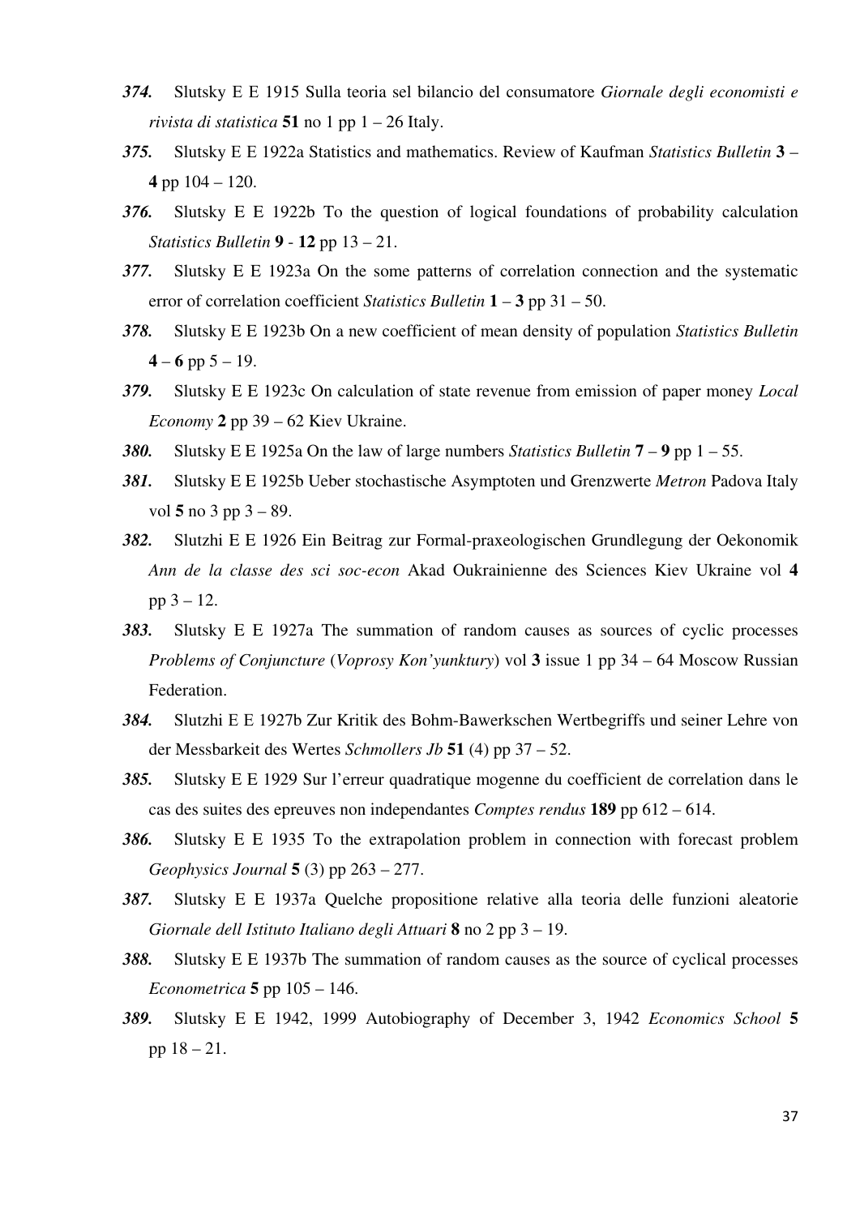***374.*** Slutsky E E 1915 Sulla teoria sel bilancio del consumatore *Giornale degli economisti e rivista di statistica* **51** no 1 pp 1 – 26 Italy.

***375.*** Slutsky E E 1922a Statistics and mathematics. Review of Kaufman *Statistics Bulletin* **3** – **4** pp 104 – 120.

***376.*** Slutsky E E 1922b To the question of logical foundations of probability calculation *Statistics Bulletin* **9** - **12** pp 13 – 21.

***377.*** Slutsky E E 1923a On the some patterns of correlation connection and the systematic error of correlation coefficient *Statistics Bulletin* **1** – **3** pp 31 – 50.

***378.*** Slutsky E E 1923b On a new coefficient of mean density of population *Statistics Bulletin* **4** – **6** pp 5 – 19.

***379.*** Slutsky E E 1923c On calculation of state revenue from emission of paper money *Local Economy* **2** pp 39 – 62 Kiev Ukraine.

***380.*** Slutsky E E 1925a On the law of large numbers *Statistics Bulletin* **7** – **9** pp 1 – 55.

***381.*** Slutsky E E 1925b Ueber stochastische Asymptoten und Grenzwerte *Metron* Padova Italy vol **5** no 3 pp 3 – 89.

***382.*** Slutzhi E E 1926 Ein Beitrag zur Formal-praxeologischen Grundlegung der Oekonomik *Ann de la classe des sci soc-econ* Akad Oukrainienne des Sciences Kiev Ukraine vol **4** pp 3 – 12.

***383.*** Slutsky E E 1927a The summation of random causes as sources of cyclic processes *Problems of Conjuncture* (*Voprosy Kon'yunktury*) vol **3** issue 1 pp 34 – 64 Moscow Russian Federation.

***384.*** Slutzhi E E 1927b Zur Kritik des Bohm-Bawerkschen Wertbegriffs und seiner Lehre von der Messbarkeit des Wertes *Schmollers Jb* **51** (4) pp 37 – 52.

***385.*** Slutsky E E 1929 Sur l'erreur quadratique mogenne du coefficient de correlation dans le cas des suites des epreuves non independantes *Comptes rendus* **189** pp 612 – 614.

***386.*** Slutsky E E 1935 To the extrapolation problem in connection with forecast problem *Geophysics Journal* **5** (3) pp 263 – 277.

***387.*** Slutsky E E 1937a Quelche propositione relative alla teoria delle funzioni aleatorie *Giornale dell Istituto Italiano degli Attuari* **8** no 2 pp 3 – 19.

***388.*** Slutsky E E 1937b The summation of random causes as the source of cyclical processes *Econometrica* **5** pp 105 – 146.

***389.*** Slutsky E E 1942, 1999 Autobiography of December 3, 1942 *Economics School* **5** pp 18 – 21.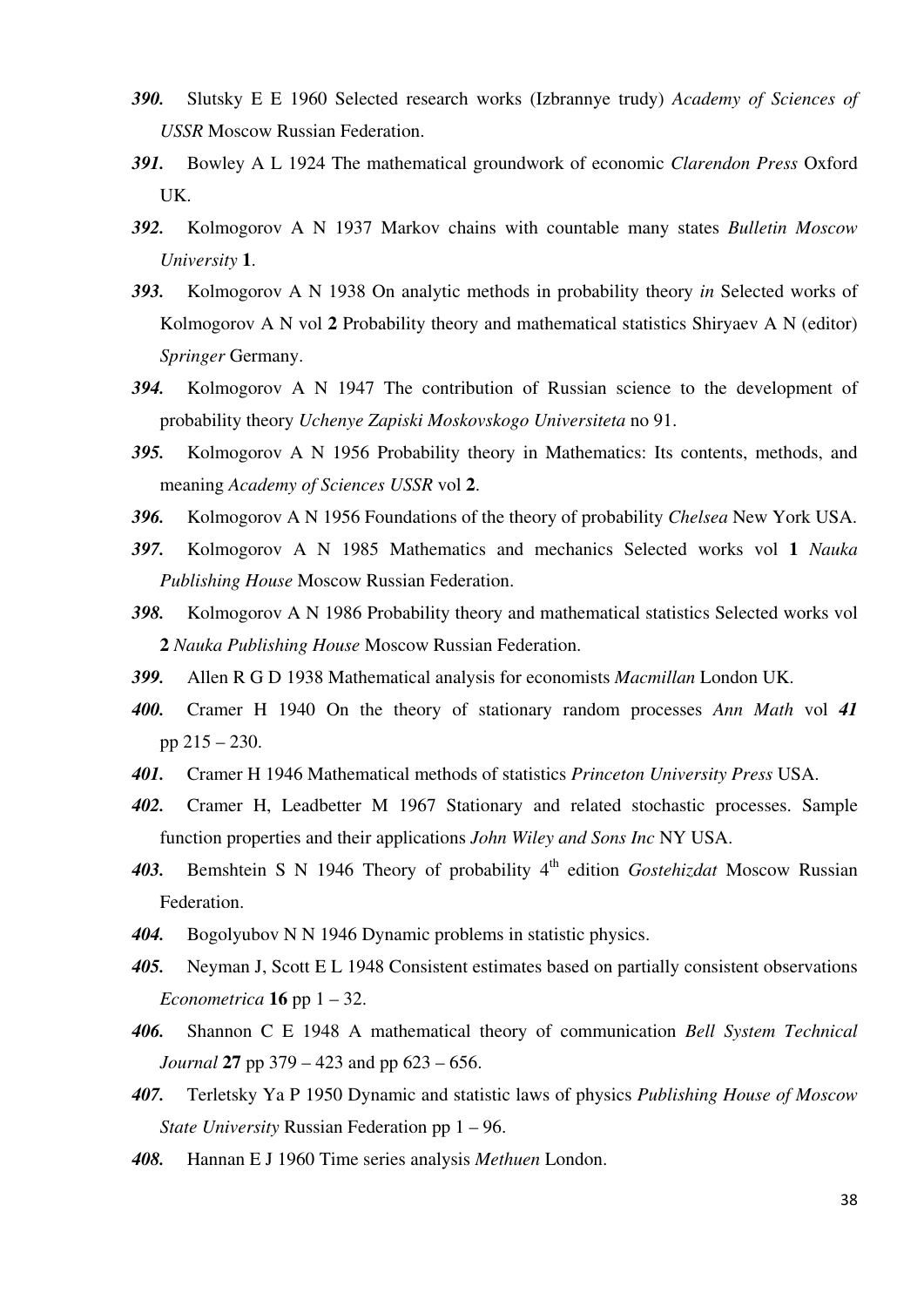***390.*** Slutsky E E 1960 Selected research works (Izbrannye trudy) *Academy of Sciences of USSR* Moscow Russian Federation.

***391.*** Bowley A L 1924 The mathematical groundwork of economic *Clarendon Press* Oxford UK.

***392.*** Kolmogorov A N 1937 Markov chains with countable many states *Bulletin Moscow University* **1**.

***393.*** Kolmogorov A N 1938 On analytic methods in probability theory *in* Selected works of Kolmogorov A N vol **2** Probability theory and mathematical statistics Shiryaev A N (editor) *Springer* Germany.

***394.*** Kolmogorov A N 1947 The contribution of Russian science to the development of probability theory *Uchenye Zapiski Moskovskogo Universiteta* no 91.

***395.*** Kolmogorov A N 1956 Probability theory in Mathematics: Its contents, methods, and meaning *Academy of Sciences USSR* vol **2**.

***396.*** Kolmogorov A N 1956 Foundations of the theory of probability *Chelsea* New York USA.

***397.*** Kolmogorov A N 1985 Mathematics and mechanics Selected works vol **1** *Nauka Publishing House* Moscow Russian Federation.

***398.*** Kolmogorov A N 1986 Probability theory and mathematical statistics Selected works vol **2** *Nauka Publishing House* Moscow Russian Federation.

***399.*** Allen R G D 1938 Mathematical analysis for economists *Macmillan* London UK.

***400.*** Cramer H 1940 On the theory of stationary random processes *Ann Math* vol ***41*** pp 215 – 230.

***401.*** Cramer H 1946 Mathematical methods of statistics *Princeton University Press* USA.

***402.*** Cramer H, Leadbetter M 1967 Stationary and related stochastic processes. Sample function properties and their applications *John Wiley and Sons Inc* NY USA.

***403.*** Bemshtein S N 1946 Theory of probability 4th edition *Gostehizdat* Moscow Russian Federation.

***404.*** Bogolyubov N N 1946 Dynamic problems in statistic physics.

***405.*** Neyman J, Scott E L 1948 Consistent estimates based on partially consistent observations *Econometrica* **16** pp 1 – 32.

***406.*** Shannon C E 1948 A mathematical theory of communication *Bell System Technical Journal* **27** pp 379 – 423 and pp 623 – 656.

***407.*** Terletsky Ya P 1950 Dynamic and statistic laws of physics *Publishing House of Moscow State University* Russian Federation pp 1 – 96.

***408.*** Hannan E J 1960 Time series analysis *Methuen* London.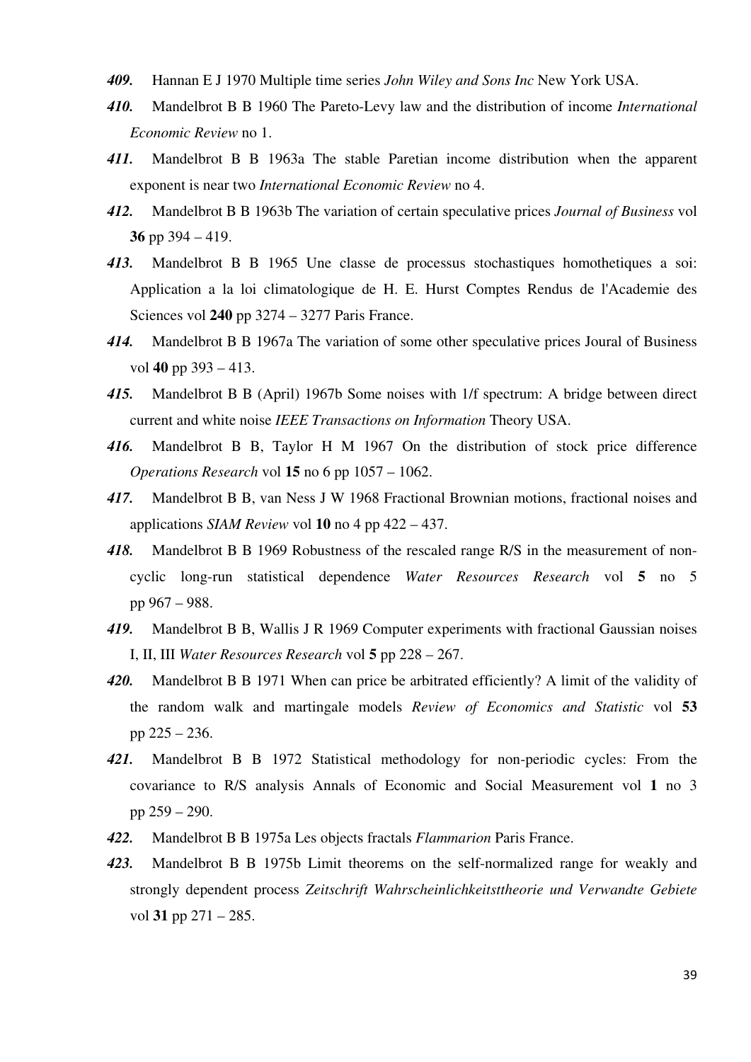***409.*** Hannan E J 1970 Multiple time series *John Wiley and Sons Inc* New York USA.

***410.*** Mandelbrot B B 1960 The Pareto-Levy law and the distribution of income *International Economic Review* no 1.

***411.*** Mandelbrot B B 1963a The stable Paretian income distribution when the apparent exponent is near two *International Economic Review* no 4.

***412.*** Mandelbrot B B 1963b The variation of certain speculative prices *Journal of Business* vol **36** pp 394 – 419.

***413.*** Mandelbrot B B 1965 Une classe de processus stochastiques homothetiques a soi: Application a la loi climatologique de H. E. Hurst Comptes Rendus de l'Academie des Sciences vol **240** pp 3274 – 3277 Paris France.

***414.*** Mandelbrot B B 1967a The variation of some other speculative prices Joural of Business vol **40** pp 393 – 413.

***415.*** Mandelbrot B B (April) 1967b Some noises with 1/f spectrum: A bridge between direct current and white noise *IEEE Transactions on Information* Theory USA.

***416.*** Mandelbrot B B, Taylor H M 1967 On the distribution of stock price difference *Operations Research* vol **15** no 6 pp 1057 – 1062.

***417.*** Mandelbrot B B, van Ness J W 1968 Fractional Brownian motions, fractional noises and applications *SIAM Review* vol **10** no 4 pp 422 – 437.

***418.*** Mandelbrot B B 1969 Robustness of the rescaled range R/S in the measurement of non-cyclic long-run statistical dependence *Water Resources Research* vol **5** no 5 pp 967 – 988.

***419.*** Mandelbrot B B, Wallis J R 1969 Computer experiments with fractional Gaussian noises I, II, III *Water Resources Research* vol **5** pp 228 – 267.

***420.*** Mandelbrot B B 1971 When can price be arbitrated efficiently? A limit of the validity of the random walk and martingale models *Review of Economics and Statistic* vol **53** pp 225 – 236.

***421.*** Mandelbrot B B 1972 Statistical methodology for non-periodic cycles: From the covariance to R/S analysis Annals of Economic and Social Measurement vol **1** no 3 pp 259 – 290.

***422.*** Mandelbrot B B 1975a Les objects fractals *Flammarion* Paris France.

***423.*** Mandelbrot B B 1975b Limit theorems on the self-normalized range for weakly and strongly dependent process *Zeitschrift Wahrscheinlichkeitsttheorie und Verwandte Gebiete* vol **31** pp 271 – 285.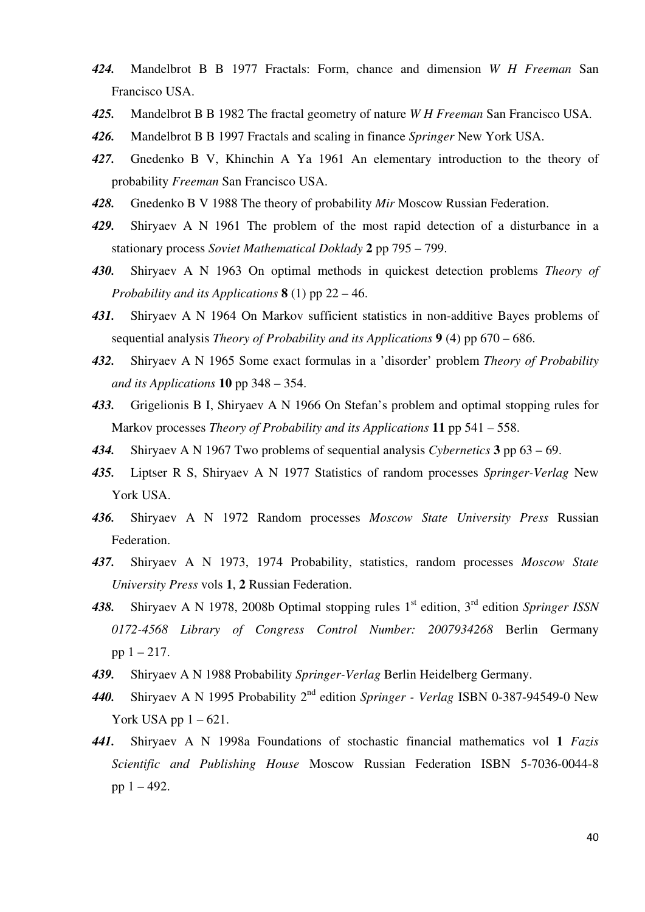***424.*** Mandelbrot B B 1977 Fractals: Form, chance and dimension *W H Freeman* San Francisco USA.

***425.*** Mandelbrot B B 1982 The fractal geometry of nature *W H Freeman* San Francisco USA.

***426.*** Mandelbrot B B 1997 Fractals and scaling in finance *Springer* New York USA.

***427.*** Gnedenko B V, Khinchin A Ya 1961 An elementary introduction to the theory of probability *Freeman* San Francisco USA.

***428.*** Gnedenko B V 1988 The theory of probability *Mir* Moscow Russian Federation.

***429.*** Shiryaev A N 1961 The problem of the most rapid detection of a disturbance in a stationary process *Soviet Mathematical Doklady* **2** pp 795 – 799.

***430.*** Shiryaev A N 1963 On optimal methods in quickest detection problems *Theory of Probability and its Applications* **8** (1) pp 22 – 46.

***431.*** Shiryaev A N 1964 On Markov sufficient statistics in non-additive Bayes problems of sequential analysis *Theory of Probability and its Applications* **9** (4) pp 670 – 686.

***432.*** Shiryaev A N 1965 Some exact formulas in a 'disorder' problem *Theory of Probability and its Applications* **10** pp 348 – 354.

***433.*** Grigelionis B I, Shiryaev A N 1966 On Stefan's problem and optimal stopping rules for Markov processes *Theory of Probability and its Applications* **11** pp 541 – 558.

***434.*** Shiryaev A N 1967 Two problems of sequential analysis *Cybernetics* **3** pp 63 – 69.

***435.*** Liptser R S, Shiryaev A N 1977 Statistics of random processes *Springer-Verlag* New York USA.

***436.*** Shiryaev A N 1972 Random processes *Moscow State University Press* Russian Federation.

***437.*** Shiryaev A N 1973, 1974 Probability, statistics, random processes *Moscow State University Press* vols **1**, **2** Russian Federation.

***438.*** Shiryaev A N 1978, 2008b Optimal stopping rules 1st edition, 3rd edition *Springer ISSN 0172-4568 Library of Congress Control Number: 2007934268* Berlin Germany pp 1 – 217.

***439.*** Shiryaev A N 1988 Probability *Springer-Verlag* Berlin Heidelberg Germany.

***440.*** Shiryaev A N 1995 Probability 2nd edition *Springer - Verlag* ISBN 0-387-94549-0 New York USA pp 1 – 621.

***441.*** Shiryaev A N 1998a Foundations of stochastic financial mathematics vol **1** *Fazis Scientific and Publishing House* Moscow Russian Federation ISBN 5-7036-0044-8 pp 1 – 492.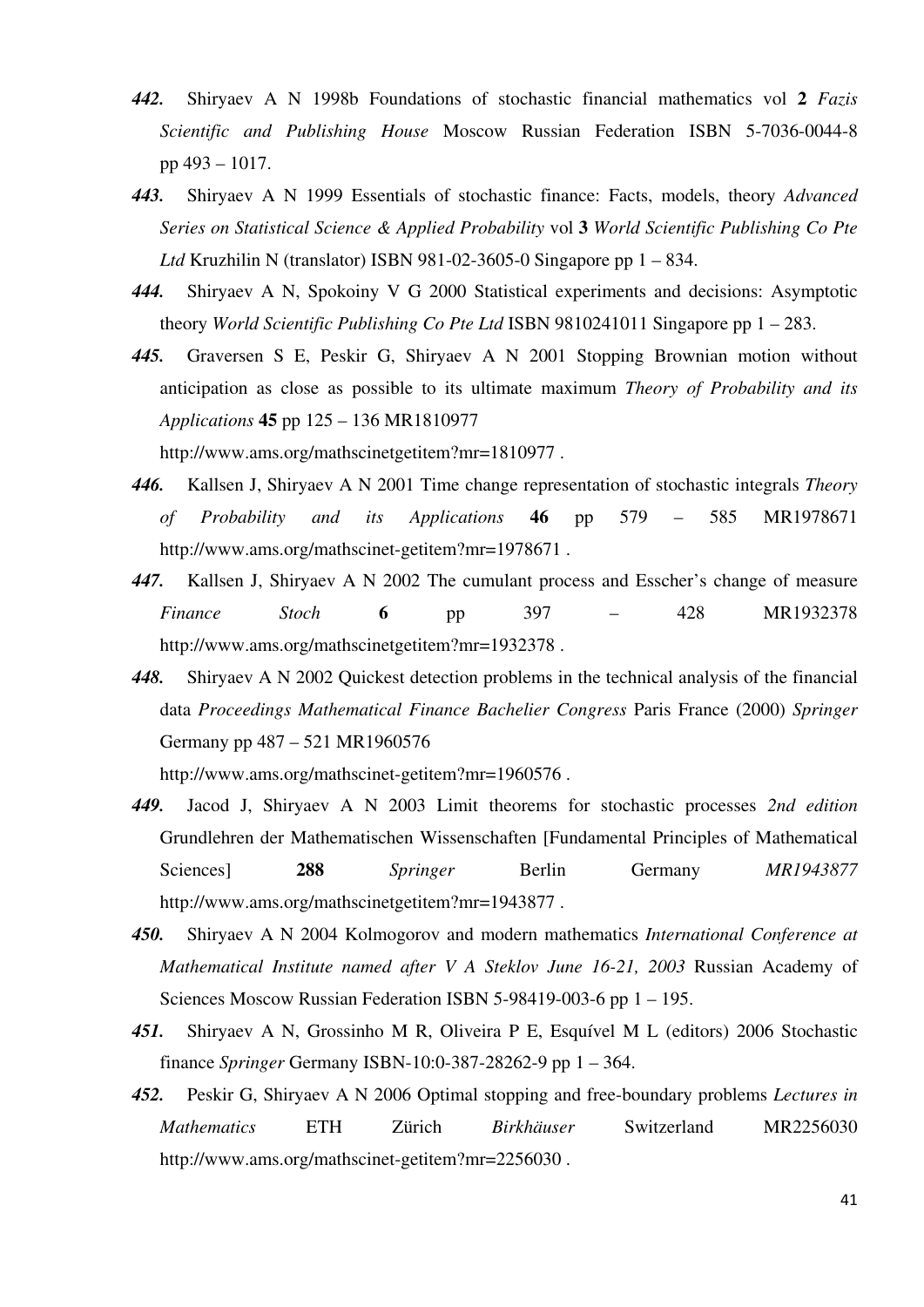***442.*** Shiryaev A N 1998b Foundations of stochastic financial mathematics vol **2** *Fazis Scientific and Publishing House* Moscow Russian Federation ISBN 5-7036-0044-8 pp 493 – 1017.

***443.*** Shiryaev A N 1999 Essentials of stochastic finance: Facts, models, theory *Advanced Series on Statistical Science & Applied Probability* vol **3** *World Scientific Publishing Co Pte Ltd* Kruzhilin N (translator) ISBN 981-02-3605-0 Singapore pp 1 – 834.

***444.*** Shiryaev A N, Spokoiny V G 2000 Statistical experiments and decisions: Asymptotic theory *World Scientific Publishing Co Pte Ltd* ISBN 9810241011 Singapore pp 1 – 283.

***445.*** Graversen S E, Peskir G, Shiryaev A N 2001 Stopping Brownian motion without anticipation as close as possible to its ultimate maximum *Theory of Probability and its Applications* **45** pp 125 – 136 MR1810977 http://www.ams.org/mathscinetgetitem?mr=1810977 .

***446.*** Kallsen J, Shiryaev A N 2001 Time change representation of stochastic integrals *Theory of Probability and its Applications* **46** pp 579 – 585 MR1978671 http://www.ams.org/mathscinet-getitem?mr=1978671 .

***447.*** Kallsen J, Shiryaev A N 2002 The cumulant process and Esscher's change of measure *Finance Stoch* **6** pp 397 – 428 MR1932378 http://www.ams.org/mathscinetgetitem?mr=1932378 .

***448.*** Shiryaev A N 2002 Quickest detection problems in the technical analysis of the financial data *Proceedings Mathematical Finance Bachelier Congress* Paris France (2000) *Springer* Germany pp 487 – 521 MR1960576 http://www.ams.org/mathscinet-getitem?mr=1960576 .

***449.*** Jacod J, Shiryaev A N 2003 Limit theorems for stochastic processes *2nd edition* Grundlehren der Mathematischen Wissenschaften [Fundamental Principles of Mathematical Sciences] **288** *Springer* Berlin Germany *MR1943877* http://www.ams.org/mathscinetgetitem?mr=1943877 .

***450.*** Shiryaev A N 2004 Kolmogorov and modern mathematics *International Conference at Mathematical Institute named after V A Steklov June 16-21, 2003* Russian Academy of Sciences Moscow Russian Federation ISBN 5-98419-003-6 pp 1 – 195.

***451.*** Shiryaev A N, Grossinho M R, Oliveira P E, Esquível M L (editors) 2006 Stochastic finance *Springer* Germany ISBN-10:0-387-28262-9 pp 1 – 364.

***452.*** Peskir G, Shiryaev A N 2006 Optimal stopping and free-boundary problems *Lectures in Mathematics* ETH Zürich *Birkhäuser* Switzerland MR2256030 http://www.ams.org/mathscinet-getitem?mr=2256030 .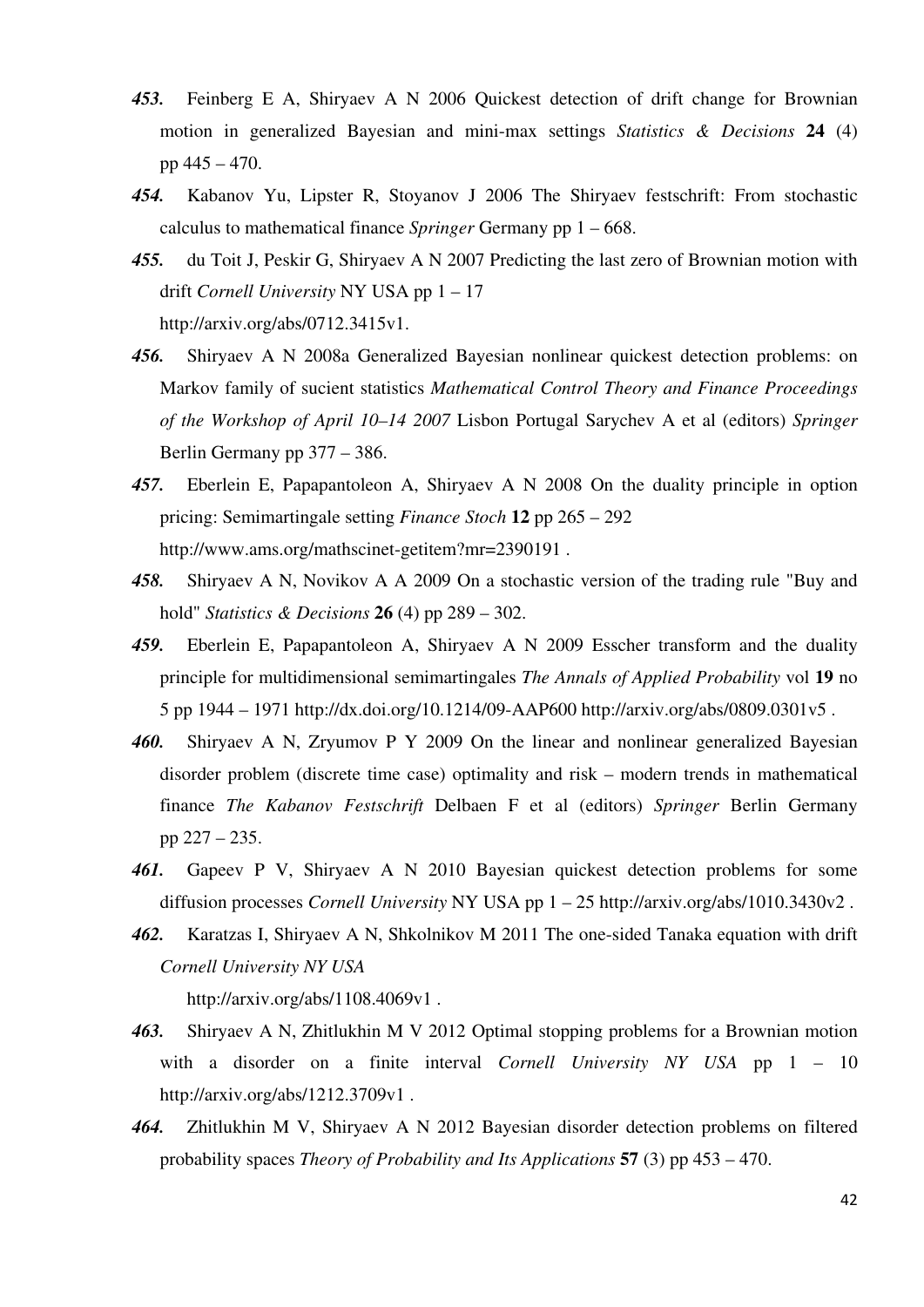***453.*** Feinberg E A, Shiryaev A N 2006 Quickest detection of drift change for Brownian motion in generalized Bayesian and mini-max settings *Statistics & Decisions* **24** (4) pp 445 – 470.

***454.*** Kabanov Yu, Lipster R, Stoyanov J 2006 The Shiryaev festschrift: From stochastic calculus to mathematical finance *Springer* Germany pp 1 – 668.

***455.*** du Toit J, Peskir G, Shiryaev A N 2007 Predicting the last zero of Brownian motion with drift *Cornell University* NY USA pp 1 – 17 http://arxiv.org/abs/0712.3415v1.

***456.*** Shiryaev A N 2008a Generalized Bayesian nonlinear quickest detection problems: on Markov family of sucient statistics *Mathematical Control Theory and Finance Proceedings of the Workshop of April 10–14 2007* Lisbon Portugal Sarychev A et al (editors) *Springer* Berlin Germany pp 377 – 386.

***457.*** Eberlein E, Papapantoleon A, Shiryaev A N 2008 On the duality principle in option pricing: Semimartingale setting *Finance Stoch* **12** pp 265 – 292 http://www.ams.org/mathscinet-getitem?mr=2390191 .

***458.*** Shiryaev A N, Novikov A A 2009 On a stochastic version of the trading rule "Buy and hold" *Statistics & Decisions* **26** (4) pp 289 – 302.

***459.*** Eberlein E, Papapantoleon A, Shiryaev A N 2009 Esscher transform and the duality principle for multidimensional semimartingales *The Annals of Applied Probability* vol **19** no 5 pp 1944 – 1971 http://dx.doi.org/10.1214/09-AAP600 http://arxiv.org/abs/0809.0301v5 .

***460.*** Shiryaev A N, Zryumov P Y 2009 On the linear and nonlinear generalized Bayesian disorder problem (discrete time case) optimality and risk – modern trends in mathematical finance *The Kabanov Festschrift* Delbaen F et al (editors) *Springer* Berlin Germany pp 227 – 235.

***461.*** Gapeev P V, Shiryaev A N 2010 Bayesian quickest detection problems for some diffusion processes *Cornell University* NY USA pp 1 – 25 http://arxiv.org/abs/1010.3430v2 .

***462.*** Karatzas I, Shiryaev A N, Shkolnikov M 2011 The one-sided Tanaka equation with drift *Cornell University NY USA* http://arxiv.org/abs/1108.4069v1 .

***463.*** Shiryaev A N, Zhitlukhin M V 2012 Optimal stopping problems for a Brownian motion with a disorder on a finite interval *Cornell University NY USA* pp 1 – 10 http://arxiv.org/abs/1212.3709v1 .

***464.*** Zhitlukhin M V, Shiryaev A N 2012 Bayesian disorder detection problems on filtered probability spaces *Theory of Probability and Its Applications* **57** (3) pp 453 – 470.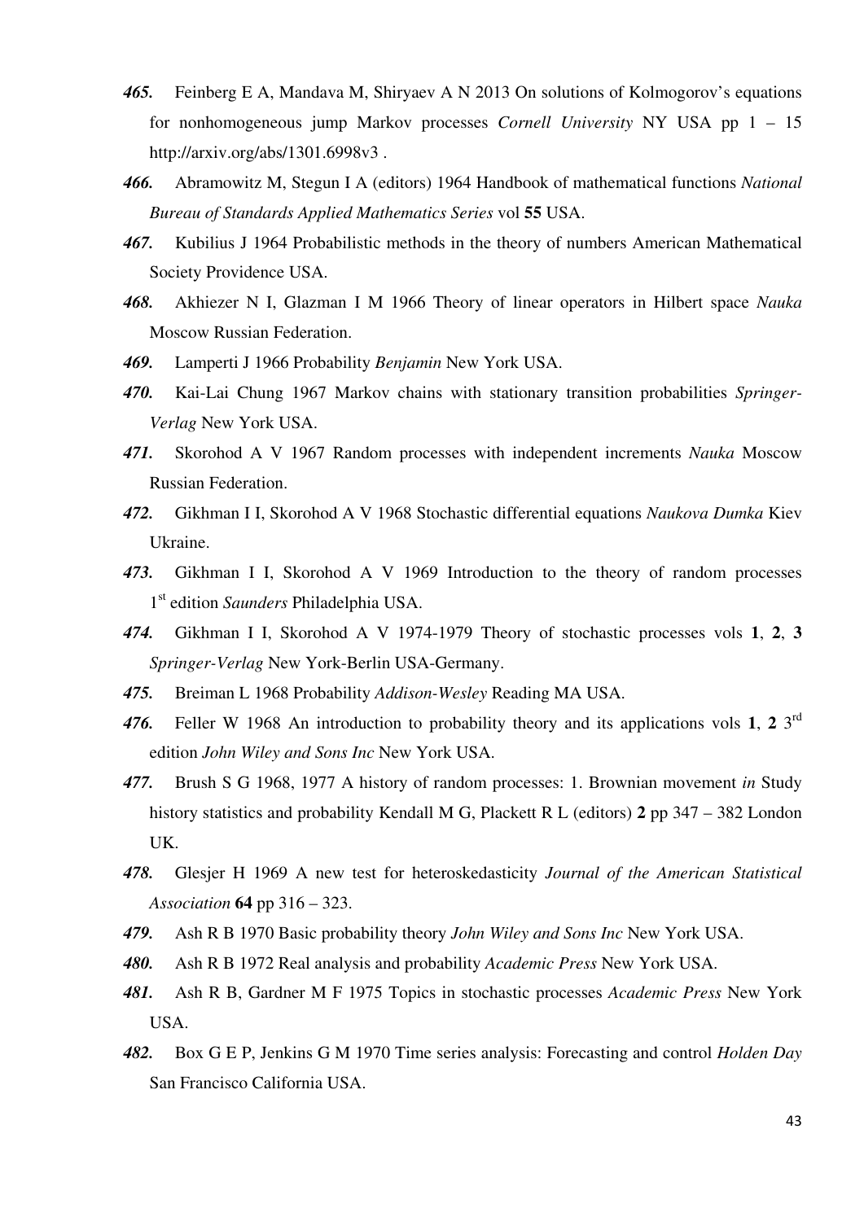***465.*** Feinberg E A, Mandava M, Shiryaev A N 2013 On solutions of Kolmogorov's equations for nonhomogeneous jump Markov processes *Cornell University* NY USA pp 1 – 15 http://arxiv.org/abs/1301.6998v3 .

***466.*** Abramowitz M, Stegun I A (editors) 1964 Handbook of mathematical functions *National Bureau of Standards Applied Mathematics Series* vol **55** USA.

***467.*** Kubilius J 1964 Probabilistic methods in the theory of numbers American Mathematical Society Providence USA.

***468.*** Akhiezer N I, Glazman I M 1966 Theory of linear operators in Hilbert space *Nauka* Moscow Russian Federation.

***469.*** Lamperti J 1966 Probability *Benjamin* New York USA.

***470.*** Kai-Lai Chung 1967 Markov chains with stationary transition probabilities *Springer-Verlag* New York USA.

***471.*** Skorohod A V 1967 Random processes with independent increments *Nauka* Moscow Russian Federation.

***472.*** Gikhman I I, Skorohod A V 1968 Stochastic differential equations *Naukova Dumka* Kiev Ukraine.

***473.*** Gikhman I I, Skorohod A V 1969 Introduction to the theory of random processes 1st edition *Saunders* Philadelphia USA.

***474.*** Gikhman I I, Skorohod A V 1974-1979 Theory of stochastic processes vols **1**, **2**, **3** *Springer-Verlag* New York-Berlin USA-Germany.

***475.*** Breiman L 1968 Probability *Addison-Wesley* Reading MA USA.

***476.*** Feller W 1968 An introduction to probability theory and its applications vols **1**, **2** 3rd edition *John Wiley and Sons Inc* New York USA.

***477.*** Brush S G 1968, 1977 A history of random processes: 1. Brownian movement *in* Study history statistics and probability Kendall M G, Plackett R L (editors) **2** pp 347 – 382 London UK.

***478.*** Glesjer H 1969 A new test for heteroskedasticity *Journal of the American Statistical Association* **64** pp 316 – 323.

***479.*** Ash R B 1970 Basic probability theory *John Wiley and Sons Inc* New York USA.

***480.*** Ash R B 1972 Real analysis and probability *Academic Press* New York USA.

***481.*** Ash R B, Gardner M F 1975 Topics in stochastic processes *Academic Press* New York USA.

***482.*** Box G E P, Jenkins G M 1970 Time series analysis: Forecasting and control *Holden Day* San Francisco California USA.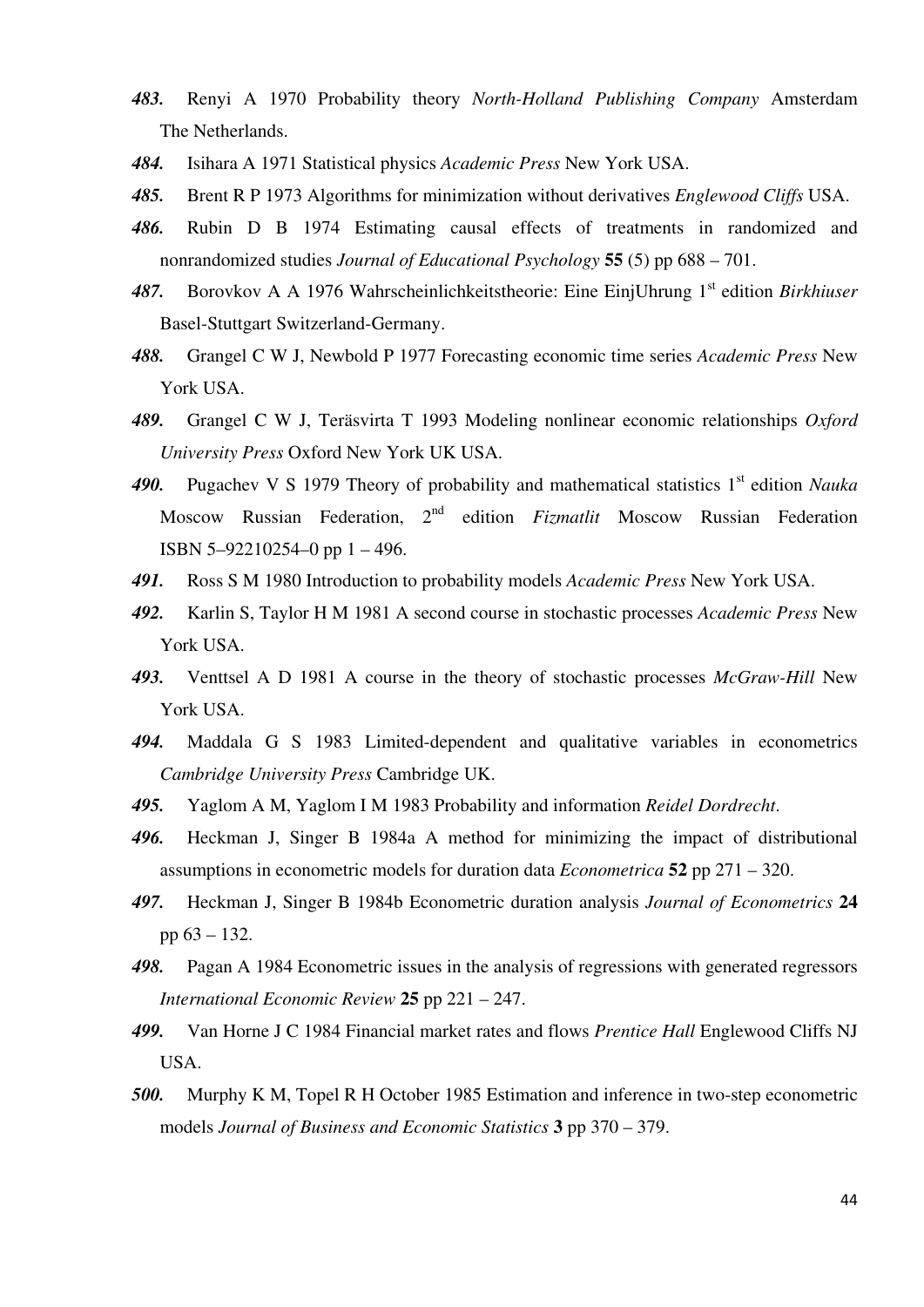***483.*** Renyi A 1970 Probability theory *North-Holland Publishing Company* Amsterdam The Netherlands.

***484.*** Isihara A 1971 Statistical physics *Academic Press* New York USA.

***485.*** Brent R P 1973 Algorithms for minimization without derivatives *Englewood Cliffs* USA.

***486.*** Rubin D B 1974 Estimating causal effects of treatments in randomized and nonrandomized studies *Journal of Educational Psychology* **55** (5) pp 688 – 701.

***487.*** Borovkov A A 1976 Wahrscheinlichkeitstheorie: Eine EinjUhrung 1st edition *Birkhiuser* Basel-Stuttgart Switzerland-Germany.

***488.*** Grangel C W J, Newbold P 1977 Forecasting economic time series *Academic Press* New York USA.

***489.*** Grangel C W J, Teräsvirta T 1993 Modeling nonlinear economic relationships *Oxford University Press* Oxford New York UK USA.

***490.*** Pugachev V S 1979 Theory of probability and mathematical statistics 1st edition *Nauka* Moscow Russian Federation, 2nd edition *Fizmatlit* Moscow Russian Federation ISBN 5–92210254–0 pp 1 – 496.

***491.*** Ross S M 1980 Introduction to probability models *Academic Press* New York USA.

***492.*** Karlin S, Taylor H M 1981 A second course in stochastic processes *Academic Press* New York USA.

***493.*** Venttsel A D 1981 A course in the theory of stochastic processes *McGraw-Hill* New York USA.

***494.*** Maddala G S 1983 Limited-dependent and qualitative variables in econometrics *Cambridge University Press* Cambridge UK.

***495.*** Yaglom A M, Yaglom I M 1983 Probability and information *Reidel Dordrecht*.

***496.*** Heckman J, Singer B 1984a A method for minimizing the impact of distributional assumptions in econometric models for duration data *Econometrica* **52** pp 271 – 320.

***497.*** Heckman J, Singer B 1984b Econometric duration analysis *Journal of Econometrics* **24** pp 63 – 132.

***498.*** Pagan A 1984 Econometric issues in the analysis of regressions with generated regressors *International Economic Review* **25** pp 221 – 247.

***499.*** Van Horne J C 1984 Financial market rates and flows *Prentice Hall* Englewood Cliffs NJ USA.

***500.*** Murphy K M, Topel R H October 1985 Estimation and inference in two-step econometric models *Journal of Business and Economic Statistics* **3** pp 370 – 379.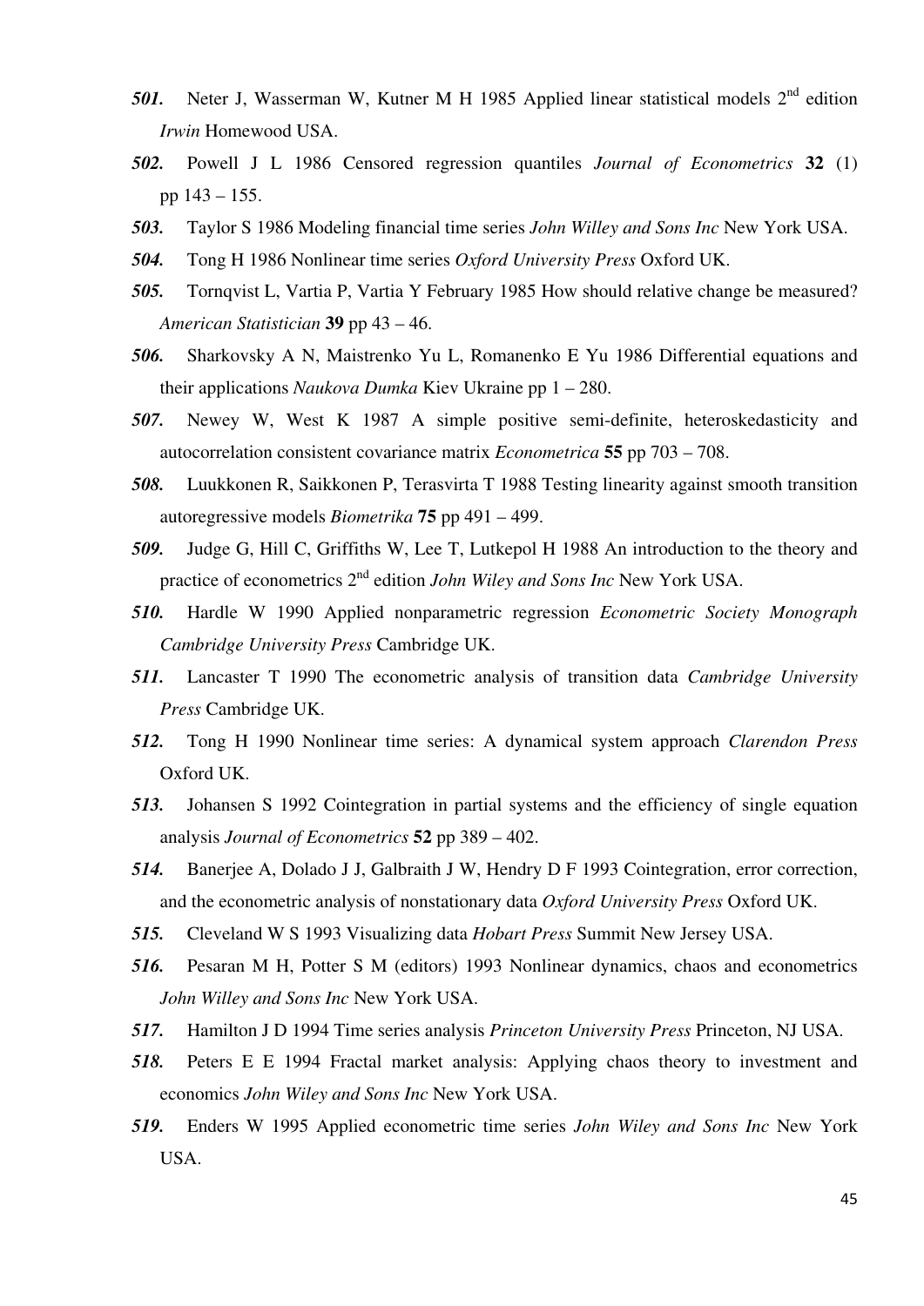***501.*** Neter J, Wasserman W, Kutner M H 1985 Applied linear statistical models 2nd edition *Irwin* Homewood USA.

***502.*** Powell J L 1986 Censored regression quantiles *Journal of Econometrics* **32** (1) pp 143 – 155.

***503.*** Taylor S 1986 Modeling financial time series *John Willey and Sons Inc* New York USA.

***504.*** Tong H 1986 Nonlinear time series *Oxford University Press* Oxford UK.

***505.*** Tornqvist L, Vartia P, Vartia Y February 1985 How should relative change be measured? *American Statistician* **39** pp 43 – 46.

***506.*** Sharkovsky A N, Maistrenko Yu L, Romanenko E Yu 1986 Differential equations and their applications *Naukova Dumka* Kiev Ukraine pp 1 – 280.

***507.*** Newey W, West K 1987 A simple positive semi-definite, heteroskedasticity and autocorrelation consistent covariance matrix *Econometrica* **55** pp 703 – 708.

***508.*** Luukkonen R, Saikkonen P, Terasvirta T 1988 Testing linearity against smooth transition autoregressive models *Biometrika* **75** pp 491 – 499.

***509.*** Judge G, Hill C, Griffiths W, Lee T, Lutkepol H 1988 An introduction to the theory and practice of econometrics 2nd edition *John Wiley and Sons Inc* New York USA.

***510.*** Hardle W 1990 Applied nonparametric regression *Econometric Society Monograph Cambridge University Press* Cambridge UK.

***511.*** Lancaster T 1990 The econometric analysis of transition data *Cambridge University Press* Cambridge UK.

***512.*** Tong H 1990 Nonlinear time series: A dynamical system approach *Clarendon Press* Oxford UK.

***513.*** Johansen S 1992 Cointegration in partial systems and the efficiency of single equation analysis *Journal of Econometrics* **52** pp 389 – 402.

***514.*** Banerjee A, Dolado J J, Galbraith J W, Hendry D F 1993 Cointegration, error correction, and the econometric analysis of nonstationary data *Oxford University Press* Oxford UK.

***515.*** Cleveland W S 1993 Visualizing data *Hobart Press* Summit New Jersey USA.

***516.*** Pesaran M H, Potter S M (editors) 1993 Nonlinear dynamics, chaos and econometrics *John Willey and Sons Inc* New York USA.

***517.*** Hamilton J D 1994 Time series analysis *Princeton University Press* Princeton, NJ USA.

***518.*** Peters E E 1994 Fractal market analysis: Applying chaos theory to investment and economics *John Wiley and Sons Inc* New York USA.

***519.*** Enders W 1995 Applied econometric time series *John Wiley and Sons Inc* New York USA.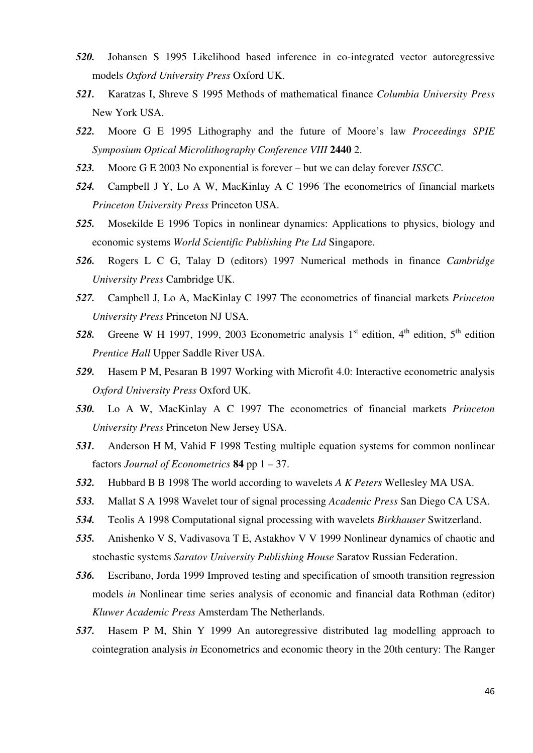***520.*** Johansen S 1995 Likelihood based inference in co-integrated vector autoregressive models *Oxford University Press* Oxford UK.

***521.*** Karatzas I, Shreve S 1995 Methods of mathematical finance *Columbia University Press* New York USA.

***522.*** Moore G E 1995 Lithography and the future of Moore's law *Proceedings SPIE Symposium Optical Microlithography Conference VIII* **2440** 2.

***523.*** Moore G E 2003 No exponential is forever – but we can delay forever *ISSCC*.

***524.*** Campbell J Y, Lo A W, MacKinlay A C 1996 The econometrics of financial markets *Princeton University Press* Princeton USA.

***525.*** Mosekilde E 1996 Topics in nonlinear dynamics: Applications to physics, biology and economic systems *World Scientific Publishing Pte Ltd* Singapore.

***526.*** Rogers L C G, Talay D (editors) 1997 Numerical methods in finance *Cambridge University Press* Cambridge UK.

***527.*** Campbell J, Lo A, MacKinlay C 1997 The econometrics of financial markets *Princeton University Press* Princeton NJ USA.

***528.*** Greene W H 1997, 1999, 2003 Econometric analysis 1st edition, 4th edition, 5th edition *Prentice Hall* Upper Saddle River USA.

***529.*** Hasem P M, Pesaran B 1997 Working with Microfit 4.0: Interactive econometric analysis *Oxford University Press* Oxford UK.

***530.*** Lo A W, MacKinlay A C 1997 The econometrics of financial markets *Princeton University Press* Princeton New Jersey USA.

***531.*** Anderson H M, Vahid F 1998 Testing multiple equation systems for common nonlinear factors *Journal of Econometrics* **84** pp 1 – 37.

***532.*** Hubbard B B 1998 The world according to wavelets *A K Peters* Wellesley MA USA.

***533.*** Mallat S A 1998 Wavelet tour of signal processing *Academic Press* San Diego CA USA.

***534.*** Teolis A 1998 Computational signal processing with wavelets *Birkhauser* Switzerland.

***535.*** Anishenko V S, Vadivasova T E, Astakhov V V 1999 Nonlinear dynamics of chaotic and stochastic systems *Saratov University Publishing House* Saratov Russian Federation.

***536.*** Escribano, Jorda 1999 Improved testing and specification of smooth transition regression models *in* Nonlinear time series analysis of economic and financial data Rothman (editor) *Kluwer Academic Press* Amsterdam The Netherlands.

***537.*** Hasem P M, Shin Y 1999 An autoregressive distributed lag modelling approach to cointegration analysis *in* Econometrics and economic theory in the 20th century: The Ranger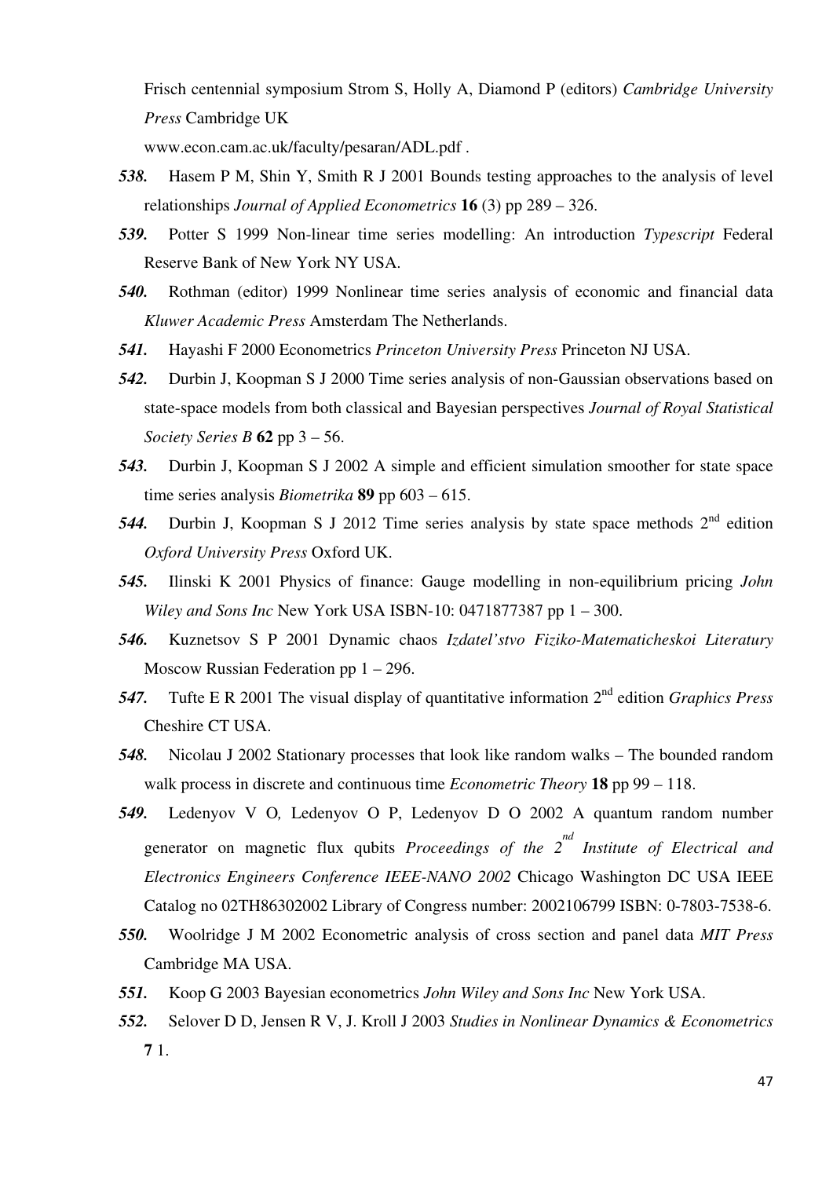Frisch centennial symposium Strom S, Holly A, Diamond P (editors) *Cambridge University Press* Cambridge UK
www.econ.cam.ac.uk/faculty/pesaran/ADL.pdf .

***538.*** Hasem P M, Shin Y, Smith R J 2001 Bounds testing approaches to the analysis of level relationships *Journal of Applied Econometrics* **16** (3) pp 289 – 326.

***539.*** Potter S 1999 Non-linear time series modelling: An introduction *Typescript* Federal Reserve Bank of New York NY USA.

***540.*** Rothman (editor) 1999 Nonlinear time series analysis of economic and financial data *Kluwer Academic Press* Amsterdam The Netherlands.

***541.*** Hayashi F 2000 Econometrics *Princeton University Press* Princeton NJ USA.

***542.*** Durbin J, Koopman S J 2000 Time series analysis of non-Gaussian observations based on state-space models from both classical and Bayesian perspectives *Journal of Royal Statistical Society Series B* **62** pp 3 – 56.

***543.*** Durbin J, Koopman S J 2002 A simple and efficient simulation smoother for state space time series analysis *Biometrika* **89** pp 603 – 615.

***544.*** Durbin J, Koopman S J 2012 Time series analysis by state space methods 2nd edition *Oxford University Press* Oxford UK.

***545.*** Ilinski K 2001 Physics of finance: Gauge modelling in non-equilibrium pricing *John Wiley and Sons Inc* New York USA ISBN-10: 0471877387 pp 1 – 300.

***546.*** Kuznetsov S P 2001 Dynamic chaos *Izdatel'stvo Fiziko-Matematicheskoi Literatury* Moscow Russian Federation pp 1 – 296.

***547.*** Tufte E R 2001 The visual display of quantitative information 2nd edition *Graphics Press* Cheshire CT USA.

***548.*** Nicolau J 2002 Stationary processes that look like random walks – The bounded random walk process in discrete and continuous time *Econometric Theory* **18** pp 99 – 118.

***549.*** Ledenyov V O*,* Ledenyov O P, Ledenyov D O 2002 A quantum random number generator on magnetic flux qubits *Proceedings of the 2nd Institute of Electrical and Electronics Engineers Conference IEEE-NANO 2002* Chicago Washington DC USA IEEE Catalog no 02TH86302002 Library of Congress number: 2002106799 ISBN: 0-7803-7538-6.

***550.*** Woolridge J M 2002 Econometric analysis of cross section and panel data *MIT Press* Cambridge MA USA.

***551.*** Koop G 2003 Bayesian econometrics *John Wiley and Sons Inc* New York USA.

***552.*** Selover D D, Jensen R V, J. Kroll J 2003 *Studies in Nonlinear Dynamics & Econometrics* **7** 1.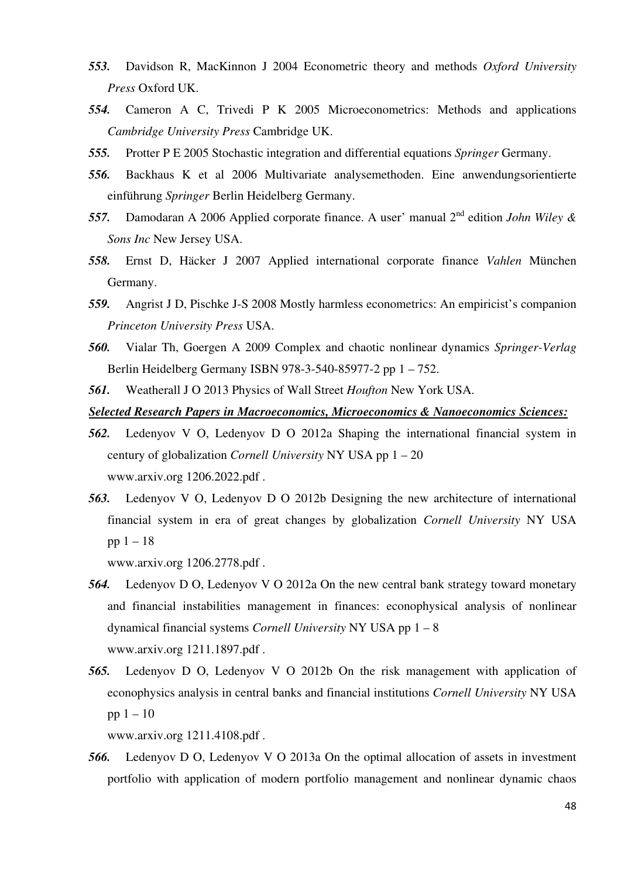***553.*** Davidson R, MacKinnon J 2004 Econometric theory and methods *Oxford University Press* Oxford UK.

***554.*** Cameron A C, Trivedi P K 2005 Microeconometrics: Methods and applications *Cambridge University Press* Cambridge UK.

***555.*** Protter P E 2005 Stochastic integration and differential equations *Springer* Germany.

***556.*** Backhaus K et al 2006 Multivariate analysemethoden. Eine anwendungsorientierte einführung *Springer* Berlin Heidelberg Germany.

***557.*** Damodaran A 2006 Applied corporate finance. A user' manual 2nd edition *John Wiley & Sons Inc* New Jersey USA.

***558.*** Ernst D, Häcker J 2007 Applied international corporate finance *Vahlen* München Germany.

***559.*** Angrist J D, Pischke J-S 2008 Mostly harmless econometrics: An empiricist's companion *Princeton University Press* USA.

***560.*** Vialar Th, Goergen A 2009 Complex and chaotic nonlinear dynamics *Springer-Verlag* Berlin Heidelberg Germany ISBN 978-3-540-85977-2 pp 1 – 752.

***561.*** Weatherall J O 2013 Physics of Wall Street *Houfton* New York USA.

***Selected Research Papers in Macroeconomics, Microeconomics & Nanoeconomics Sciences:***

***562.*** Ledenyov V O, Ledenyov D O 2012a Shaping the international financial system in century of globalization *Cornell University* NY USA pp 1 – 20
www.arxiv.org 1206.2022.pdf .

***563.*** Ledenyov V O, Ledenyov D O 2012b Designing the new architecture of international financial system in era of great changes by globalization *Cornell University* NY USA pp 1 – 18
www.arxiv.org 1206.2778.pdf .

***564.*** Ledenyov D O, Ledenyov V O 2012a On the new central bank strategy toward monetary and financial instabilities management in finances: econophysical analysis of nonlinear dynamical financial systems *Cornell University* NY USA pp 1 – 8
www.arxiv.org 1211.1897.pdf .

***565.*** Ledenyov D O, Ledenyov V O 2012b On the risk management with application of econophysics analysis in central banks and financial institutions *Cornell University* NY USA pp 1 – 10
www.arxiv.org 1211.4108.pdf .

***566.*** Ledenyov D O, Ledenyov V O 2013a On the optimal allocation of assets in investment portfolio with application of modern portfolio management and nonlinear dynamic chaos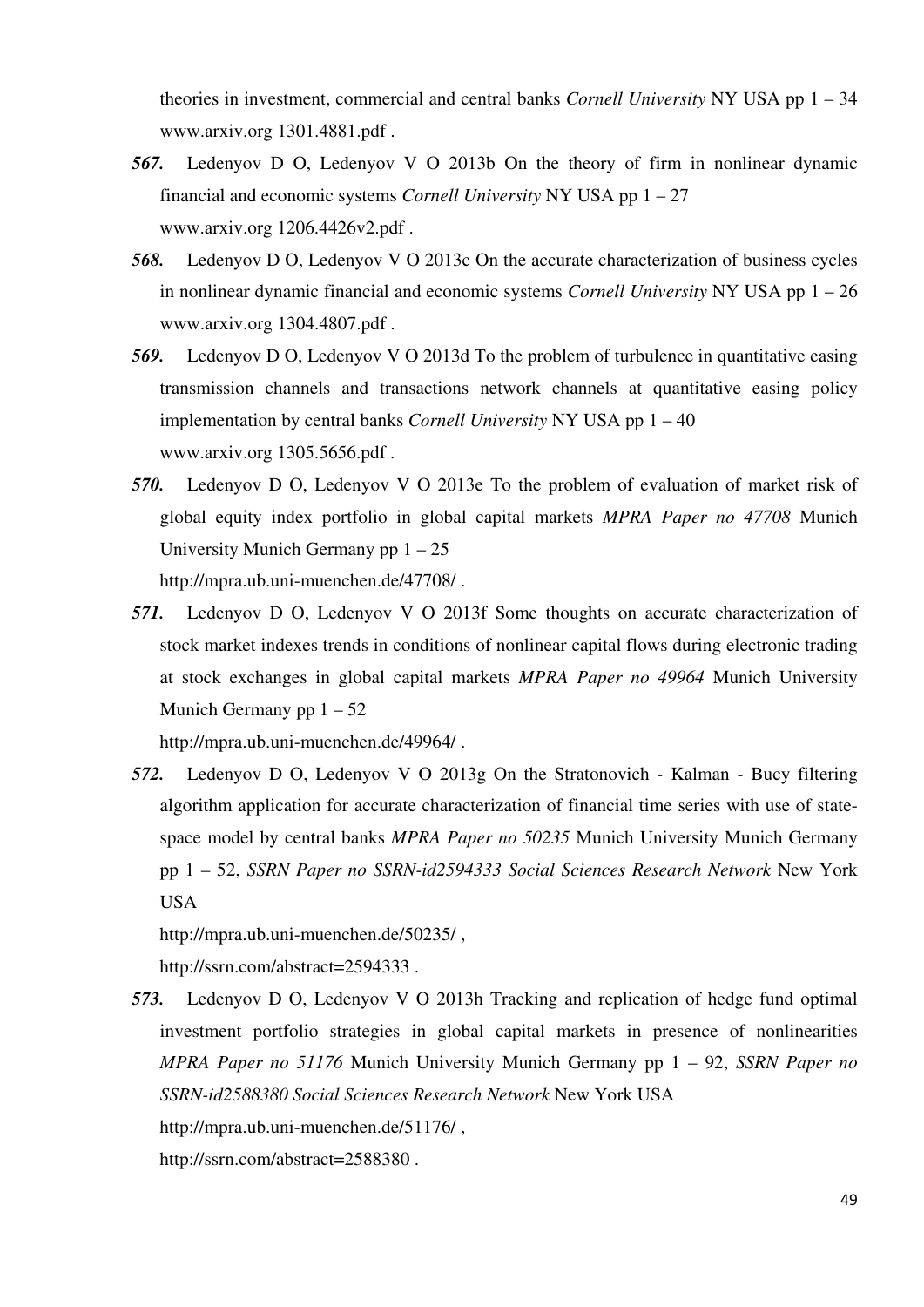theories in investment, commercial and central banks *Cornell University* NY USA pp 1 – 34 www.arxiv.org 1301.4881.pdf .

***567.*** Ledenyov D O, Ledenyov V O 2013b On the theory of firm in nonlinear dynamic financial and economic systems *Cornell University* NY USA pp 1 – 27 www.arxiv.org 1206.4426v2.pdf .

***568.*** Ledenyov D O, Ledenyov V O 2013c On the accurate characterization of business cycles in nonlinear dynamic financial and economic systems *Cornell University* NY USA pp 1 – 26 www.arxiv.org 1304.4807.pdf .

***569.*** Ledenyov D O, Ledenyov V O 2013d To the problem of turbulence in quantitative easing transmission channels and transactions network channels at quantitative easing policy implementation by central banks *Cornell University* NY USA pp 1 – 40 www.arxiv.org 1305.5656.pdf .

***570.*** Ledenyov D O, Ledenyov V O 2013e To the problem of evaluation of market risk of global equity index portfolio in global capital markets *MPRA Paper no 47708* Munich University Munich Germany pp 1 – 25
http://mpra.ub.uni-muenchen.de/47708/ .

***571.*** Ledenyov D O, Ledenyov V O 2013f Some thoughts on accurate characterization of stock market indexes trends in conditions of nonlinear capital flows during electronic trading at stock exchanges in global capital markets *MPRA Paper no 49964* Munich University Munich Germany pp 1 – 52
http://mpra.ub.uni-muenchen.de/49964/ .

***572.*** Ledenyov D O, Ledenyov V O 2013g On the Stratonovich - Kalman - Bucy filtering algorithm application for accurate characterization of financial time series with use of state-space model by central banks *MPRA Paper no 50235* Munich University Munich Germany pp 1 – 52, *SSRN Paper no SSRN-id2594333 Social Sciences Research Network* New York USA
http://mpra.ub.uni-muenchen.de/50235/ ,
http://ssrn.com/abstract=2594333 .

***573.*** Ledenyov D O, Ledenyov V O 2013h Tracking and replication of hedge fund optimal investment portfolio strategies in global capital markets in presence of nonlinearities *MPRA Paper no 51176* Munich University Munich Germany pp 1 – 92, *SSRN Paper no SSRN-id2588380 Social Sciences Research Network* New York USA
http://mpra.ub.uni-muenchen.de/51176/ ,
http://ssrn.com/abstract=2588380 .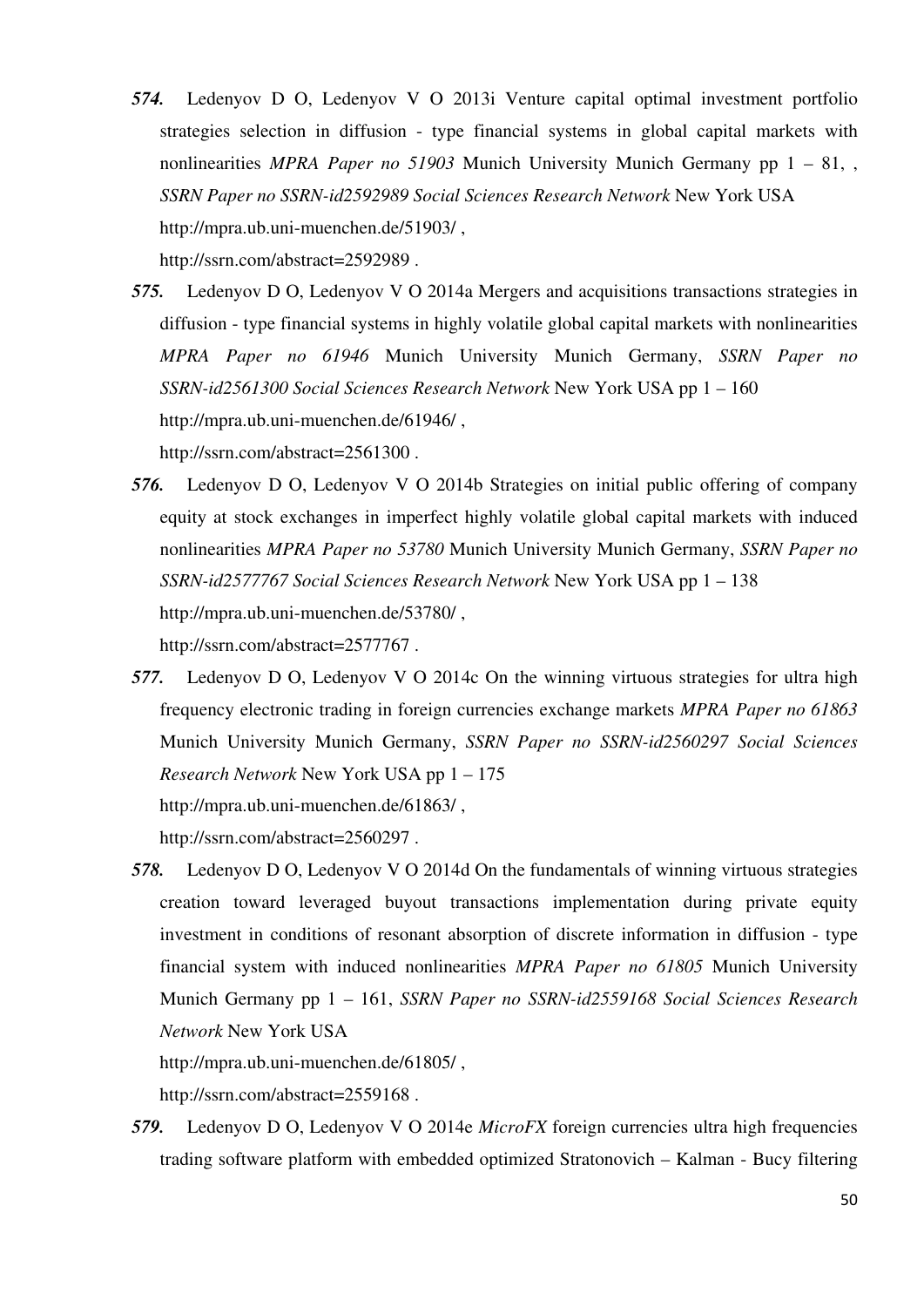***574.*** Ledenyov D O, Ledenyov V O 2013i Venture capital optimal investment portfolio strategies selection in diffusion - type financial systems in global capital markets with nonlinearities *MPRA Paper no 51903* Munich University Munich Germany pp 1 – 81, , *SSRN Paper no SSRN-id2592989 Social Sciences Research Network* New York USA http://mpra.ub.uni-muenchen.de/51903/ , http://ssrn.com/abstract=2592989 .

***575.*** Ledenyov D O, Ledenyov V O 2014a Mergers and acquisitions transactions strategies in diffusion - type financial systems in highly volatile global capital markets with nonlinearities *MPRA Paper no 61946* Munich University Munich Germany, *SSRN Paper no SSRN-id2561300 Social Sciences Research Network* New York USA pp 1 – 160 http://mpra.ub.uni-muenchen.de/61946/ , http://ssrn.com/abstract=2561300 .

***576.*** Ledenyov D O, Ledenyov V O 2014b Strategies on initial public offering of company equity at stock exchanges in imperfect highly volatile global capital markets with induced nonlinearities *MPRA Paper no 53780* Munich University Munich Germany, *SSRN Paper no SSRN-id2577767 Social Sciences Research Network* New York USA pp 1 – 138 http://mpra.ub.uni-muenchen.de/53780/ , http://ssrn.com/abstract=2577767 .

***577.*** Ledenyov D O, Ledenyov V O 2014c On the winning virtuous strategies for ultra high frequency electronic trading in foreign currencies exchange markets *MPRA Paper no 61863* Munich University Munich Germany, *SSRN Paper no SSRN-id2560297 Social Sciences Research Network* New York USA pp 1 – 175 http://mpra.ub.uni-muenchen.de/61863/ , http://ssrn.com/abstract=2560297 .

***578.*** Ledenyov D O, Ledenyov V O 2014d On the fundamentals of winning virtuous strategies creation toward leveraged buyout transactions implementation during private equity investment in conditions of resonant absorption of discrete information in diffusion - type financial system with induced nonlinearities *MPRA Paper no 61805* Munich University Munich Germany pp 1 – 161, *SSRN Paper no SSRN-id2559168 Social Sciences Research Network* New York USA http://mpra.ub.uni-muenchen.de/61805/ , http://ssrn.com/abstract=2559168 .

***579.*** Ledenyov D O, Ledenyov V O 2014e *MicroFX* foreign currencies ultra high frequencies trading software platform with embedded optimized Stratonovich – Kalman - Bucy filtering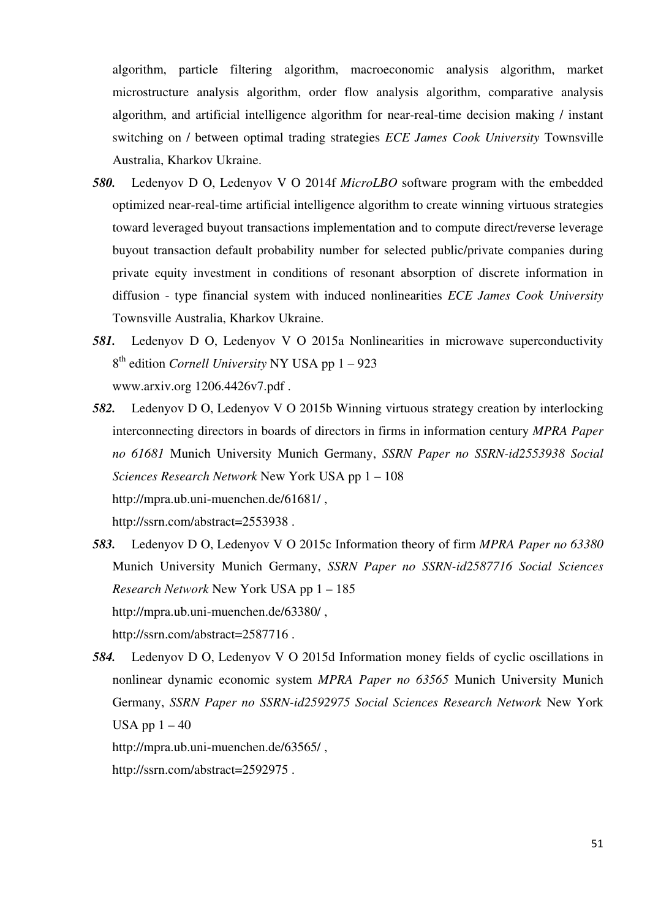algorithm, particle filtering algorithm, macroeconomic analysis algorithm, market microstructure analysis algorithm, order flow analysis algorithm, comparative analysis algorithm, and artificial intelligence algorithm for near-real-time decision making / instant switching on / between optimal trading strategies *ECE James Cook University* Townsville Australia, Kharkov Ukraine.

***580.*** Ledenyov D O, Ledenyov V O 2014f *MicroLBO* software program with the embedded optimized near-real-time artificial intelligence algorithm to create winning virtuous strategies toward leveraged buyout transactions implementation and to compute direct/reverse leverage buyout transaction default probability number for selected public/private companies during private equity investment in conditions of resonant absorption of discrete information in diffusion - type financial system with induced nonlinearities *ECE James Cook University* Townsville Australia, Kharkov Ukraine.

***581.*** Ledenyov D O, Ledenyov V O 2015a Nonlinearities in microwave superconductivity 8th edition *Cornell University* NY USA pp 1 – 923
www.arxiv.org 1206.4426v7.pdf .

***582.*** Ledenyov D O, Ledenyov V O 2015b Winning virtuous strategy creation by interlocking interconnecting directors in boards of directors in firms in information century *MPRA Paper no 61681* Munich University Munich Germany, *SSRN Paper no SSRN-id2553938 Social Sciences Research Network* New York USA pp 1 – 108
http://mpra.ub.uni-muenchen.de/61681/ ,
http://ssrn.com/abstract=2553938 .

***583.*** Ledenyov D O, Ledenyov V O 2015c Information theory of firm *MPRA Paper no 63380* Munich University Munich Germany, *SSRN Paper no SSRN-id2587716 Social Sciences Research Network* New York USA pp 1 – 185
http://mpra.ub.uni-muenchen.de/63380/ ,
http://ssrn.com/abstract=2587716 .

***584.*** Ledenyov D O, Ledenyov V O 2015d Information money fields of cyclic oscillations in nonlinear dynamic economic system *MPRA Paper no 63565* Munich University Munich Germany, *SSRN Paper no SSRN-id2592975 Social Sciences Research Network* New York USA pp 1 – 40
http://mpra.ub.uni-muenchen.de/63565/ ,
http://ssrn.com/abstract=2592975 .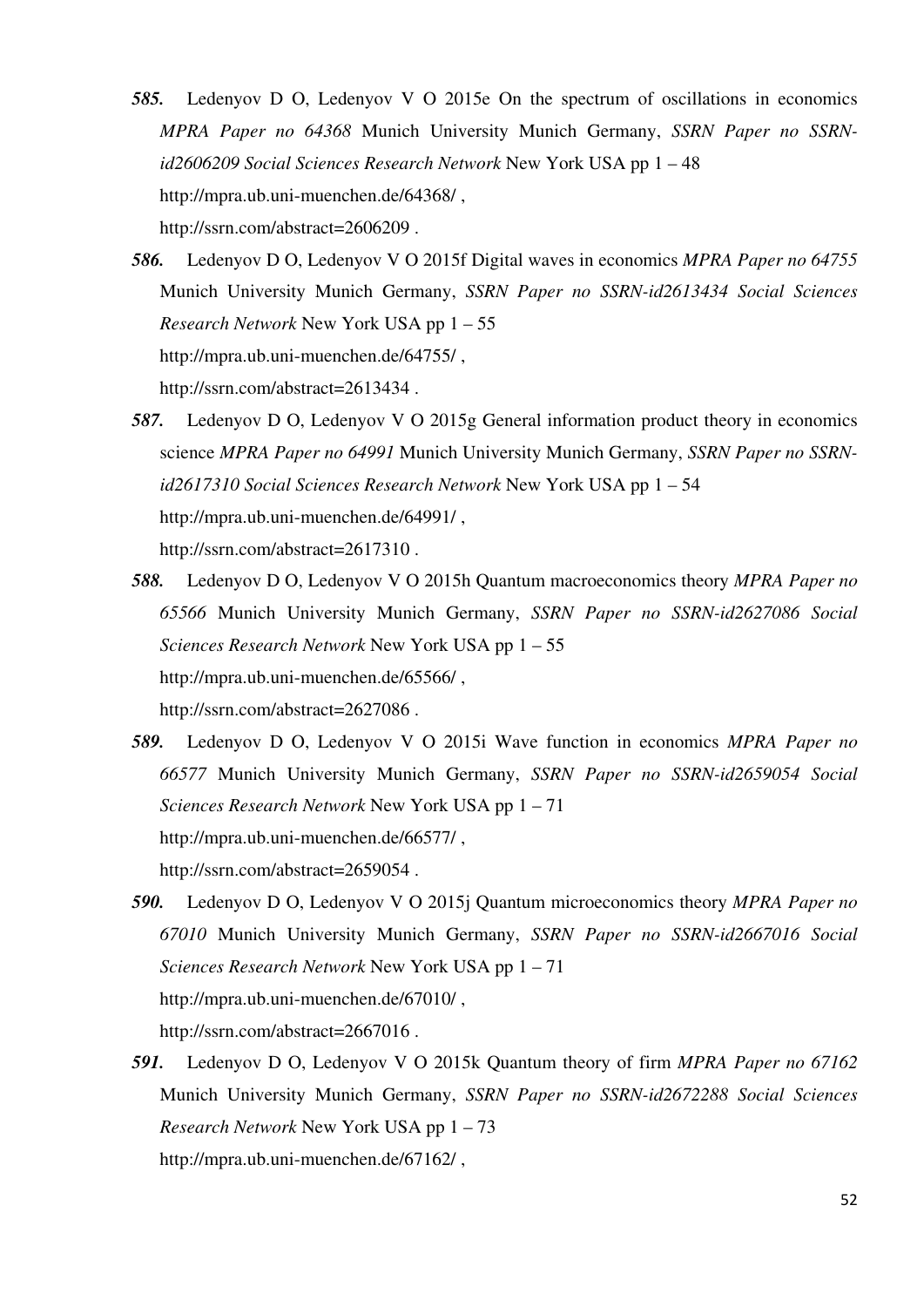***585.*** Ledenyov D O, Ledenyov V O 2015e On the spectrum of oscillations in economics *MPRA Paper no 64368* Munich University Munich Germany, *SSRN Paper no SSRN-id2606209 Social Sciences Research Network* New York USA pp 1 – 48
http://mpra.ub.uni-muenchen.de/64368/ ,
http://ssrn.com/abstract=2606209 .

***586.*** Ledenyov D O, Ledenyov V O 2015f Digital waves in economics *MPRA Paper no 64755* Munich University Munich Germany, *SSRN Paper no SSRN-id2613434 Social Sciences Research Network* New York USA pp 1 – 55
http://mpra.ub.uni-muenchen.de/64755/ ,
http://ssrn.com/abstract=2613434 .

***587.*** Ledenyov D O, Ledenyov V O 2015g General information product theory in economics science *MPRA Paper no 64991* Munich University Munich Germany, *SSRN Paper no SSRN-id2617310 Social Sciences Research Network* New York USA pp 1 – 54
http://mpra.ub.uni-muenchen.de/64991/ ,
http://ssrn.com/abstract=2617310 .

***588.*** Ledenyov D O, Ledenyov V O 2015h Quantum macroeconomics theory *MPRA Paper no 65566* Munich University Munich Germany, *SSRN Paper no SSRN-id2627086 Social Sciences Research Network* New York USA pp 1 – 55
http://mpra.ub.uni-muenchen.de/65566/ ,
http://ssrn.com/abstract=2627086 .

***589.*** Ledenyov D O, Ledenyov V O 2015i Wave function in economics *MPRA Paper no 66577* Munich University Munich Germany, *SSRN Paper no SSRN-id2659054 Social Sciences Research Network* New York USA pp 1 – 71
http://mpra.ub.uni-muenchen.de/66577/ ,
http://ssrn.com/abstract=2659054 .

***590.*** Ledenyov D O, Ledenyov V O 2015j Quantum microeconomics theory *MPRA Paper no 67010* Munich University Munich Germany, *SSRN Paper no SSRN-id2667016 Social Sciences Research Network* New York USA pp 1 – 71
http://mpra.ub.uni-muenchen.de/67010/ ,
http://ssrn.com/abstract=2667016 .

***591.*** Ledenyov D O, Ledenyov V O 2015k Quantum theory of firm *MPRA Paper no 67162* Munich University Munich Germany, *SSRN Paper no SSRN-id2672288 Social Sciences Research Network* New York USA pp 1 – 73
http://mpra.ub.uni-muenchen.de/67162/ ,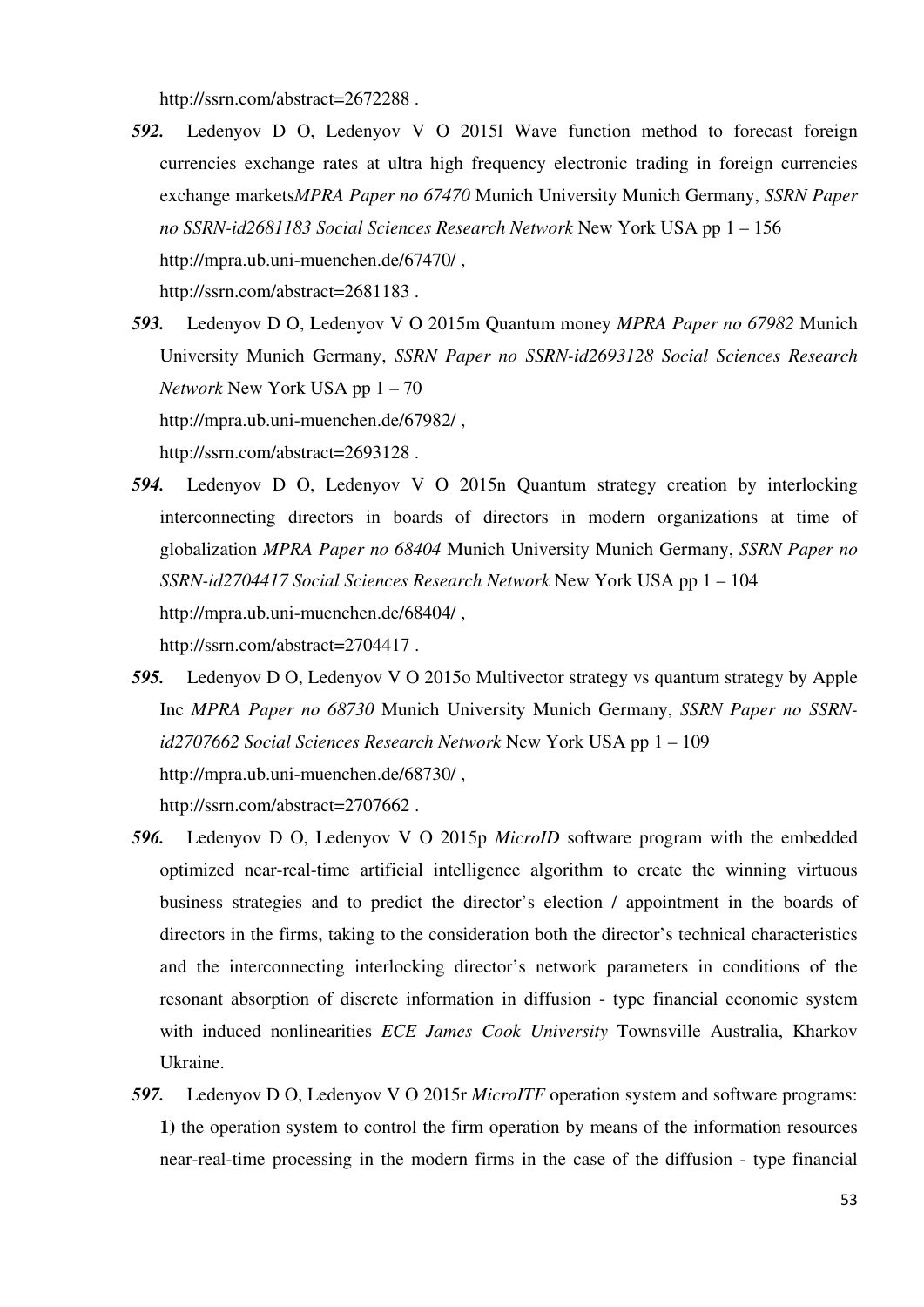http://ssrn.com/abstract=2672288 .

***592.*** Ledenyov D O, Ledenyov V O 2015l Wave function method to forecast foreign currencies exchange rates at ultra high frequency electronic trading in foreign currencies exchange markets*MPRA Paper no 67470* Munich University Munich Germany, *SSRN Paper no SSRN-id2681183 Social Sciences Research Network* New York USA pp 1 – 156 http://mpra.ub.uni-muenchen.de/67470/ , http://ssrn.com/abstract=2681183 .

***593.*** Ledenyov D O, Ledenyov V O 2015m Quantum money *MPRA Paper no 67982* Munich University Munich Germany, *SSRN Paper no SSRN-id2693128 Social Sciences Research Network* New York USA pp 1 – 70 http://mpra.ub.uni-muenchen.de/67982/ , http://ssrn.com/abstract=2693128 .

***594.*** Ledenyov D O, Ledenyov V O 2015n Quantum strategy creation by interlocking interconnecting directors in boards of directors in modern organizations at time of globalization *MPRA Paper no 68404* Munich University Munich Germany, *SSRN Paper no SSRN-id2704417 Social Sciences Research Network* New York USA pp 1 – 104 http://mpra.ub.uni-muenchen.de/68404/ , http://ssrn.com/abstract=2704417 .

***595.*** Ledenyov D O, Ledenyov V O 2015o Multivector strategy vs quantum strategy by Apple Inc *MPRA Paper no 68730* Munich University Munich Germany, *SSRN Paper no SSRN-id2707662 Social Sciences Research Network* New York USA pp 1 – 109 http://mpra.ub.uni-muenchen.de/68730/ , http://ssrn.com/abstract=2707662 .

***596.*** Ledenyov D O, Ledenyov V O 2015p *MicroID* software program with the embedded optimized near-real-time artificial intelligence algorithm to create the winning virtuous business strategies and to predict the director's election / appointment in the boards of directors in the firms, taking to the consideration both the director's technical characteristics and the interconnecting interlocking director's network parameters in conditions of the resonant absorption of discrete information in diffusion - type financial economic system with induced nonlinearities *ECE James Cook University* Townsville Australia, Kharkov Ukraine.

***597.*** Ledenyov D O, Ledenyov V O 2015r *MicroITF* operation system and software programs: **1)** the operation system to control the firm operation by means of the information resources near-real-time processing in the modern firms in the case of the diffusion - type financial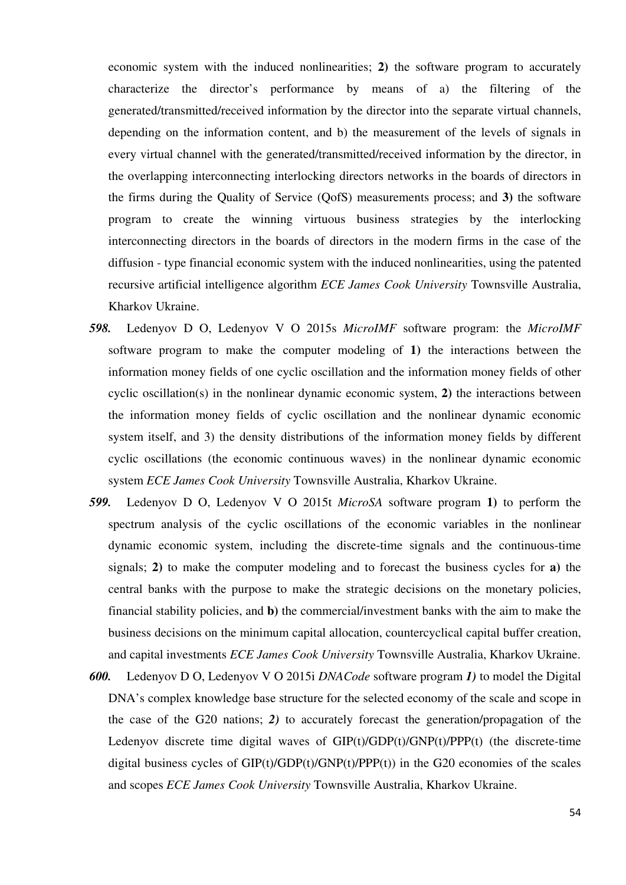economic system with the induced nonlinearities; **2)** the software program to accurately characterize the director's performance by means of a) the filtering of the generated/transmitted/received information by the director into the separate virtual channels, depending on the information content, and b) the measurement of the levels of signals in every virtual channel with the generated/transmitted/received information by the director, in the overlapping interconnecting interlocking directors networks in the boards of directors in the firms during the Quality of Service (QofS) measurements process; and **3)** the software program to create the winning virtuous business strategies by the interlocking interconnecting directors in the boards of directors in the modern firms in the case of the diffusion - type financial economic system with the induced nonlinearities, using the patented recursive artificial intelligence algorithm *ECE James Cook University* Townsville Australia, Kharkov Ukraine.

***598.*** Ledenyov D O, Ledenyov V O 2015s *MicroIMF* software program: the *MicroIMF* software program to make the computer modeling of **1)** the interactions between the information money fields of one cyclic oscillation and the information money fields of other cyclic oscillation(s) in the nonlinear dynamic economic system, **2)** the interactions between the information money fields of cyclic oscillation and the nonlinear dynamic economic system itself, and 3) the density distributions of the information money fields by different cyclic oscillations (the economic continuous waves) in the nonlinear dynamic economic system *ECE James Cook University* Townsville Australia, Kharkov Ukraine.

***599.*** Ledenyov D O, Ledenyov V O 2015t *MicroSA* software program **1)** to perform the spectrum analysis of the cyclic oscillations of the economic variables in the nonlinear dynamic economic system, including the discrete-time signals and the continuous-time signals; **2)** to make the computer modeling and to forecast the business cycles for **a)** the central banks with the purpose to make the strategic decisions on the monetary policies, financial stability policies, and **b)** the commercial/investment banks with the aim to make the business decisions on the minimum capital allocation, countercyclical capital buffer creation, and capital investments *ECE James Cook University* Townsville Australia, Kharkov Ukraine.

***600.*** Ledenyov D O, Ledenyov V O 2015i *DNACode* software program ***1)*** to model the Digital DNA's complex knowledge base structure for the selected economy of the scale and scope in the case of the G20 nations; ***2)*** to accurately forecast the generation/propagation of the Ledenyov discrete time digital waves of GIP(t)/GDP(t)/GNP(t)/PPP(t) (the discrete-time digital business cycles of GIP(t)/GDP(t)/GNP(t)/PPP(t)) in the G20 economies of the scales and scopes *ECE James Cook University* Townsville Australia, Kharkov Ukraine.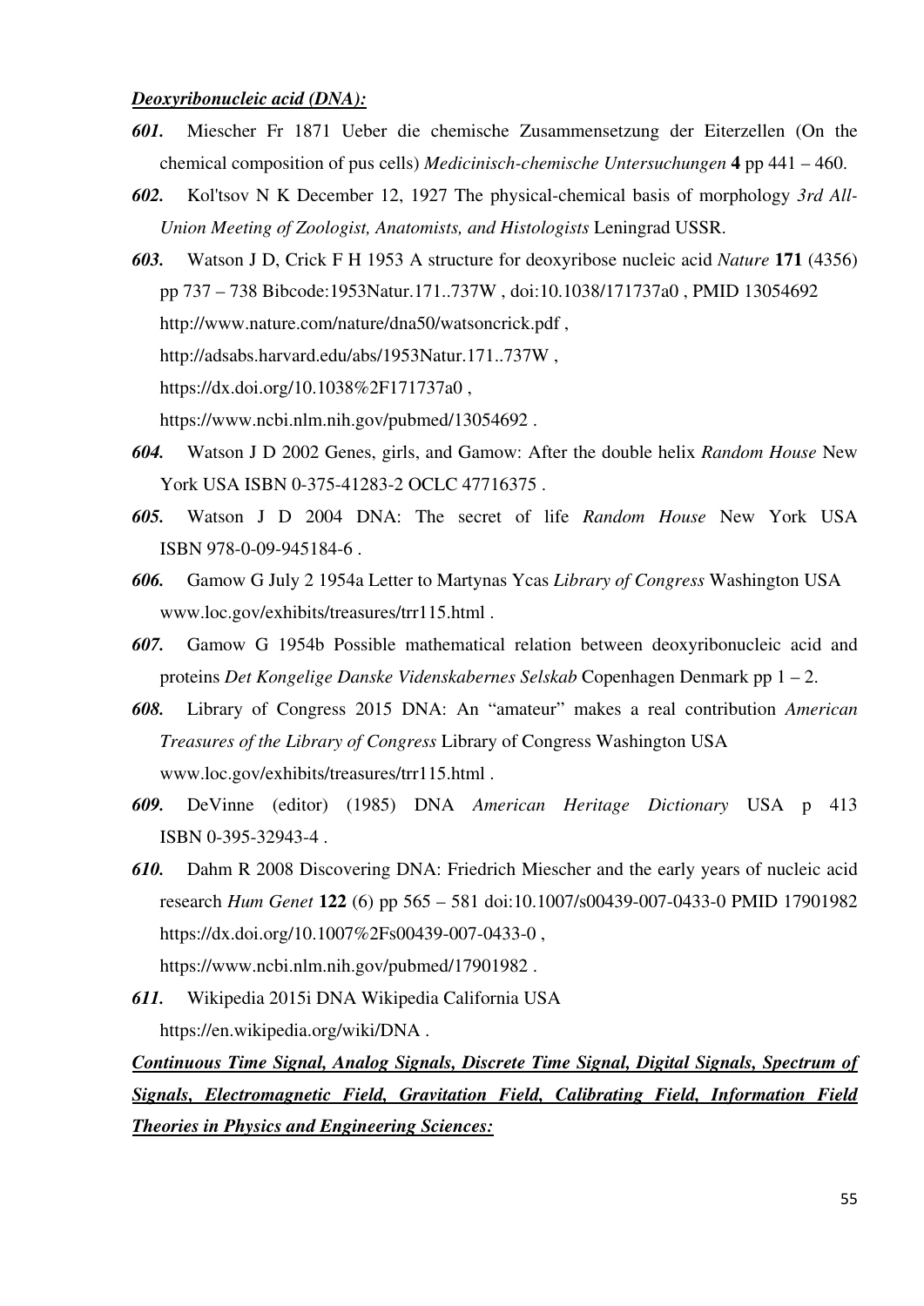***Deoxyribonucleic acid (DNA):***

***601.*** Miescher Fr 1871 Ueber die chemische Zusammensetzung der Eiterzellen (On the chemical composition of pus cells) *Medicinisch-chemische Untersuchungen* **4** pp 441 – 460.

***602.*** Kol'tsov N K December 12, 1927 The physical-chemical basis of morphology *3rd All-Union Meeting of Zoologist, Anatomists, and Histologists* Leningrad USSR.

***603.*** Watson J D, Crick F H 1953 A structure for deoxyribose nucleic acid *Nature* **171** (4356) pp 737 – 738 Bibcode:1953Natur.171..737W , doi:10.1038/171737a0 , PMID 13054692 http://www.nature.com/nature/dna50/watsoncrick.pdf , http://adsabs.harvard.edu/abs/1953Natur.171..737W , https://dx.doi.org/10.1038%2F171737a0 , https://www.ncbi.nlm.nih.gov/pubmed/13054692 .

***604.*** Watson J D 2002 Genes, girls, and Gamow: After the double helix *Random House* New York USA ISBN 0-375-41283-2 OCLC 47716375 .

***605.*** Watson J D 2004 DNA: The secret of life *Random House* New York USA ISBN 978-0-09-945184-6 .

***606.*** Gamow G July 2 1954a Letter to Martynas Ycas *Library of Congress* Washington USA www.loc.gov/exhibits/treasures/trr115.html .

***607.*** Gamow G 1954b Possible mathematical relation between deoxyribonucleic acid and proteins *Det Kongelige Danske Videnskabernes Selskab* Copenhagen Denmark pp 1 – 2.

***608.*** Library of Congress 2015 DNA: An "amateur" makes a real contribution *American Treasures of the Library of Congress* Library of Congress Washington USA www.loc.gov/exhibits/treasures/trr115.html .

***609.*** DeVinne (editor) (1985) DNA *American Heritage Dictionary* USA p 413 ISBN 0-395-32943-4 .

***610.*** Dahm R 2008 Discovering DNA: Friedrich Miescher and the early years of nucleic acid research *Hum Genet* **122** (6) pp 565 – 581 doi:10.1007/s00439-007-0433-0 PMID 17901982 https://dx.doi.org/10.1007%2Fs00439-007-0433-0 , https://www.ncbi.nlm.nih.gov/pubmed/17901982 .

***611.*** Wikipedia 2015i DNA Wikipedia California USA https://en.wikipedia.org/wiki/DNA .

***Continuous Time Signal, Analog Signals, Discrete Time Signal, Digital Signals, Spectrum of Signals, Electromagnetic Field, Gravitation Field, Calibrating Field, Information Field Theories in Physics and Engineering Sciences:***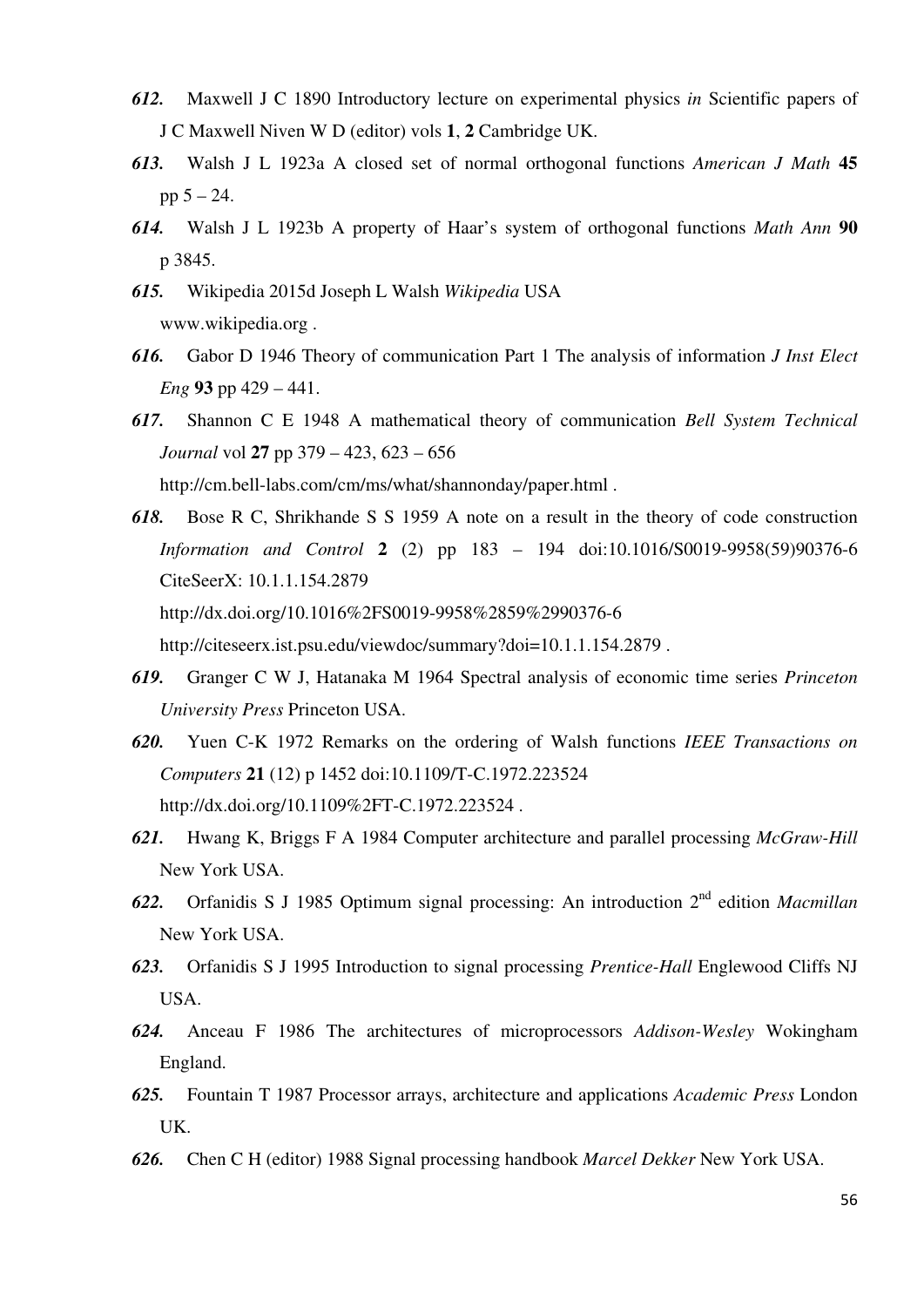***612.*** Maxwell J C 1890 Introductory lecture on experimental physics *in* Scientific papers of J C Maxwell Niven W D (editor) vols **1**, **2** Cambridge UK.

***613.*** Walsh J L 1923a A closed set of normal orthogonal functions *American J Math* **45** pp 5 – 24.

***614.*** Walsh J L 1923b A property of Haar's system of orthogonal functions *Math Ann* **90** p 3845.

***615.*** Wikipedia 2015d Joseph L Walsh *Wikipedia* USA www.wikipedia.org .

***616.*** Gabor D 1946 Theory of communication Part 1 The analysis of information *J Inst Elect Eng* **93** pp 429 – 441.

***617.*** Shannon C E 1948 A mathematical theory of communication *Bell System Technical Journal* vol **27** pp 379 – 423, 623 – 656 http://cm.bell-labs.com/cm/ms/what/shannonday/paper.html .

***618.*** Bose R C, Shrikhande S S 1959 A note on a result in the theory of code construction *Information and Control* **2** (2) pp 183 – 194 doi:10.1016/S0019-9958(59)90376-6 CiteSeerX: 10.1.1.154.2879 http://dx.doi.org/10.1016%2FS0019-9958%2859%2990376-6 http://citeseerx.ist.psu.edu/viewdoc/summary?doi=10.1.1.154.2879 .

***619.*** Granger C W J, Hatanaka M 1964 Spectral analysis of economic time series *Princeton University Press* Princeton USA.

***620.*** Yuen C-K 1972 Remarks on the ordering of Walsh functions *IEEE Transactions on Computers* **21** (12) p 1452 doi:10.1109/T-C.1972.223524 http://dx.doi.org/10.1109%2FT-C.1972.223524 .

***621.*** Hwang K, Briggs F A 1984 Computer architecture and parallel processing *McGraw-Hill* New York USA.

***622.*** Orfanidis S J 1985 Optimum signal processing: An introduction 2nd edition *Macmillan* New York USA.

***623.*** Orfanidis S J 1995 Introduction to signal processing *Prentice-Hall* Englewood Cliffs NJ USA.

***624.*** Anceau F 1986 The architectures of microprocessors *Addison-Wesley* Wokingham England.

***625.*** Fountain T 1987 Processor arrays, architecture and applications *Academic Press* London UK.

***626.*** Chen C H (editor) 1988 Signal processing handbook *Marcel Dekker* New York USA.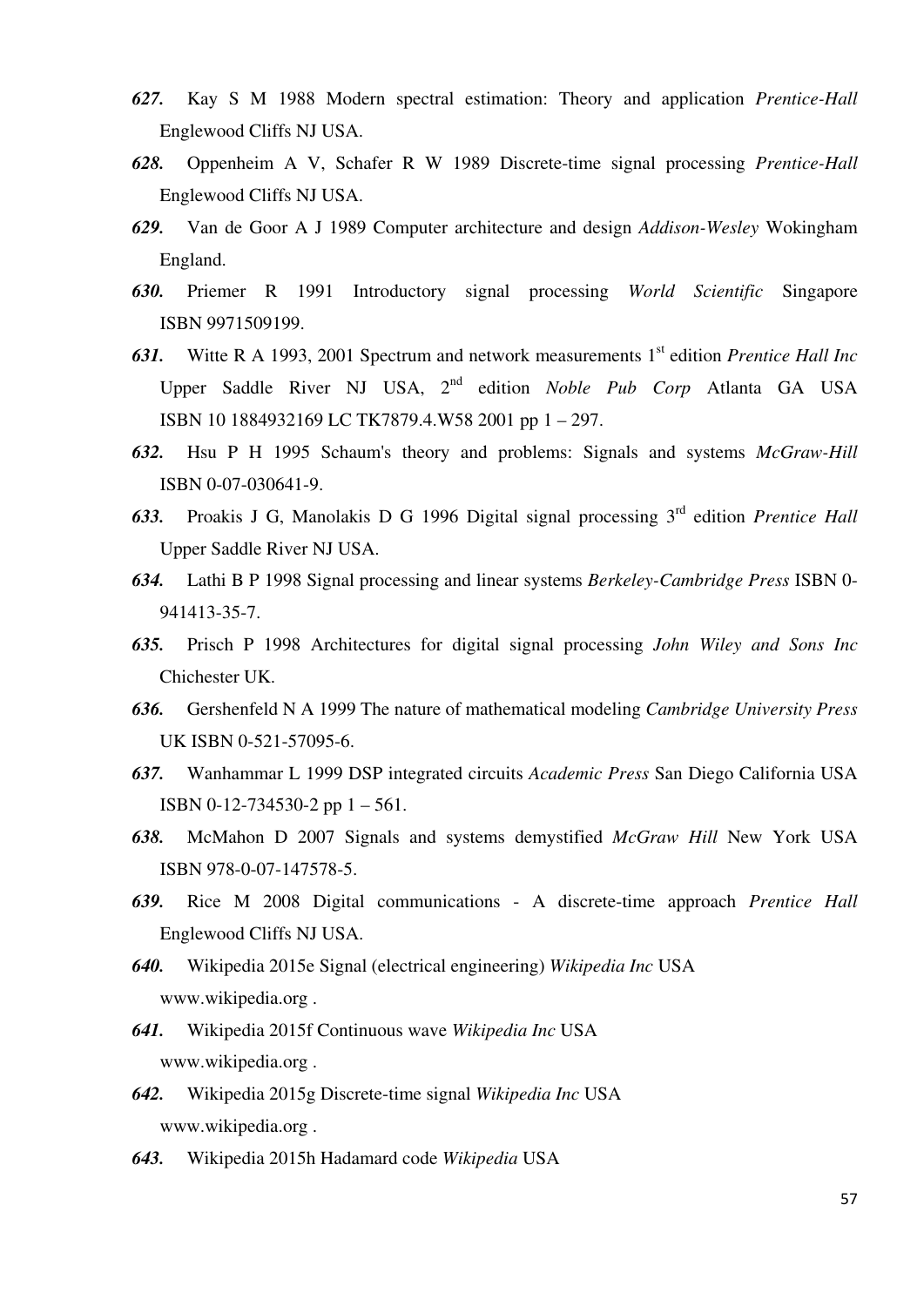***627.*** Kay S M 1988 Modern spectral estimation: Theory and application *Prentice-Hall* Englewood Cliffs NJ USA.

***628.*** Oppenheim A V, Schafer R W 1989 Discrete-time signal processing *Prentice-Hall* Englewood Cliffs NJ USA.

***629.*** Van de Goor A J 1989 Computer architecture and design *Addison-Wesley* Wokingham England.

***630.*** Priemer R 1991 Introductory signal processing *World Scientific* Singapore ISBN 9971509199.

***631.*** Witte R A 1993, 2001 Spectrum and network measurements 1st edition *Prentice Hall Inc* Upper Saddle River NJ USA, 2nd edition *Noble Pub Corp* Atlanta GA USA ISBN 10 1884932169 LC TK7879.4.W58 2001 pp 1 – 297.

***632.*** Hsu P H 1995 Schaum's theory and problems: Signals and systems *McGraw-Hill* ISBN 0-07-030641-9.

***633.*** Proakis J G, Manolakis D G 1996 Digital signal processing 3rd edition *Prentice Hall* Upper Saddle River NJ USA.

***634.*** Lathi B P 1998 Signal processing and linear systems *Berkeley-Cambridge Press* ISBN 0-941413-35-7.

***635.*** Prisch P 1998 Architectures for digital signal processing *John Wiley and Sons Inc* Chichester UK.

***636.*** Gershenfeld N A 1999 The nature of mathematical modeling *Cambridge University Press* UK ISBN 0-521-57095-6.

***637.*** Wanhammar L 1999 DSP integrated circuits *Academic Press* San Diego California USA ISBN 0-12-734530-2 pp 1 – 561.

***638.*** McMahon D 2007 Signals and systems demystified *McGraw Hill* New York USA ISBN 978-0-07-147578-5.

***639.*** Rice M 2008 Digital communications - A discrete-time approach *Prentice Hall* Englewood Cliffs NJ USA.

***640.*** Wikipedia 2015e Signal (electrical engineering) *Wikipedia Inc* USA www.wikipedia.org .

***641.*** Wikipedia 2015f Continuous wave *Wikipedia Inc* USA www.wikipedia.org .

***642.*** Wikipedia 2015g Discrete-time signal *Wikipedia Inc* USA www.wikipedia.org .

***643.*** Wikipedia 2015h Hadamard code *Wikipedia* USA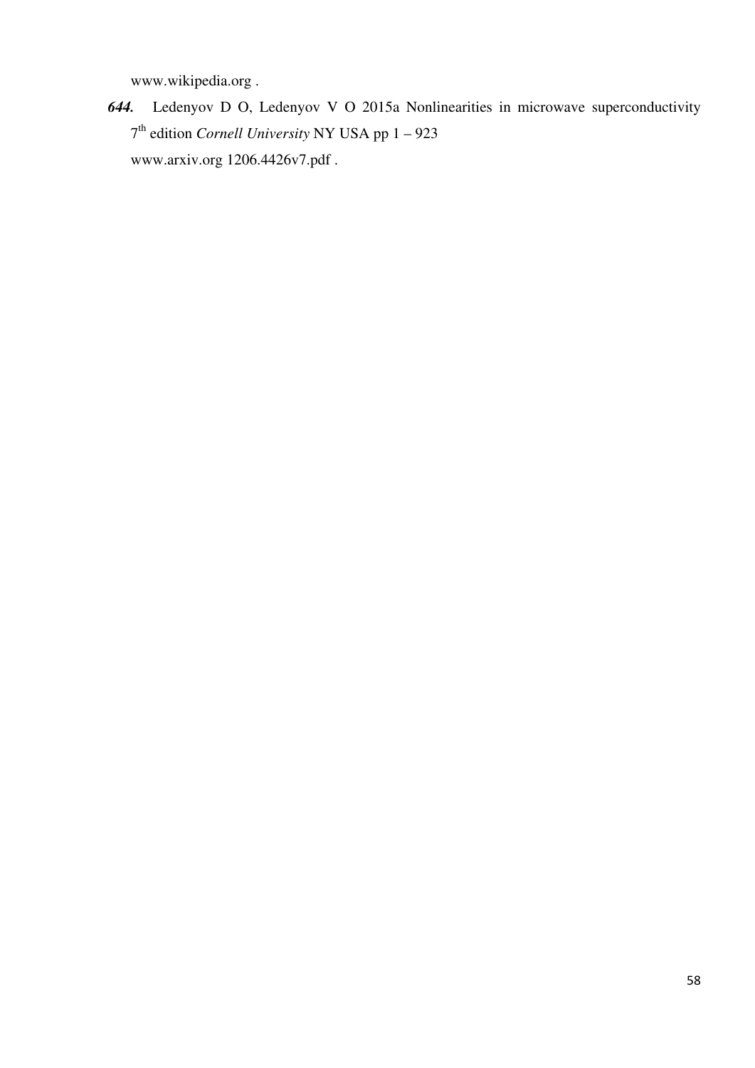www.wikipedia.org .

***644.*** Ledenyov D O, Ledenyov V O 2015a Nonlinearities in microwave superconductivity 7th edition *Cornell University* NY USA pp 1 – 923
www.arxiv.org 1206.4426v7.pdf .